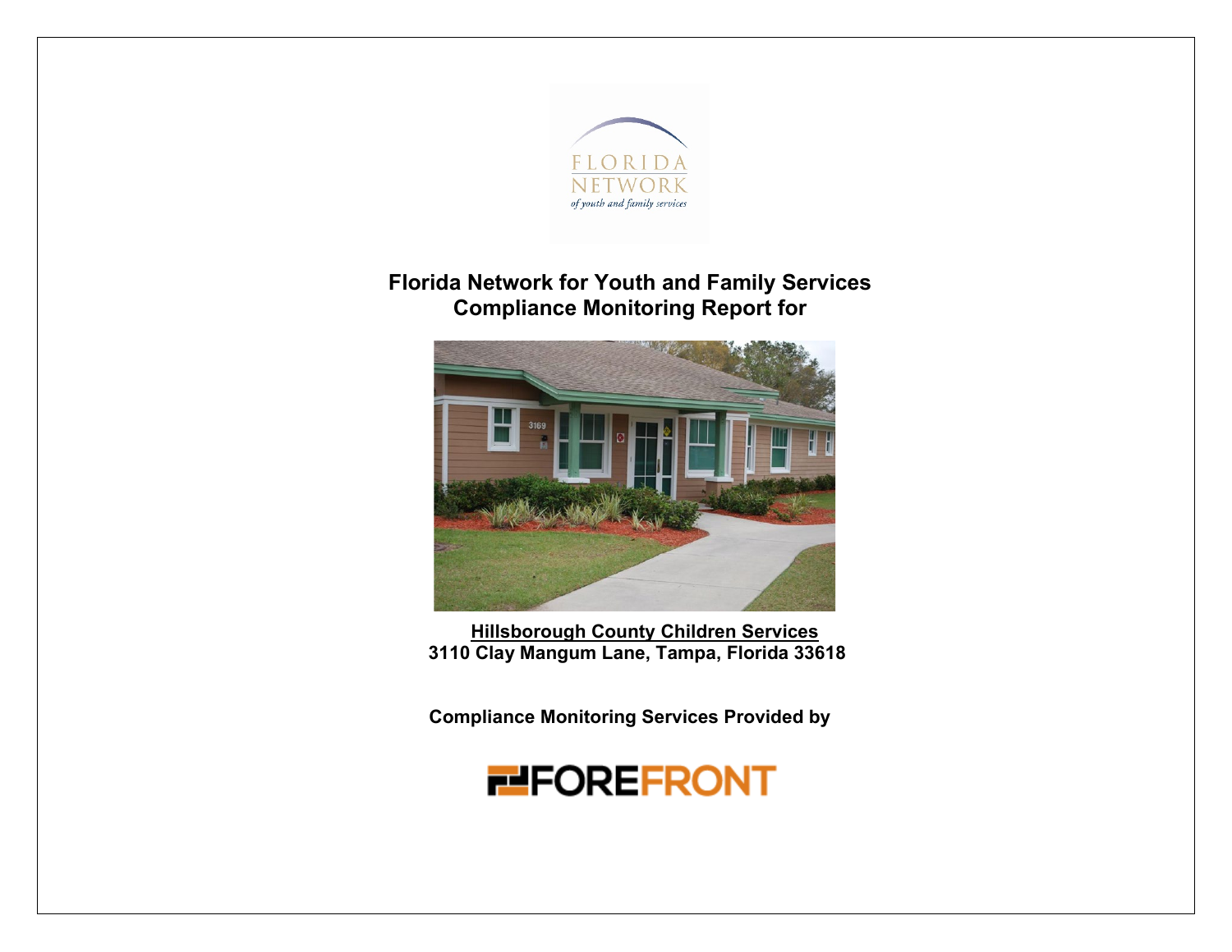# Florida Network for Youth and Family Services
# Compliance Monitoring Report for

**Hillsborough County Children Services**
**3110 Clay Mangum Lane, Tampa, Florida 33618**

**Compliance Monitoring Services Provided by**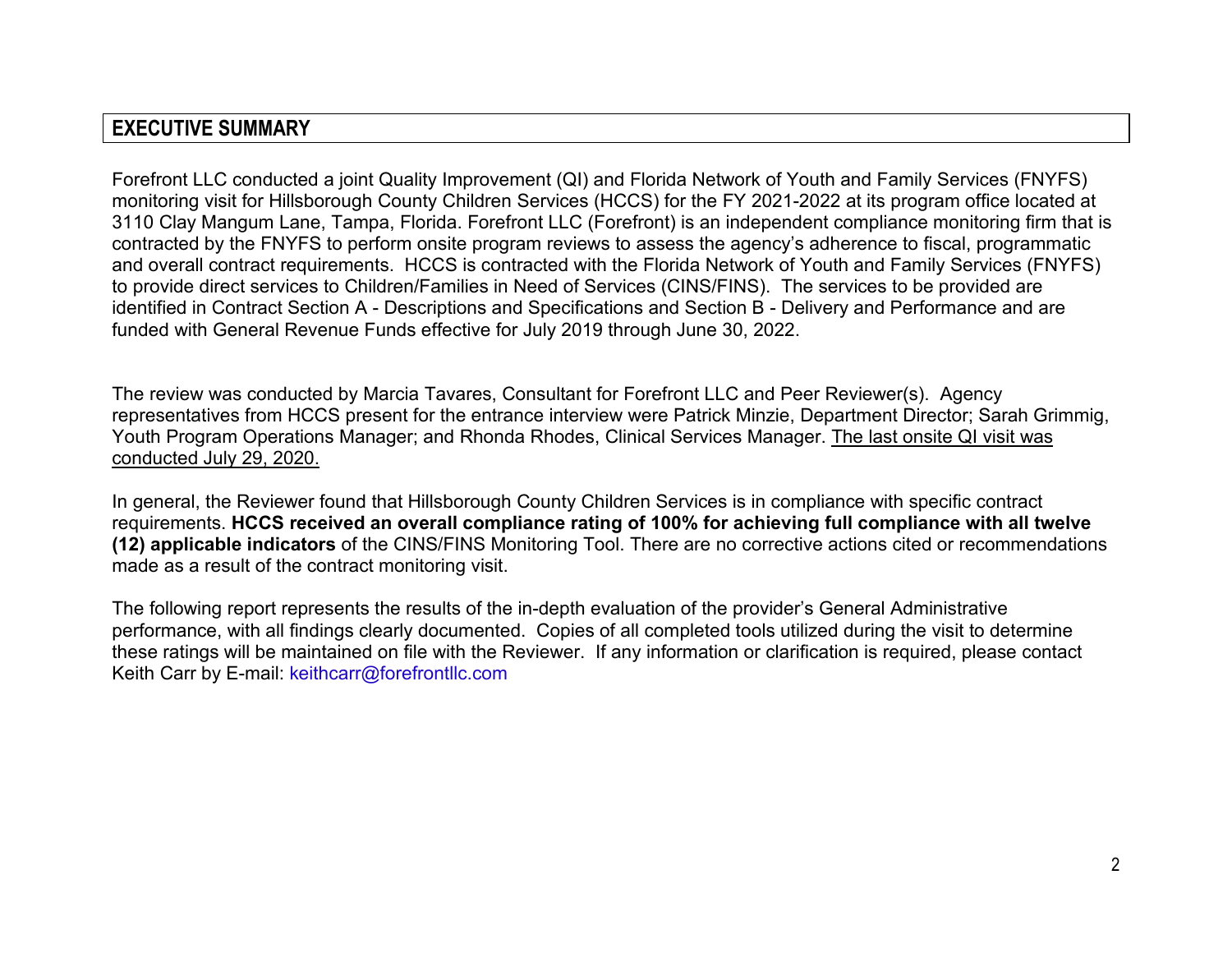## EXECUTIVE SUMMARY

Forefront LLC conducted a joint Quality Improvement (QI) and Florida Network of Youth and Family Services (FNYFS) monitoring visit for Hillsborough County Children Services (HCCS) for the FY 2021-2022 at its program office located at 3110 Clay Mangum Lane, Tampa, Florida. Forefront LLC (Forefront) is an independent compliance monitoring firm that is contracted by the FNYFS to perform onsite program reviews to assess the agency's adherence to fiscal, programmatic and overall contract requirements. HCCS is contracted with the Florida Network of Youth and Family Services (FNYFS) to provide direct services to Children/Families in Need of Services (CINS/FINS). The services to be provided are identified in Contract Section A - Descriptions and Specifications and Section B - Delivery and Performance and are funded with General Revenue Funds effective for July 2019 through June 30, 2022.

The review was conducted by Marcia Tavares, Consultant for Forefront LLC and Peer Reviewer(s). Agency representatives from HCCS present for the entrance interview were Patrick Minzie, Department Director; Sarah Grimmig, Youth Program Operations Manager; and Rhonda Rhodes, Clinical Services Manager. <u>The last onsite QI visit was conducted July 29, 2020.</u>

In general, the Reviewer found that Hillsborough County Children Services is in compliance with specific contract requirements. **HCCS received an overall compliance rating of 100% for achieving full compliance with all twelve (12) applicable indicators** of the CINS/FINS Monitoring Tool. There are no corrective actions cited or recommendations made as a result of the contract monitoring visit.

The following report represents the results of the in-depth evaluation of the provider's General Administrative performance, with all findings clearly documented. Copies of all completed tools utilized during the visit to determine these ratings will be maintained on file with the Reviewer. If any information or clarification is required, please contact Keith Carr by E-mail: keithcarr@forefrontllc.com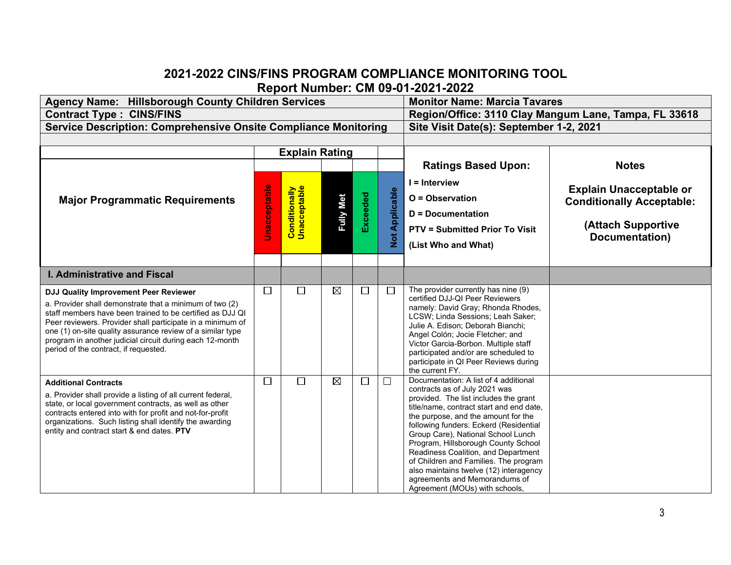# 2021-2022 CINS/FINS PROGRAM COMPLIANCE MONITORING TOOL

## Report Number: CM 09-01-2021-2022

| Agency Name: Hillsborough County Children Services | Monitor Name: Marcia Tavares |
|---|---|
| Contract Type : CINS/FINS | Region/Office: 3110 Clay Mangum Lane, Tampa, FL 33618 |
| Service Description: Comprehensive Onsite Compliance Monitoring | Site Visit Date(s): September 1-2, 2021 |

| Major Programmatic Requirements | Explain Rating | | | | | Ratings Based Upon: I = Interview; O = Observation; D = Documentation; PTV = Submitted Prior To Visit (List Who and What) | Notes: Explain Unacceptable or Conditionally Acceptable: (Attach Supportive Documentation) |
|---|---|---|---|---|---|---|---|
| | Unacceptable | Conditionally Unacceptable | Fully Met | Exceeded | Not Applicable | | |
| **I. Administrative and Fiscal** | | | | | | | |
| **DJJ Quality Improvement Peer Reviewer**<br>a. Provider shall demonstrate that a minimum of two (2) staff members have been trained to be certified as DJJ QI Peer reviewers. Provider shall participate in a minimum of one (1) on-site quality assurance review of a similar type program in another judicial circuit during each 12-month period of the contract, if requested. | ☐ | ☐ | ☒ | ☐ | ☐ | The provider currently has nine (9) certified DJJ-QI Peer Reviewers namely: David Gray; Rhonda Rhodes, LCSW; Linda Sessions; Leah Saker; Julie A. Edison; Deborah Bianchi; Angel Colón; Jocie Fletcher; and Victor Garcia-Borbon. Multiple staff participated and/or are scheduled to participate in QI Peer Reviews during the current FY. | |
| **Additional Contracts**<br>a. Provider shall provide a listing of all current federal, state, or local government contracts, as well as other contracts entered into with for profit and not-for-profit organizations. Such listing shall identify the awarding entity and contract start & end dates. **PTV** | ☐ | ☐ | ☒ | ☐ | ☐ | Documentation: A list of 4 additional contracts as of July 2021 was provided. The list includes the grant title/name, contract start and end date, the purpose, and the amount for the following funders: Eckerd (Residential Group Care), National School Lunch Program, Hillsborough County School Readiness Coalition, and Department of Children and Families. The program also maintains twelve (12) interagency agreements and Memorandums of Agreement (MOUs) with schools, | |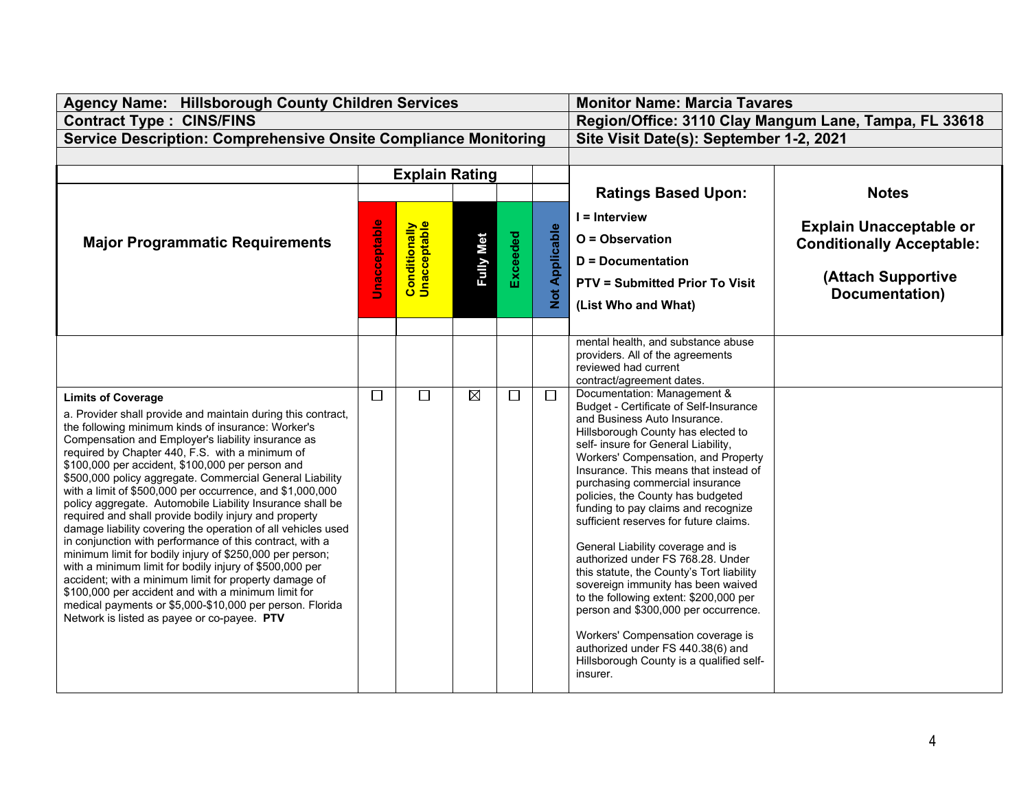| **Agency Name: Hillsborough County Children Services** | **Monitor Name: Marcia Tavares** |
|---|---|
| **Contract Type : CINS/FINS** | **Region/Office: 3110 Clay Mangum Lane, Tampa, FL 33618** |
| **Service Description: Comprehensive Onsite Compliance Monitoring** | **Site Visit Date(s): September 1-2, 2021** |

| **Major Programmatic Requirements** | **Explain Rating** | | | | | **Ratings Based Upon:** I = Interview O = Observation D = Documentation PTV = Submitted Prior To Visit (List Who and What) | **Notes** Explain Unacceptable or Conditionally Acceptable: (Attach Supportive Documentation) |
|---|---|---|---|---|---|---|---|
| | **Unacceptable** | **Conditionally Unacceptable** | **Fully Met** | **Exceeded** | **Not Applicable** | | |
| | | | | | | mental health, and substance abuse providers. All of the agreements reviewed had current contract/agreement dates. | |
| **Limits of Coverage** a. Provider shall provide and maintain during this contract, the following minimum kinds of insurance: Worker's Compensation and Employer's liability insurance as required by Chapter 440, F.S. with a minimum of $100,000 per accident, $100,000 per person and $500,000 policy aggregate. Commercial General Liability with a limit of $500,000 per occurrence, and $1,000,000 policy aggregate. Automobile Liability Insurance shall be required and shall provide bodily injury and property damage liability covering the operation of all vehicles used in conjunction with performance of this contract, with a minimum limit for bodily injury of $250,000 per person; with a minimum limit for bodily injury of $500,000 per accident; with a minimum limit for property damage of $100,000 per accident and with a minimum limit for medical payments or $5,000-$10,000 per person. Florida Network is listed as payee or co-payee. **PTV** | ☐ | ☐ | ☒ | ☐ | ☐ | Documentation: Management & Budget - Certificate of Self-Insurance and Business Auto Insurance. Hillsborough County has elected to self- insure for General Liability, Workers' Compensation, and Property Insurance. This means that instead of purchasing commercial insurance policies, the County has budgeted funding to pay claims and recognize sufficient reserves for future claims.<br><br>General Liability coverage and is authorized under FS 768.28. Under this statute, the County's Tort liability sovereign immunity has been waived to the following extent: $200,000 per person and $300,000 per occurrence.<br><br>Workers' Compensation coverage is authorized under FS 440.38(6) and Hillsborough County is a qualified self-insurer. | |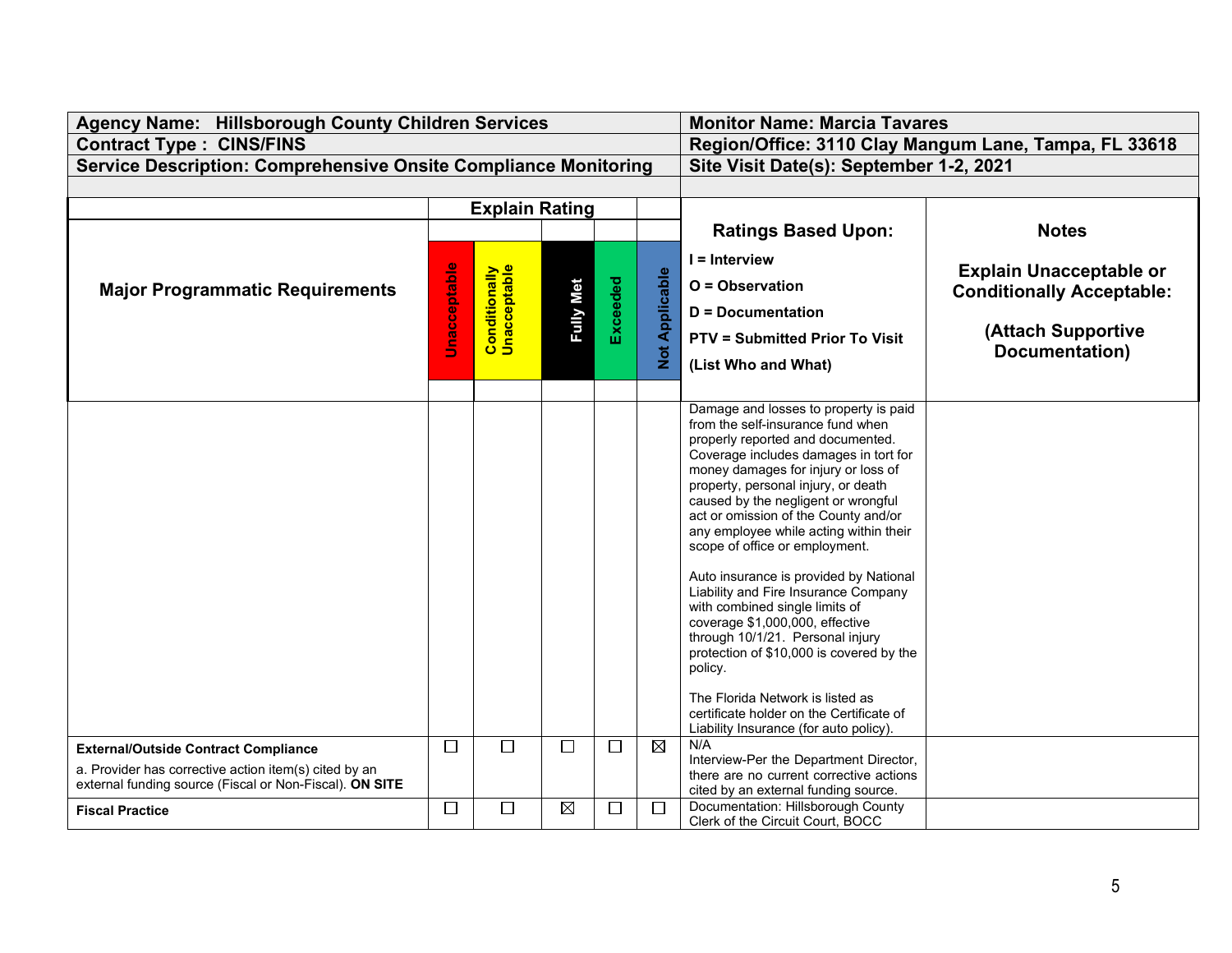| Agency Name: Hillsborough County Children Services | Monitor Name: Marcia Tavares |
|---|---|
| Contract Type : CINS/FINS | Region/Office: 3110 Clay Mangum Lane, Tampa, FL 33618 |
| Service Description: Comprehensive Onsite Compliance Monitoring | Site Visit Date(s): September 1-2, 2021 |

| Major Programmatic Requirements | Unacceptable | Conditionally Unacceptable | Fully Met | Exceeded | Not Applicable | Ratings Based Upon: I = Interview O = Observation D = Documentation PTV = Submitted Prior To Visit (List Who and What) | Notes Explain Unacceptable or Conditionally Acceptable: (Attach Supportive Documentation) |
|---|---|---|---|---|---|---|---|
| | | | | | | Damage and losses to property is paid from the self-insurance fund when properly reported and documented. Coverage includes damages in tort for money damages for injury or loss of property, personal injury, or death caused by the negligent or wrongful act or omission of the County and/or any employee while acting within their scope of office or employment.<br><br>Auto insurance is provided by National Liability and Fire Insurance Company with combined single limits of coverage $1,000,000, effective through 10/1/21. Personal injury protection of $10,000 is covered by the policy.<br><br>The Florida Network is listed as certificate holder on the Certificate of Liability Insurance (for auto policy). | |
| **External/Outside Contract Compliance**<br>a. Provider has corrective action item(s) cited by an external funding source (Fiscal or Non-Fiscal). **ON SITE** | ☐ | ☐ | ☐ | ☐ | ☒ | N/A<br>Interview-Per the Department Director, there are no current corrective actions cited by an external funding source. | |
| **Fiscal Practice** | ☐ | ☐ | ☒ | ☐ | ☐ | Documentation: Hillsborough County Clerk of the Circuit Court, BOCC | |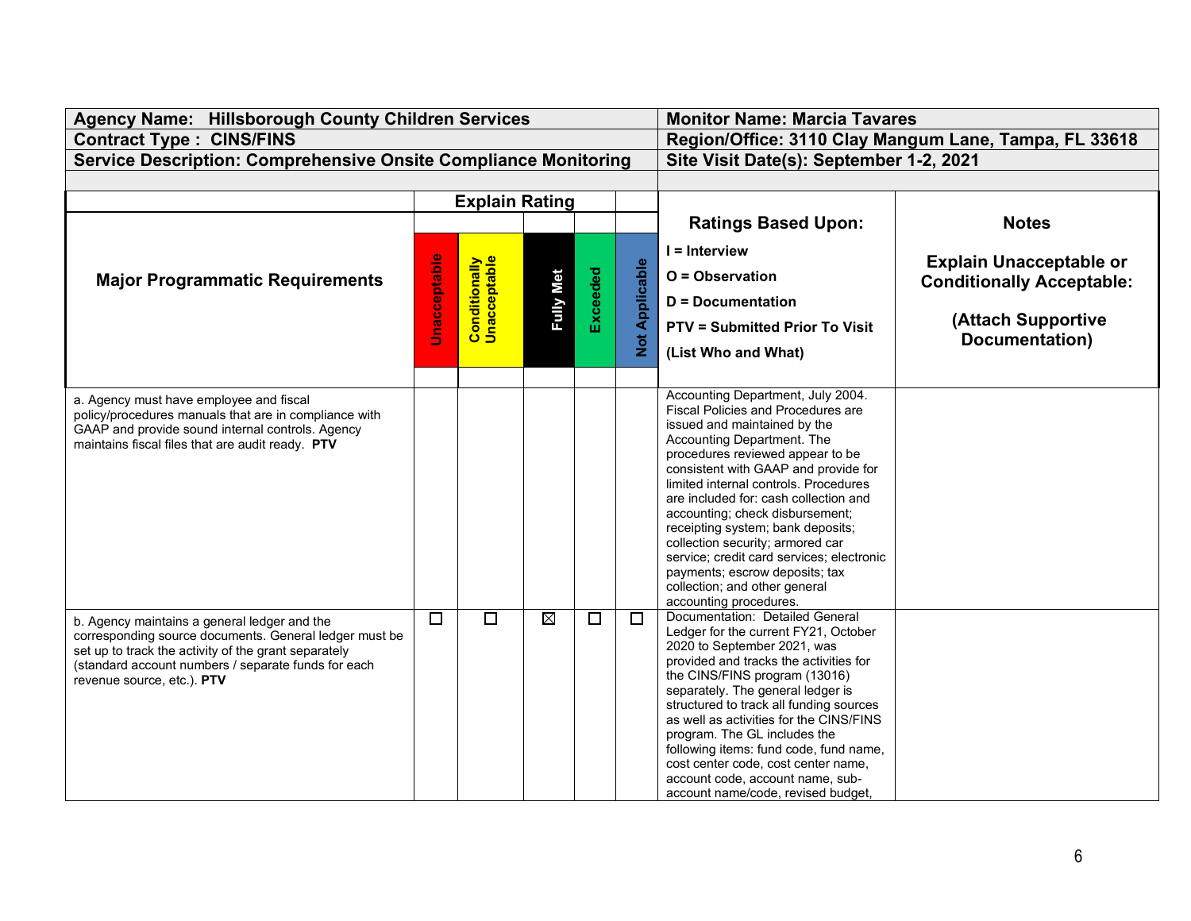| Agency Name: Hillsborough County Children Services | Monitor Name: Marcia Tavares |
|---|---|
| Contract Type : CINS/FINS | Region/Office: 3110 Clay Mangum Lane, Tampa, FL 33618 |
| Service Description: Comprehensive Onsite Compliance Monitoring | Site Visit Date(s): September 1-2, 2021 |

| Major Programmatic Requirements | Explain Rating | | | | | Ratings Based Upon: | Notes |
|---|---|---|---|---|---|---|---|
| | Unacceptable | Conditionally Unacceptable | Fully Met | Exceeded | Not Applicable | I = Interview<br>O = Observation<br>D = Documentation<br>PTV = Submitted Prior To Visit<br>(List Who and What) | Explain Unacceptable or Conditionally Acceptable:<br><br>(Attach Supportive Documentation) |
| a. Agency must have employee and fiscal policy/procedures manuals that are in compliance with GAAP and provide sound internal controls. Agency maintains fiscal files that are audit ready. **PTV** | | | | | | Accounting Department, July 2004. Fiscal Policies and Procedures are issued and maintained by the Accounting Department. The procedures reviewed appear to be consistent with GAAP and provide for limited internal controls. Procedures are included for: cash collection and accounting; check disbursement; receipting system; bank deposits; collection security; armored car service; credit card services; electronic payments; escrow deposits; tax collection; and other general accounting procedures. | |
| b. Agency maintains a general ledger and the corresponding source documents. General ledger must be set up to track the activity of the grant separately (standard account numbers / separate funds for each revenue source, etc.). **PTV** | ☐ | ☐ | ☒ | ☐ | ☐ | Documentation: Detailed General Ledger for the current FY21, October 2020 to September 2021, was provided and tracks the activities for the CINS/FINS program (13016) separately. The general ledger is structured to track all funding sources as well as activities for the CINS/FINS program. The GL includes the following items: fund code, fund name, cost center code, cost center name, account code, account name, sub-account name/code, revised budget, | |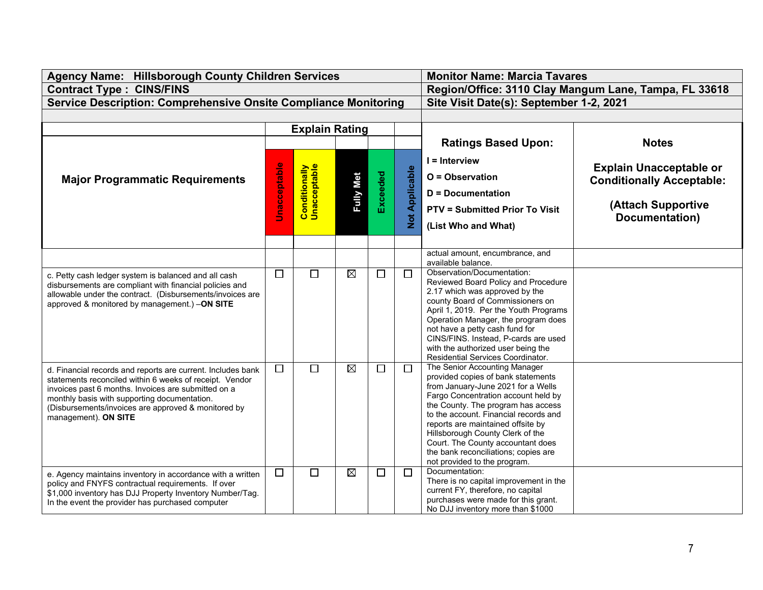| Agency Name: Hillsborough County Children Services | | | | | | Monitor Name: Marcia Tavares | |
|---|---|---|---|---|---|---|---|
| Contract Type : CINS/FINS | | | | | | Region/Office: 3110 Clay Mangum Lane, Tampa, FL 33618 | |
| Service Description: Comprehensive Onsite Compliance Monitoring | | | | | | Site Visit Date(s): September 1-2, 2021 | |

| Major Programmatic Requirements | Explain Rating | | | | | Ratings Based Upon: I = Interview O = Observation D = Documentation PTV = Submitted Prior To Visit (List Who and What) | Notes Explain Unacceptable or Conditionally Acceptable: (Attach Supportive Documentation) |
|---|---|---|---|---|---|---|---|
| | Unacceptable | Conditionally Unacceptable | Fully Met | Exceeded | Not Applicable | | |
| | | | | | | actual amount, encumbrance, and available balance. | |
| c. Petty cash ledger system is balanced and all cash disbursements are compliant with financial policies and allowable under the contract. (Disbursements/invoices are approved & monitored by management.) –**ON SITE** | ☐ | ☐ | ☒ | ☐ | ☐ | Observation/Documentation: Reviewed Board Policy and Procedure 2.17 which was approved by the county Board of Commissioners on April 1, 2019. Per the Youth Programs Operation Manager, the program does not have a petty cash fund for CINS/FINS. Instead, P-cards are used with the authorized user being the Residential Services Coordinator. | |
| d. Financial records and reports are current. Includes bank statements reconciled within 6 weeks of receipt. Vendor invoices past 6 months. Invoices are submitted on a monthly basis with supporting documentation. (Disbursements/invoices are approved & monitored by management). **ON SITE** | ☐ | ☐ | ☒ | ☐ | ☐ | The Senior Accounting Manager provided copies of bank statements from January-June 2021 for a Wells Fargo Concentration account held by the County. The program has access to the account. Financial records and reports are maintained offsite by Hillsborough County Clerk of the Court. The County accountant does the bank reconciliations; copies are not provided to the program. | |
| e. Agency maintains inventory in accordance with a written policy and FNYFS contractual requirements. If over $1,000 inventory has DJJ Property Inventory Number/Tag. In the event the provider has purchased computer | ☐ | ☐ | ☒ | ☐ | ☐ | Documentation: There is no capital improvement in the current FY, therefore, no capital purchases were made for this grant. No DJJ inventory more than $1000 | |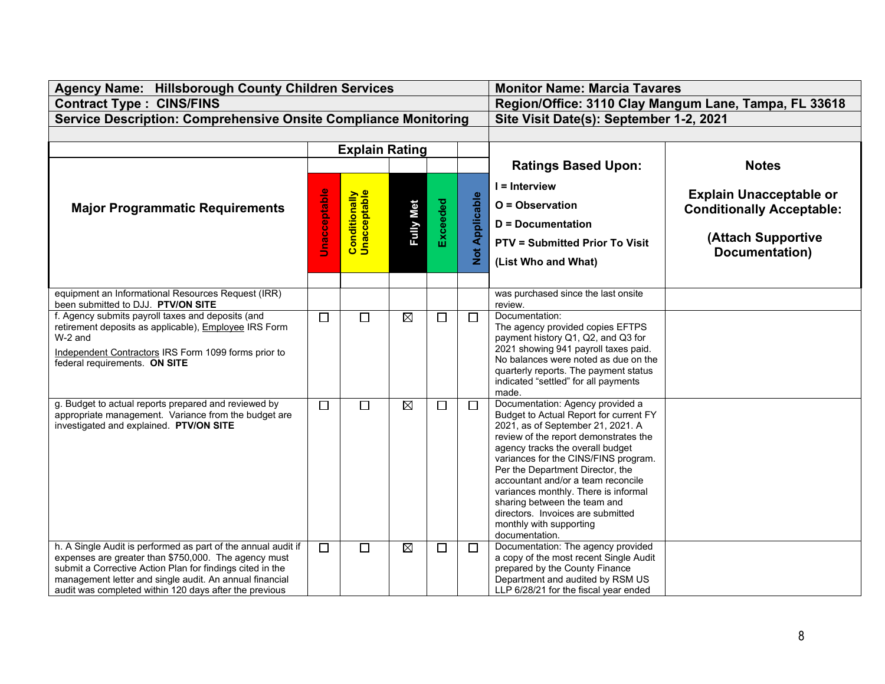| **Agency Name: Hillsborough County Children Services** | | | | | | **Monitor Name: Marcia Tavares** | |
|---|---|---|---|---|---|---|---|
| **Contract Type : CINS/FINS** | | | | | | **Region/Office: 3110 Clay Mangum Lane, Tampa, FL 33618** | |
| **Service Description: Comprehensive Onsite Compliance Monitoring** | | | | | | **Site Visit Date(s): September 1-2, 2021** | |

| **Major Programmatic Requirements** | **Unacceptable** | **Conditionally Unacceptable** | **Fully Met** | **Exceeded** | **Not Applicable** | **Ratings Based Upon:** I = Interview O = Observation D = Documentation PTV = Submitted Prior To Visit (List Who and What) | **Notes** Explain Unacceptable or Conditionally Acceptable: (Attach Supportive Documentation) |
|---|---|---|---|---|---|---|---|
| equipment an Informational Resources Request (IRR) been submitted to DJJ. **PTV/ON SITE** | | | | | | was purchased since the last onsite review. | |
| f. Agency submits payroll taxes and deposits (and retirement deposits as applicable), Employee IRS Form W-2 and Independent Contractors IRS Form 1099 forms prior to federal requirements. **ON SITE** | ☐ | ☐ | ☒ | ☐ | ☐ | Documentation: The agency provided copies EFTPS payment history Q1, Q2, and Q3 for 2021 showing 941 payroll taxes paid. No balances were noted as due on the quarterly reports. The payment status indicated "settled" for all payments made. | |
| g. Budget to actual reports prepared and reviewed by appropriate management. Variance from the budget are investigated and explained. **PTV/ON SITE** | ☐ | ☐ | ☒ | ☐ | ☐ | Documentation: Agency provided a Budget to Actual Report for current FY 2021, as of September 21, 2021. A review of the report demonstrates the agency tracks the overall budget variances for the CINS/FINS program. Per the Department Director, the accountant and/or a team reconcile variances monthly. There is informal sharing between the team and directors. Invoices are submitted monthly with supporting documentation. | |
| h. A Single Audit is performed as part of the annual audit if expenses are greater than $750,000. The agency must submit a Corrective Action Plan for findings cited in the management letter and single audit. An annual financial audit was completed within 120 days after the previous | ☐ | ☐ | ☒ | ☐ | ☐ | Documentation: The agency provided a copy of the most recent Single Audit prepared by the County Finance Department and audited by RSM US LLP 6/28/21 for the fiscal year ended | |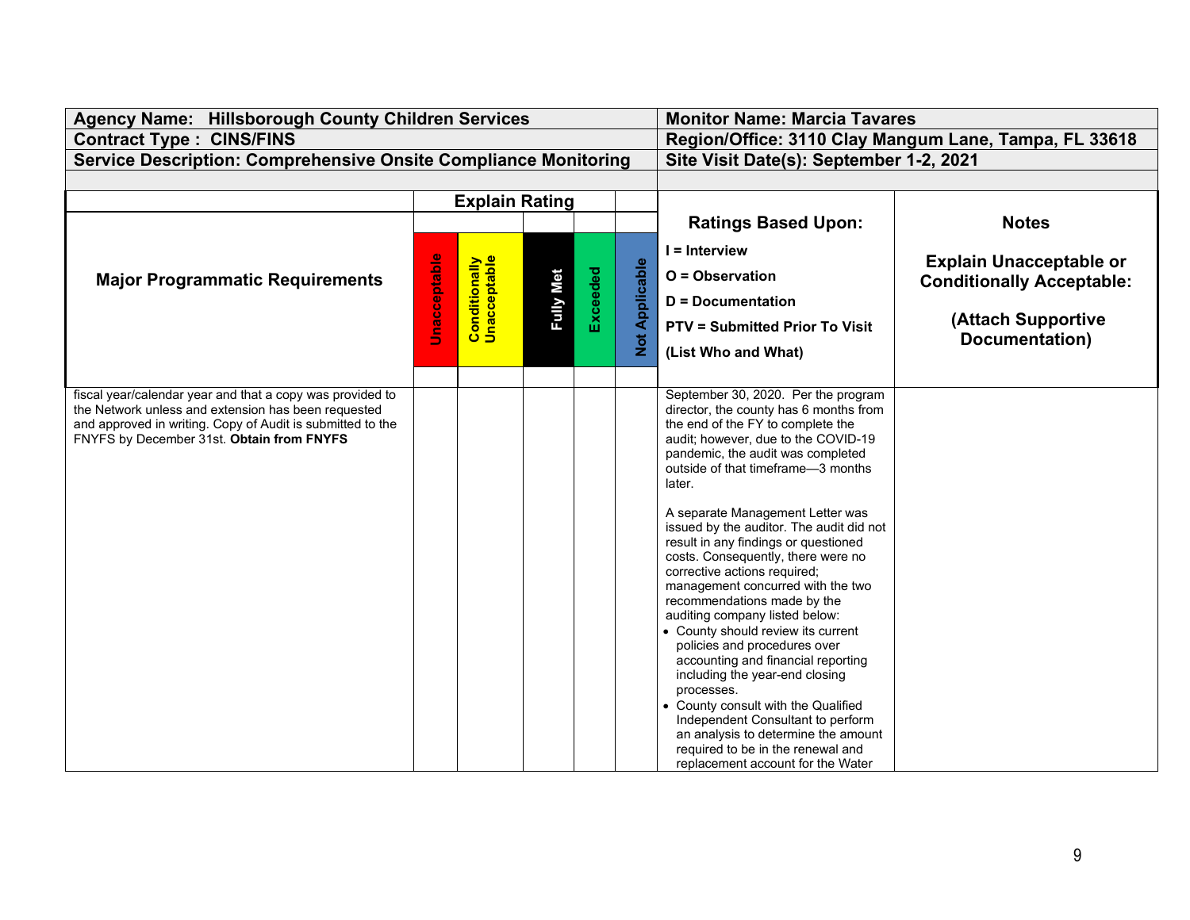| Agency Name: Hillsborough County Children Services | | | | | | Monitor Name: Marcia Tavares | |
|---|---|---|---|---|---|---|---|
| Contract Type : CINS/FINS | | | | | | Region/Office: 3110 Clay Mangum Lane, Tampa, FL 33618 | |
| Service Description: Comprehensive Onsite Compliance Monitoring | | | | | | Site Visit Date(s): September 1-2, 2021 | |

| Major Programmatic Requirements | Explain Rating | | | | | Ratings Based Upon:<br>I = Interview<br>O = Observation<br>D = Documentation<br>PTV = Submitted Prior To Visit<br>(List Who and What) | Notes<br>Explain Unacceptable or Conditionally Acceptable:<br>(Attach Supportive Documentation) |
|---|---|---|---|---|---|---|---|
| | Unacceptable | Conditionally Unacceptable | Fully Met | Exceeded | Not Applicable | | |
| fiscal year/calendar year and that a copy was provided to the Network unless and extension has been requested and approved in writing. Copy of Audit is submitted to the FNYFS by December 31st. **Obtain from FNYFS** | | | | | | September 30, 2020. Per the program director, the county has 6 months from the end of the FY to complete the audit; however, due to the COVID-19 pandemic, the audit was completed outside of that timeframe—3 months later.<br><br>A separate Management Letter was issued by the auditor. The audit did not result in any findings or questioned costs. Consequently, there were no corrective actions required; management concurred with the two recommendations made by the auditing company listed below:<br>• County should review its current policies and procedures over accounting and financial reporting including the year-end closing processes.<br>• County consult with the Qualified Independent Consultant to perform an analysis to determine the amount required to be in the renewal and replacement account for the Water | |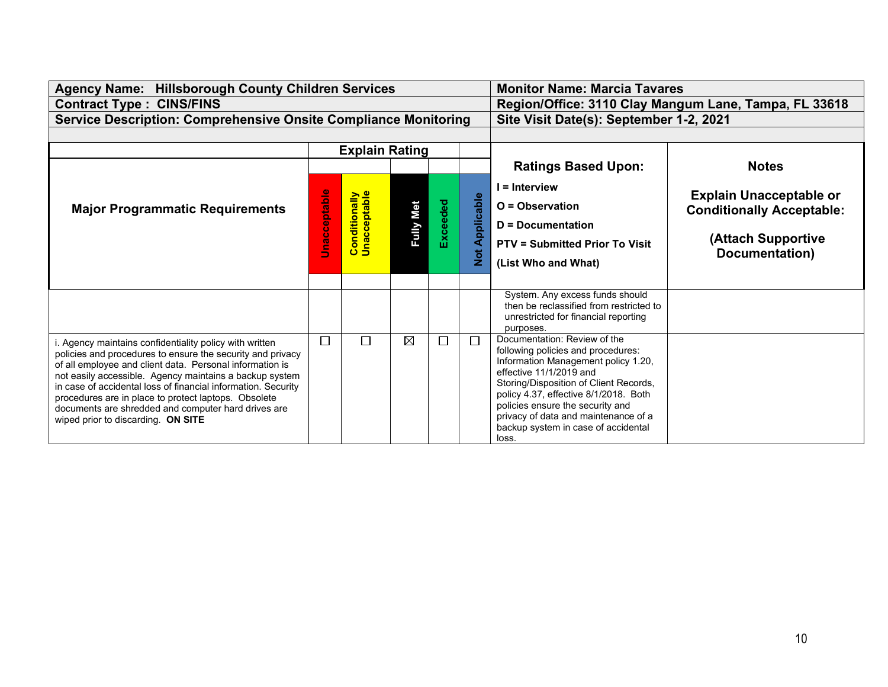| Agency Name: Hillsborough County Children Services | Monitor Name: Marcia Tavares |
|---|---|
| Contract Type : CINS/FINS | Region/Office: 3110 Clay Mangum Lane, Tampa, FL 33618 |
| Service Description: Comprehensive Onsite Compliance Monitoring | Site Visit Date(s): September 1-2, 2021 |

| Major Programmatic Requirements | Unacceptable | Conditionally Unacceptable | Fully Met | Exceeded | Not Applicable | Ratings Based Upon: I = Interview O = Observation D = Documentation PTV = Submitted Prior To Visit (List Who and What) | Notes Explain Unacceptable or Conditionally Acceptable: (Attach Supportive Documentation) |
|---|---|---|---|---|---|---|---|
| | | | | | | System. Any excess funds should then be reclassified from restricted to unrestricted for financial reporting purposes. | |
| i. Agency maintains confidentiality policy with written policies and procedures to ensure the security and privacy of all employee and client data. Personal information is not easily accessible. Agency maintains a backup system in case of accidental loss of financial information. Security procedures are in place to protect laptops. Obsolete documents are shredded and computer hard drives are wiped prior to discarding. **ON SITE** | ☐ | ☐ | ☒ | ☐ | ☐ | Documentation: Review of the following policies and procedures: Information Management policy 1.20, effective 11/1/2019 and Storing/Disposition of Client Records, policy 4.37, effective 8/1/2018. Both policies ensure the security and privacy of data and maintenance of a backup system in case of accidental loss. | |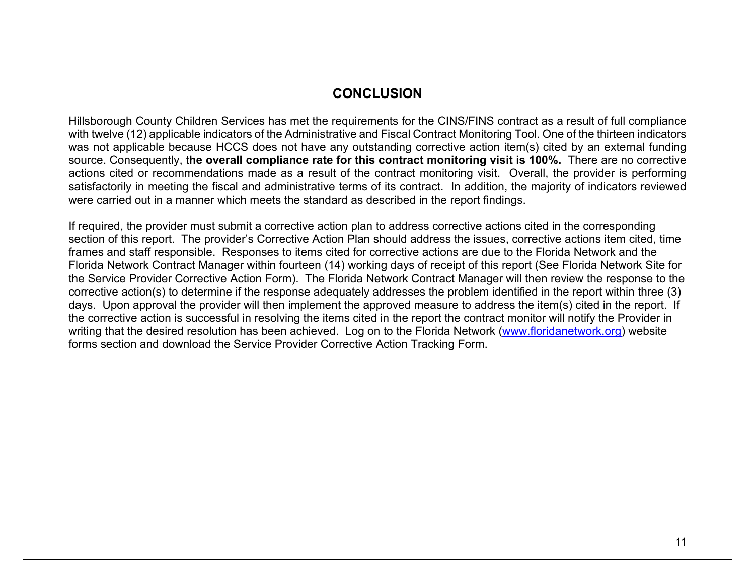## CONCLUSION

Hillsborough County Children Services has met the requirements for the CINS/FINS contract as a result of full compliance with twelve (12) applicable indicators of the Administrative and Fiscal Contract Monitoring Tool. One of the thirteen indicators was not applicable because HCCS does not have any outstanding corrective action item(s) cited by an external funding source. Consequently, t**he overall compliance rate for this contract monitoring visit is 100%.** There are no corrective actions cited or recommendations made as a result of the contract monitoring visit. Overall, the provider is performing satisfactorily in meeting the fiscal and administrative terms of its contract. In addition, the majority of indicators reviewed were carried out in a manner which meets the standard as described in the report findings.

If required, the provider must submit a corrective action plan to address corrective actions cited in the corresponding section of this report. The provider's Corrective Action Plan should address the issues, corrective actions item cited, time frames and staff responsible. Responses to items cited for corrective actions are due to the Florida Network and the Florida Network Contract Manager within fourteen (14) working days of receipt of this report (See Florida Network Site for the Service Provider Corrective Action Form). The Florida Network Contract Manager will then review the response to the corrective action(s) to determine if the response adequately addresses the problem identified in the report within three (3) days. Upon approval the provider will then implement the approved measure to address the item(s) cited in the report. If the corrective action is successful in resolving the items cited in the report the contract monitor will notify the Provider in writing that the desired resolution has been achieved. Log on to the Florida Network ([www.floridanetwork.org](http://www.floridanetwork.org)) website forms section and download the Service Provider Corrective Action Tracking Form.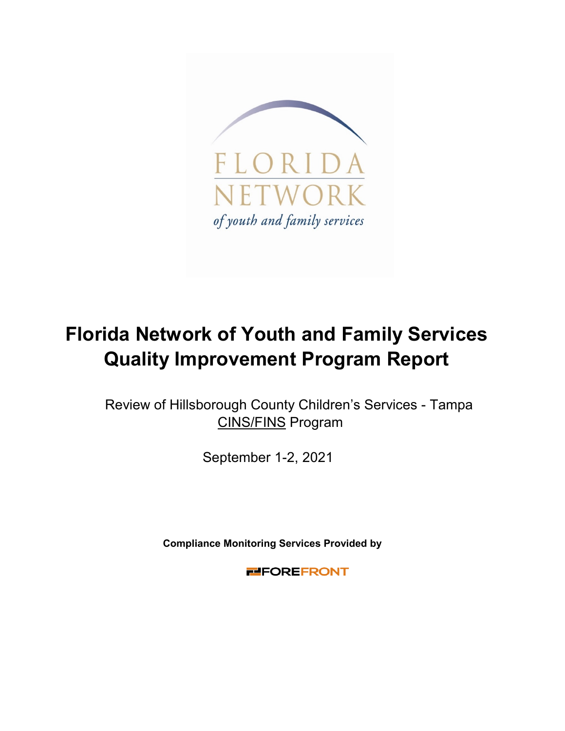# Florida Network of Youth and Family Services Quality Improvement Program Report

Review of Hillsborough County Children's Services - Tampa CINS/FINS Program

September 1-2, 2021

**Compliance Monitoring Services Provided by**

FOREFRONT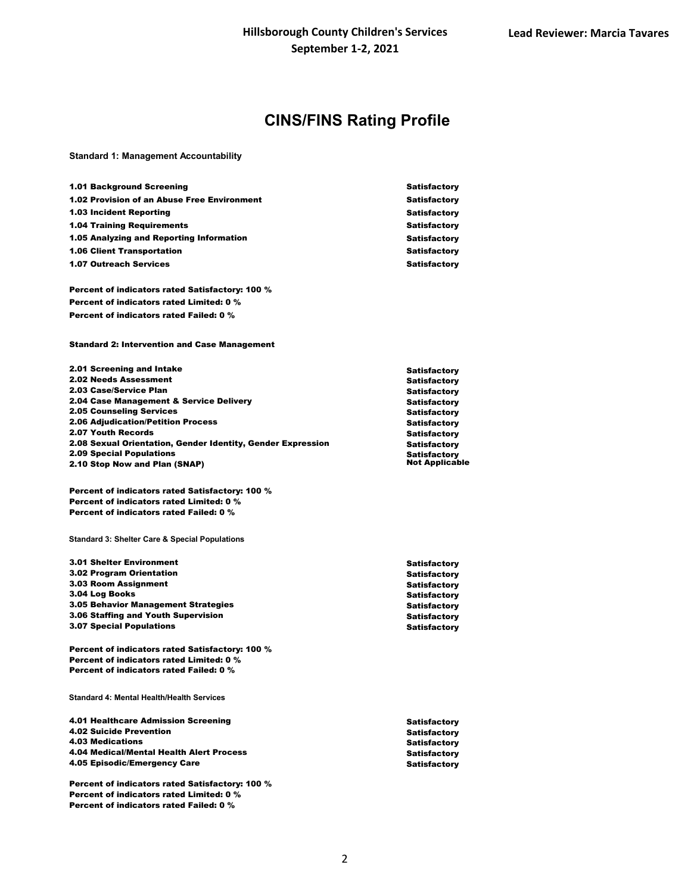# CINS/FINS Rating Profile

**Standard 1: Management Accountability**

| Indicator | Rating |
|---|---|
| 1.01 Background Screening | Satisfactory |
| 1.02 Provision of an Abuse Free Environment | Satisfactory |
| 1.03 Incident Reporting | Satisfactory |
| 1.04 Training Requirements | Satisfactory |
| 1.05 Analyzing and Reporting Information | Satisfactory |
| 1.06 Client Transportation | Satisfactory |
| 1.07 Outreach Services | Satisfactory |

**Percent of indicators rated Satisfactory: 100 %**
**Percent of indicators rated Limited: 0 %**
**Percent of indicators rated Failed: 0 %**

**Standard 2: Intervention and Case Management**

| Indicator | Rating |
|---|---|
| 2.01 Screening and Intake | Satisfactory |
| 2.02 Needs Assessment | Satisfactory |
| 2.03 Case/Service Plan | Satisfactory |
| 2.04 Case Management & Service Delivery | Satisfactory |
| 2.05 Counseling Services | Satisfactory |
| 2.06 Adjudication/Petition Process | Satisfactory |
| 2.07 Youth Records | Satisfactory |
| 2.08 Sexual Orientation, Gender Identity, Gender Expression | Satisfactory |
| 2.09 Special Populations | Satisfactory |
| 2.10 Stop Now and Plan (SNAP) | Not Applicable |

**Percent of indicators rated Satisfactory: 100 %**
**Percent of indicators rated Limited: 0 %**
**Percent of indicators rated Failed: 0 %**

**Standard 3: Shelter Care & Special Populations**

| Indicator | Rating |
|---|---|
| 3.01 Shelter Environment | Satisfactory |
| 3.02 Program Orientation | Satisfactory |
| 3.03 Room Assignment | Satisfactory |
| 3.04 Log Books | Satisfactory |
| 3.05 Behavior Management Strategies | Satisfactory |
| 3.06 Staffing and Youth Supervision | Satisfactory |
| 3.07 Special Populations | Satisfactory |

**Percent of indicators rated Satisfactory: 100 %**
**Percent of indicators rated Limited: 0 %**
**Percent of indicators rated Failed: 0 %**

**Standard 4: Mental Health/Health Services**

| Indicator | Rating |
|---|---|
| 4.01 Healthcare Admission Screening | Satisfactory |
| 4.02 Suicide Prevention | Satisfactory |
| 4.03 Medications | Satisfactory |
| 4.04 Medical/Mental Health Alert Process | Satisfactory |
| 4.05 Episodic/Emergency Care | Satisfactory |

**Percent of indicators rated Satisfactory: 100 %**
**Percent of indicators rated Limited: 0 %**
**Percent of indicators rated Failed: 0 %**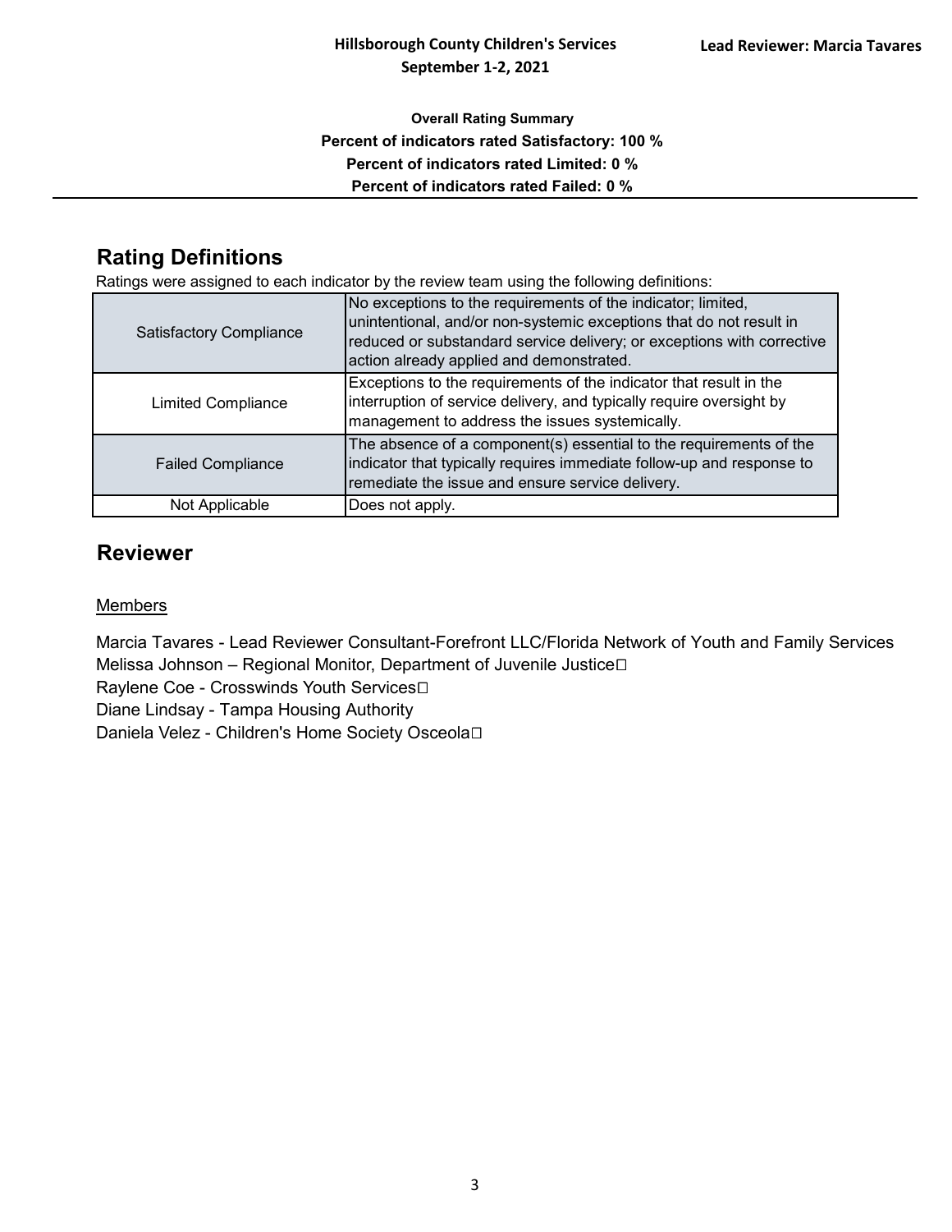**Hillsborough County Children's Services**
**September 1-2, 2021**

**Lead Reviewer: Marcia Tavares**

**Overall Rating Summary**
**Percent of indicators rated Satisfactory: 100 %**
**Percent of indicators rated Limited: 0 %**
**Percent of indicators rated Failed: 0 %**

## Rating Definitions

Ratings were assigned to each indicator by the review team using the following definitions:

| | |
|---|---|
| Satisfactory Compliance | No exceptions to the requirements of the indicator; limited, unintentional, and/or non-systemic exceptions that do not result in reduced or substandard service delivery; or exceptions with corrective action already applied and demonstrated. |
| Limited Compliance | Exceptions to the requirements of the indicator that result in the interruption of service delivery, and typically require oversight by management to address the issues systemically. |
| Failed Compliance | The absence of a component(s) essential to the requirements of the indicator that typically requires immediate follow-up and response to remediate the issue and ensure service delivery. |
| Not Applicable | Does not apply. |

## Reviewer

Members

Marcia Tavares - Lead Reviewer Consultant-Forefront LLC/Florida Network of Youth and Family Services
Melissa Johnson – Regional Monitor, Department of Juvenile Justice
Raylene Coe - Crosswinds Youth Services
Diane Lindsay - Tampa Housing Authority
Daniela Velez - Children's Home Society Osceola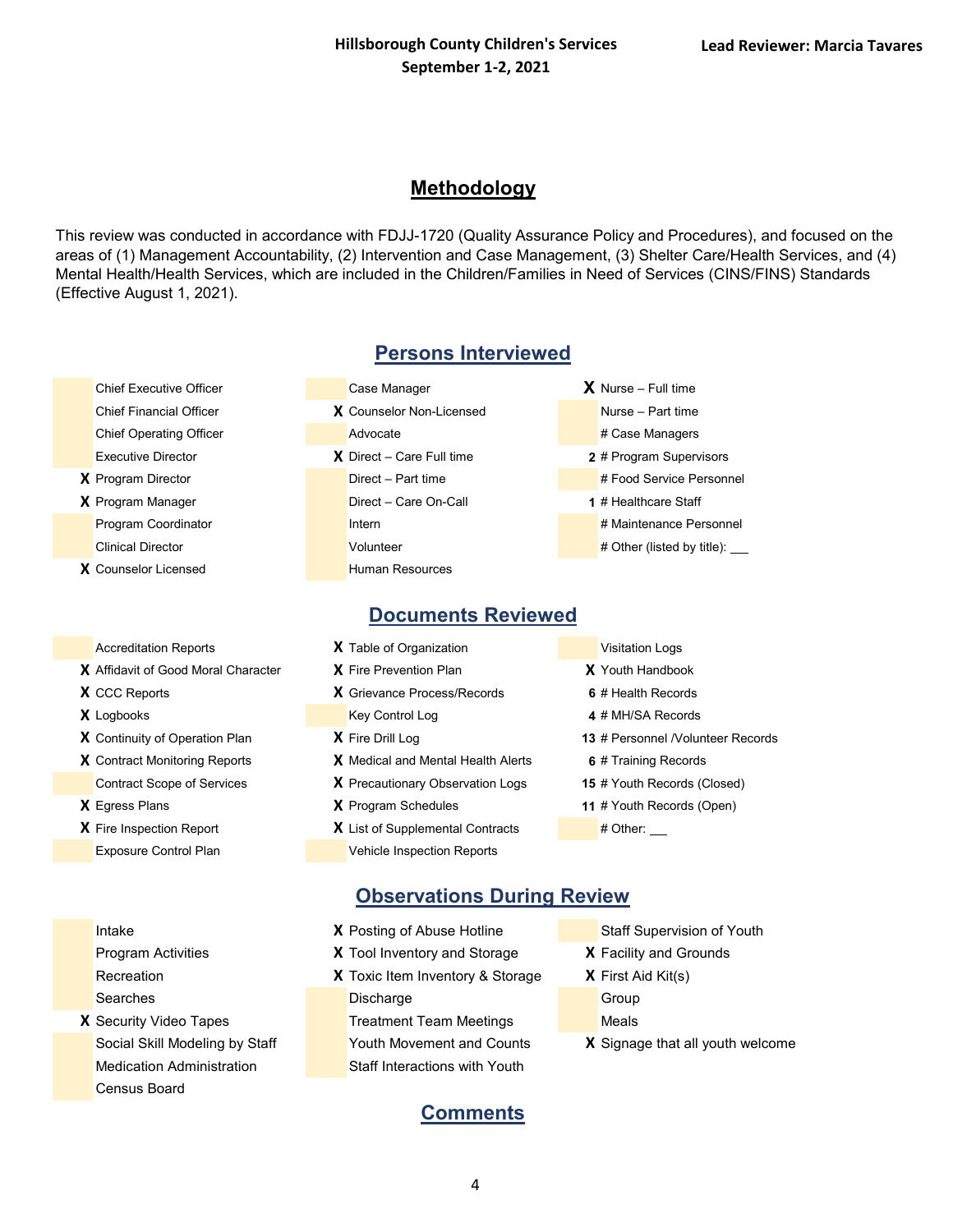Hillsborough County Children's Services
September 1-2, 2021

Lead Reviewer: Marcia Tavares

## Methodology

This review was conducted in accordance with FDJJ-1720 (Quality Assurance Policy and Procedures), and focused on the areas of (1) Management Accountability, (2) Intervention and Case Management, (3) Shelter Care/Health Services, and (4) Mental Health/Health Services, which are included in the Children/Families in Need of Services (CINS/FINS) Standards (Effective August 1, 2021).

## Persons Interviewed

| | | | | | |
|---|---|---|---|---|---|
| | Chief Executive Officer | | Case Manager | X | Nurse – Full time |
| | Chief Financial Officer | X | Counselor Non-Licensed | | Nurse – Part time |
| | Chief Operating Officer | | Advocate | | # Case Managers |
| | Executive Director | X | Direct – Care Full time | 2 | # Program Supervisors |
| X | Program Director | | Direct – Part time | | # Food Service Personnel |
| X | Program Manager | | Direct – Care On-Call | 1 | # Healthcare Staff |
| | Program Coordinator | | Intern | | # Maintenance Personnel |
| | Clinical Director | | Volunteer | | # Other (listed by title): ___ |
| X | Counselor Licensed | | Human Resources | | |

## Documents Reviewed

| | | | | | |
|---|---|---|---|---|---|
| | Accreditation Reports | X | Table of Organization | | Visitation Logs |
| X | Affidavit of Good Moral Character | X | Fire Prevention Plan | X | Youth Handbook |
| X | CCC Reports | X | Grievance Process/Records | 6 | # Health Records |
| X | Logbooks | | Key Control Log | 4 | # MH/SA Records |
| X | Continuity of Operation Plan | X | Fire Drill Log | 13 | # Personnel /Volunteer Records |
| X | Contract Monitoring Reports | X | Medical and Mental Health Alerts | 6 | # Training Records |
| | Contract Scope of Services | X | Precautionary Observation Logs | 15 | # Youth Records (Closed) |
| X | Egress Plans | X | Program Schedules | 11 | # Youth Records (Open) |
| X | Fire Inspection Report | X | List of Supplemental Contracts | | # Other: ___ |
| | Exposure Control Plan | | Vehicle Inspection Reports | | |

## Observations During Review

| | | | | | |
|---|---|---|---|---|---|
| | Intake | X | Posting of Abuse Hotline | | Staff Supervision of Youth |
| | Program Activities | X | Tool Inventory and Storage | X | Facility and Grounds |
| | Recreation | X | Toxic Item Inventory & Storage | X | First Aid Kit(s) |
| | Searches | | Discharge | | Group |
| X | Security Video Tapes | | Treatment Team Meetings | | Meals |
| | Social Skill Modeling by Staff | | Youth Movement and Counts | X | Signage that all youth welcome |
| | Medication Administration | | Staff Interactions with Youth | | |
| | Census Board | | | | |

## Comments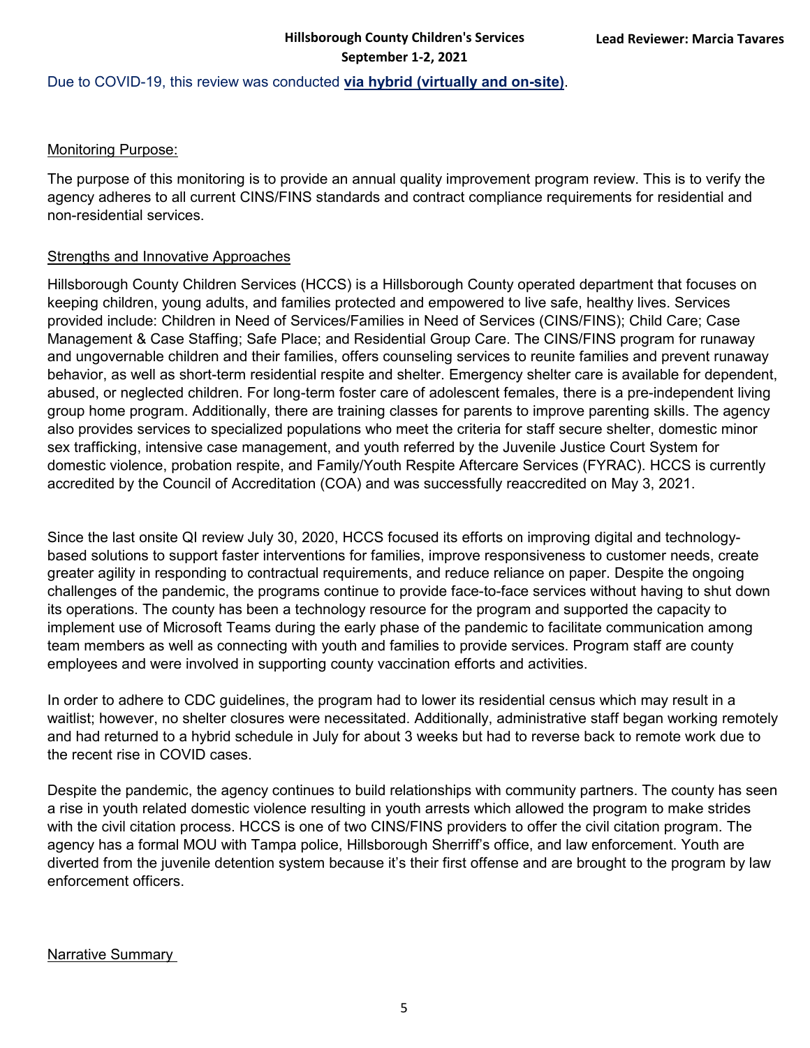**Hillsborough County Children's Services**
**September 1-2, 2021**

**Lead Reviewer: Marcia Tavares**

Due to COVID-19, this review was conducted **via hybrid (virtually and on-site)**.

Monitoring Purpose:

The purpose of this monitoring is to provide an annual quality improvement program review. This is to verify the agency adheres to all current CINS/FINS standards and contract compliance requirements for residential and non-residential services.

Strengths and Innovative Approaches

Hillsborough County Children Services (HCCS) is a Hillsborough County operated department that focuses on keeping children, young adults, and families protected and empowered to live safe, healthy lives. Services provided include: Children in Need of Services/Families in Need of Services (CINS/FINS); Child Care; Case Management & Case Staffing; Safe Place; and Residential Group Care. The CINS/FINS program for runaway and ungovernable children and their families, offers counseling services to reunite families and prevent runaway behavior, as well as short-term residential respite and shelter. Emergency shelter care is available for dependent, abused, or neglected children. For long-term foster care of adolescent females, there is a pre-independent living group home program. Additionally, there are training classes for parents to improve parenting skills. The agency also provides services to specialized populations who meet the criteria for staff secure shelter, domestic minor sex trafficking, intensive case management, and youth referred by the Juvenile Justice Court System for domestic violence, probation respite, and Family/Youth Respite Aftercare Services (FYRAC). HCCS is currently accredited by the Council of Accreditation (COA) and was successfully reaccredited on May 3, 2021.

Since the last onsite QI review July 30, 2020, HCCS focused its efforts on improving digital and technology-based solutions to support faster interventions for families, improve responsiveness to customer needs, create greater agility in responding to contractual requirements, and reduce reliance on paper. Despite the ongoing challenges of the pandemic, the programs continue to provide face-to-face services without having to shut down its operations. The county has been a technology resource for the program and supported the capacity to implement use of Microsoft Teams during the early phase of the pandemic to facilitate communication among team members as well as connecting with youth and families to provide services. Program staff are county employees and were involved in supporting county vaccination efforts and activities.

In order to adhere to CDC guidelines, the program had to lower its residential census which may result in a waitlist; however, no shelter closures were necessitated. Additionally, administrative staff began working remotely and had returned to a hybrid schedule in July for about 3 weeks but had to reverse back to remote work due to the recent rise in COVID cases.

Despite the pandemic, the agency continues to build relationships with community partners. The county has seen a rise in youth related domestic violence resulting in youth arrests which allowed the program to make strides with the civil citation process. HCCS is one of two CINS/FINS providers to offer the civil citation program. The agency has a formal MOU with Tampa police, Hillsborough Sherriff's office, and law enforcement. Youth are diverted from the juvenile detention system because it's their first offense and are brought to the program by law enforcement officers.

Narrative Summary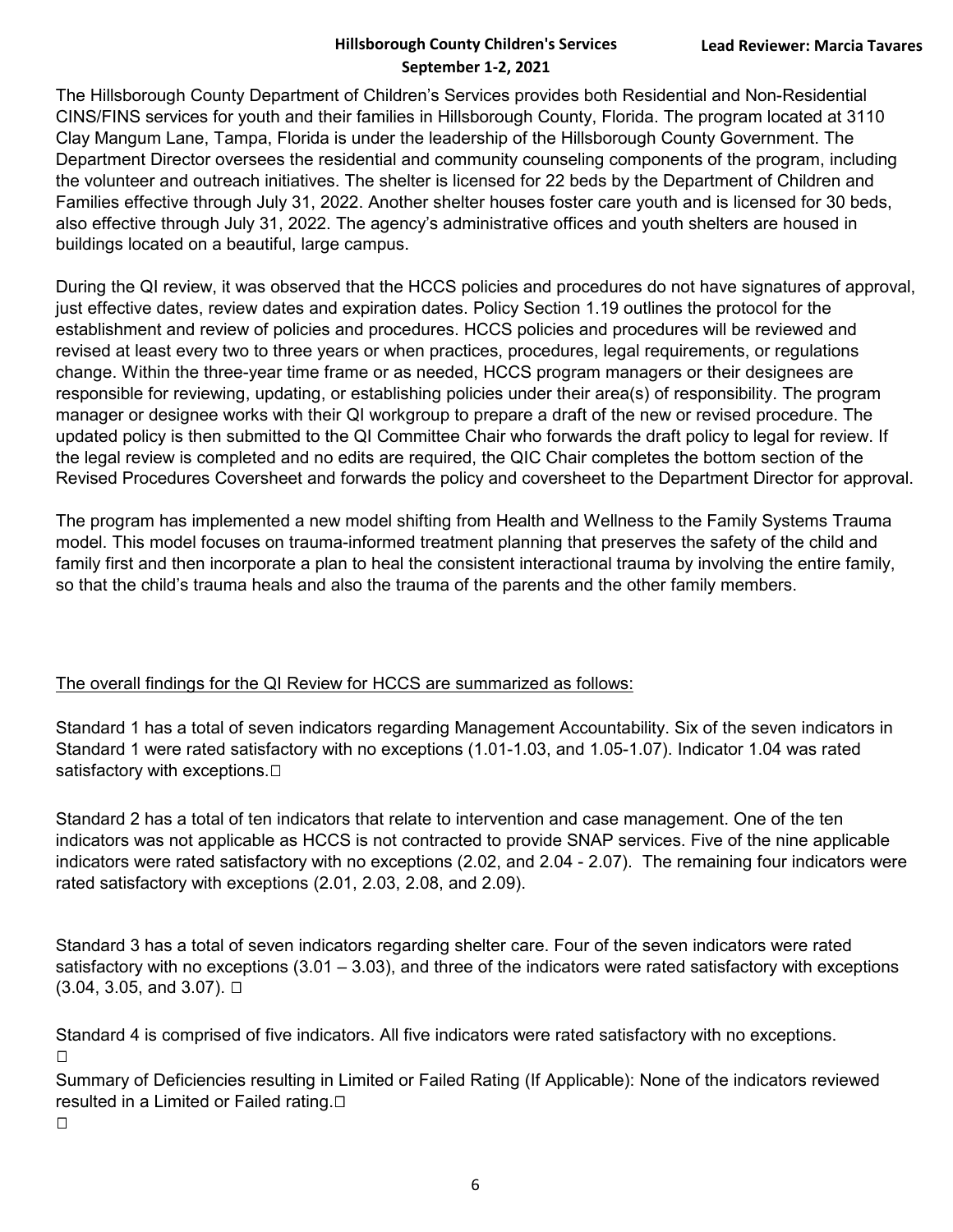**Hillsborough County Children's Services**
**September 1-2, 2021**

**Lead Reviewer: Marcia Tavares**

The Hillsborough County Department of Children's Services provides both Residential and Non-Residential CINS/FINS services for youth and their families in Hillsborough County, Florida. The program located at 3110 Clay Mangum Lane, Tampa, Florida is under the leadership of the Hillsborough County Government. The Department Director oversees the residential and community counseling components of the program, including the volunteer and outreach initiatives. The shelter is licensed for 22 beds by the Department of Children and Families effective through July 31, 2022. Another shelter houses foster care youth and is licensed for 30 beds, also effective through July 31, 2022. The agency's administrative offices and youth shelters are housed in buildings located on a beautiful, large campus.

During the QI review, it was observed that the HCCS policies and procedures do not have signatures of approval, just effective dates, review dates and expiration dates. Policy Section 1.19 outlines the protocol for the establishment and review of policies and procedures. HCCS policies and procedures will be reviewed and revised at least every two to three years or when practices, procedures, legal requirements, or regulations change. Within the three-year time frame or as needed, HCCS program managers or their designees are responsible for reviewing, updating, or establishing policies under their area(s) of responsibility. The program manager or designee works with their QI workgroup to prepare a draft of the new or revised procedure. The updated policy is then submitted to the QI Committee Chair who forwards the draft policy to legal for review. If the legal review is completed and no edits are required, the QIC Chair completes the bottom section of the Revised Procedures Coversheet and forwards the policy and coversheet to the Department Director for approval.

The program has implemented a new model shifting from Health and Wellness to the Family Systems Trauma model. This model focuses on trauma-informed treatment planning that preserves the safety of the child and family first and then incorporate a plan to heal the consistent interactional trauma by involving the entire family, so that the child's trauma heals and also the trauma of the parents and the other family members.

The overall findings for the QI Review for HCCS are summarized as follows:

Standard 1 has a total of seven indicators regarding Management Accountability. Six of the seven indicators in Standard 1 were rated satisfactory with no exceptions (1.01-1.03, and 1.05-1.07). Indicator 1.04 was rated satisfactory with exceptions.

Standard 2 has a total of ten indicators that relate to intervention and case management. One of the ten indicators was not applicable as HCCS is not contracted to provide SNAP services. Five of the nine applicable indicators were rated satisfactory with no exceptions (2.02, and 2.04 - 2.07). The remaining four indicators were rated satisfactory with exceptions (2.01, 2.03, 2.08, and 2.09).

Standard 3 has a total of seven indicators regarding shelter care. Four of the seven indicators were rated satisfactory with no exceptions (3.01 – 3.03), and three of the indicators were rated satisfactory with exceptions (3.04, 3.05, and 3.07).

Standard 4 is comprised of five indicators. All five indicators were rated satisfactory with no exceptions.

Summary of Deficiencies resulting in Limited or Failed Rating (If Applicable): None of the indicators reviewed resulted in a Limited or Failed rating.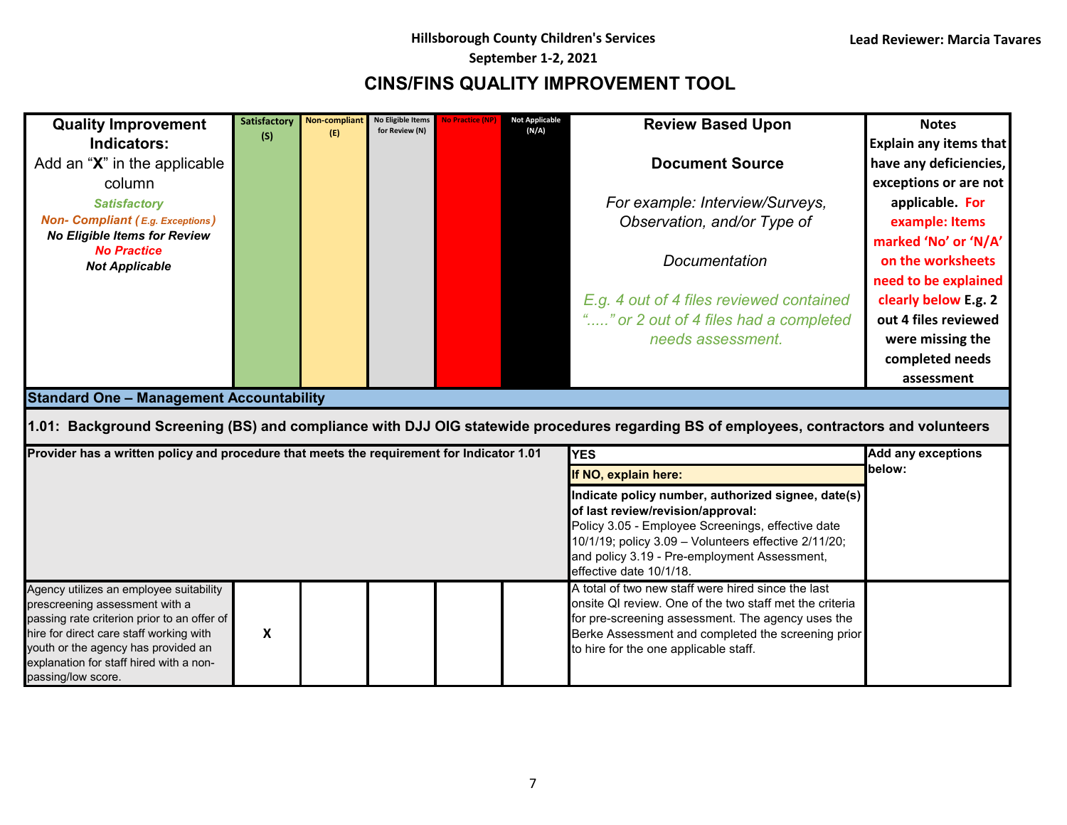Hillsborough County Children's Services

September 1-2, 2021

**Lead Reviewer: Marcia Tavares**

# CINS/FINS QUALITY IMPROVEMENT TOOL

| **Quality Improvement Indicators:** Add an "**X**" in the applicable column *Satisfactory* *Non- Compliant (E.g. Exceptions)* *No Eligible Items for Review* *No Practice* *Not Applicable* | Satisfactory (S) | Non-compliant (E) | No Eligible Items for Review (N) | No Practice (NP) | Not Applicable (N/A) | **Review Based Upon** **Document Source** *For example: Interview/Surveys, Observation, and/or Type of Documentation* *E.g. 4 out of 4 files reviewed contained "....." or 2 out of 4 files had a completed needs assessment.* | **Notes** **Explain any items that have any deficiencies, exceptions or are not applicable. For example: Items marked 'No' or 'N/A' on the worksheets need to be explained clearly below E.g. 2 out 4 files reviewed were missing the completed needs assessment** |
|---|---|---|---|---|---|---|---|
| **Standard One – Management Accountability** | | | | | | | |
| **1.01: Background Screening (BS) and compliance with DJJ OIG statewide procedures regarding BS of employees, contractors and volunteers** | | | | | | | |
| **Provider has a written policy and procedure that meets the requirement for Indicator 1.01** | | | | | | **YES** **If NO, explain here:** **Indicate policy number, authorized signee, date(s) of last review/revision/approval:** Policy 3.05 - Employee Screenings, effective date 10/1/19; policy 3.09 – Volunteers effective 2/11/20; and policy 3.19 - Pre-employment Assessment, effective date 10/1/18. | **Add any exceptions below:** |
| Agency utilizes an employee suitability prescreening assessment with a passing rate criterion prior to an offer of hire for direct care staff working with youth or the agency has provided an explanation for staff hired with a non-passing/low score. | X | | | | | A total of two new staff were hired since the last onsite QI review. One of the two staff met the criteria for pre-screening assessment. The agency uses the Berke Assessment and completed the screening prior to hire for the one applicable staff. | |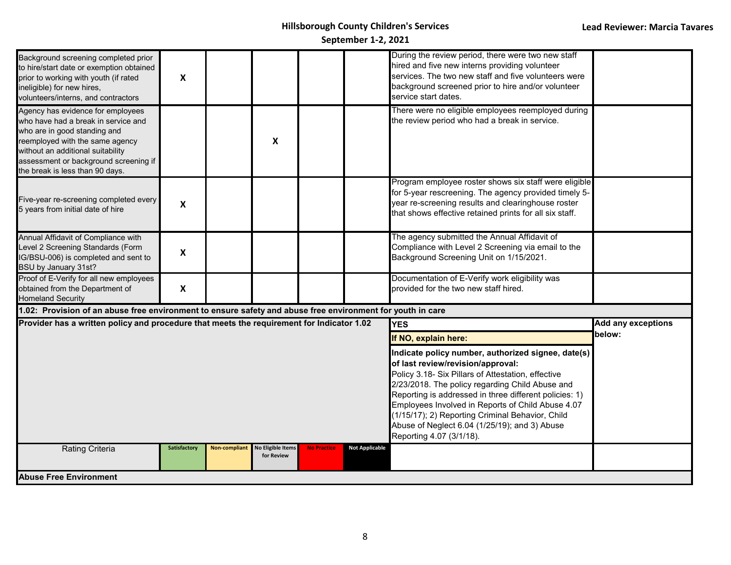| | | | | | | | |
|---|---|---|---|---|---|---|---|
| Background screening completed prior to hire/start date or exemption obtained prior to working with youth (if rated ineligible) for new hires, volunteers/interns, and contractors | X | | | | | During the review period, there were two new staff hired and five new interns providing volunteer services. The two new staff and five volunteers were background screened prior to hire and/or volunteer service start dates. | |
| Agency has evidence for employees who have had a break in service and who are in good standing and reemployed with the same agency without an additional suitability assessment or background screening if the break is less than 90 days. | | | X | | | There were no eligible employees reemployed during the review period who had a break in service. | |
| Five-year re-screening completed every 5 years from initial date of hire | X | | | | | Program employee roster shows six staff were eligible for 5-year rescreening. The agency provided timely 5-year re-screening results and clearinghouse roster that shows effective retained prints for all six staff. | |
| Annual Affidavit of Compliance with Level 2 Screening Standards (Form IG/BSU-006) is completed and sent to BSU by January 31st? | X | | | | | The agency submitted the Annual Affidavit of Compliance with Level 2 Screening via email to the Background Screening Unit on 1/15/2021. | |
| Proof of E-Verify for all new employees obtained from the Department of Homeland Security | X | | | | | Documentation of E-Verify work eligibility was provided for the two new staff hired. | |
| **1.02: Provision of an abuse free environment to ensure safety and abuse free environment for youth in care** | | | | | | | |
| **Provider has a written policy and procedure that meets the requirement for Indicator 1.02** | | | | | | **YES**<br>**If NO, explain here:**<br>**Indicate policy number, authorized signee, date(s) of last review/revision/approval:**<br>Policy 3.18- Six Pillars of Attestation, effective 2/23/2018. The policy regarding Child Abuse and Reporting is addressed in three different policies: 1) Employees Involved in Reports of Child Abuse 4.07 (1/15/17); 2) Reporting Criminal Behavior, Child Abuse of Neglect 6.04 (1/25/19); and 3) Abuse Reporting 4.07 (3/1/18). | **Add any exceptions below:** |
| Rating Criteria | Satisfactory | Non-compliant | No Eligible Items for Review | No Practice | Not Applicable | | |
| **Abuse Free Environment** | | | | | | | |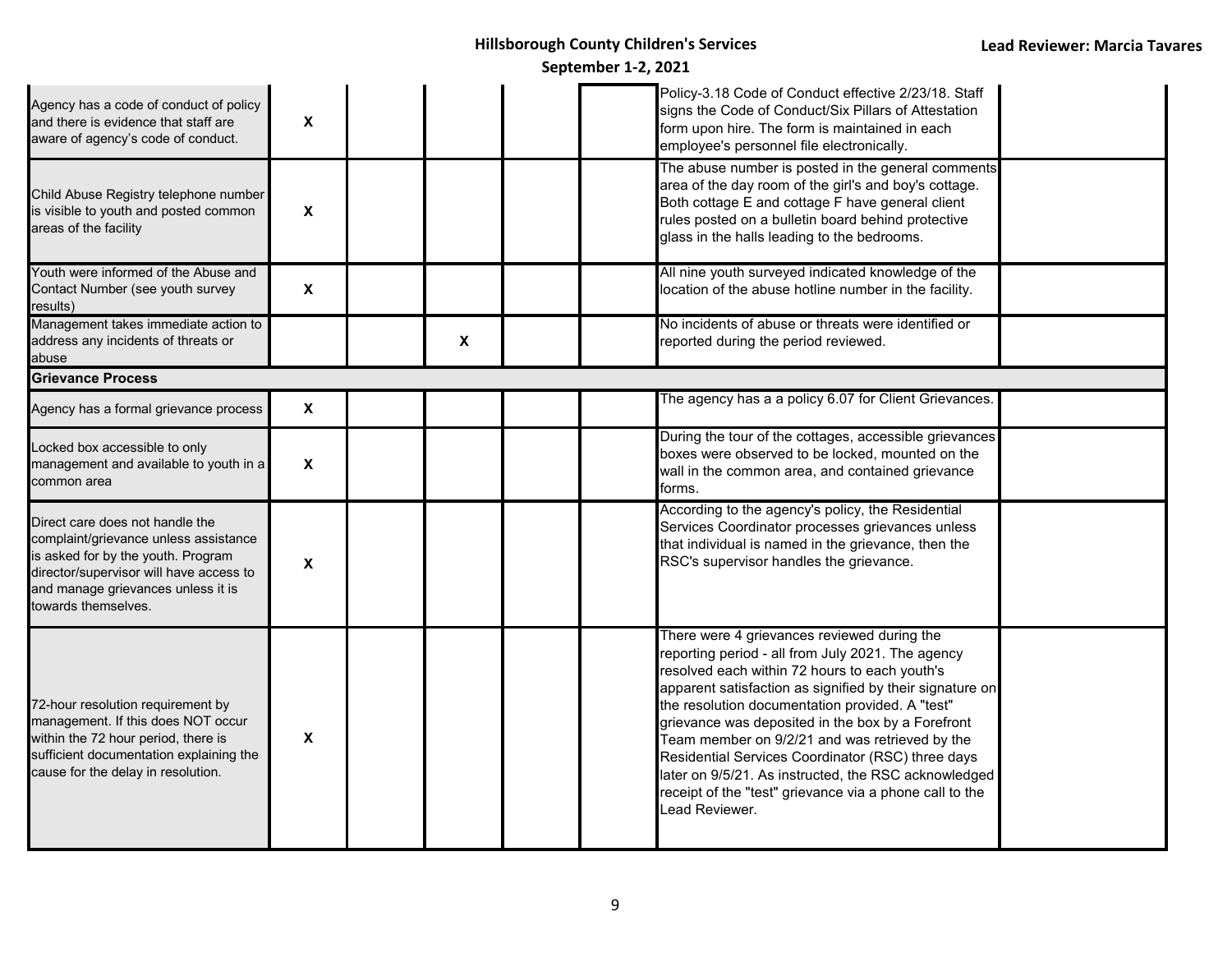| | | | | | | | |
|---|---|---|---|---|---|---|---|
| Agency has a code of conduct of policy and there is evidence that staff are aware of agency's code of conduct. | X | | | | | Policy-3.18 Code of Conduct effective 2/23/18. Staff signs the Code of Conduct/Six Pillars of Attestation form upon hire. The form is maintained in each employee's personnel file electronically. | |
| Child Abuse Registry telephone number is visible to youth and posted common areas of the facility | X | | | | | The abuse number is posted in the general comments area of the day room of the girl's and boy's cottage. Both cottage E and cottage F have general client rules posted on a bulletin board behind protective glass in the halls leading to the bedrooms. | |
| Youth were informed of the Abuse and Contact Number (see youth survey results) | X | | | | | All nine youth surveyed indicated knowledge of the location of the abuse hotline number in the facility. | |
| Management takes immediate action to address any incidents of threats or abuse | | | X | | | No incidents of abuse or threats were identified or reported during the period reviewed. | |
| **Grievance Process** | | | | | | | |
| Agency has a formal grievance process | X | | | | | The agency has a a policy 6.07 for Client Grievances. | |
| Locked box accessible to only management and available to youth in a common area | X | | | | | During the tour of the cottages, accessible grievances boxes were observed to be locked, mounted on the wall in the common area, and contained grievance forms. | |
| Direct care does not handle the complaint/grievance unless assistance is asked for by the youth. Program director/supervisor will have access to and manage grievances unless it is towards themselves. | X | | | | | According to the agency's policy, the Residential Services Coordinator processes grievances unless that individual is named in the grievance, then the RSC's supervisor handles the grievance. | |
| 72-hour resolution requirement by management. If this does NOT occur within the 72 hour period, there is sufficient documentation explaining the cause for the delay in resolution. | X | | | | | There were 4 grievances reviewed during the reporting period - all from July 2021. The agency resolved each within 72 hours to each youth's apparent satisfaction as signified by their signature on the resolution documentation provided. A "test" grievance was deposited in the box by a Forefront Team member on 9/2/21 and was retrieved by the Residential Services Coordinator (RSC) three days later on 9/5/21. As instructed, the RSC acknowledged receipt of the "test" grievance via a phone call to the Lead Reviewer. | |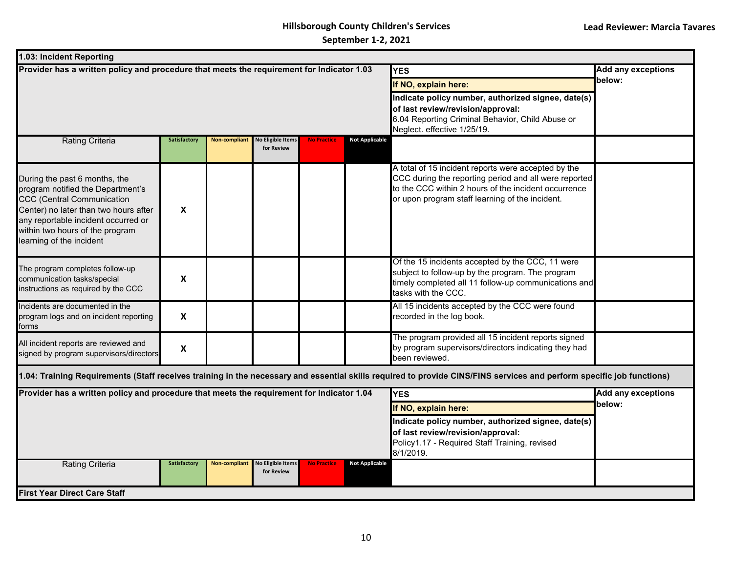Hillsborough County Children's Services
September 1-2, 2021

Lead Reviewer: Marcia Tavares

| **1.03: Incident Reporting** | | | | | | | |
|---|---|---|---|---|---|---|---|
| **Provider has a written policy and procedure that meets the requirement for Indicator 1.03** | | | | | | **YES**<br>**If NO, explain here:**<br>**Indicate policy number, authorized signee, date(s) of last review/revision/approval:**<br>6.04 Reporting Criminal Behavior, Child Abuse or Neglect. effective 1/25/19. | **Add any exceptions below:** |
| Rating Criteria | Satisfactory | Non-compliant | No Eligible Items for Review | No Practice | Not Applicable | | |
| During the past 6 months, the program notified the Department's CCC (Central Communication Center) no later than two hours after any reportable incident occurred or within two hours of the program learning of the incident | X | | | | | A total of 15 incident reports were accepted by the CCC during the reporting period and all were reported to the CCC within 2 hours of the incident occurrence or upon program staff learning of the incident. | |
| The program completes follow-up communication tasks/special instructions as required by the CCC | X | | | | | Of the 15 incidents accepted by the CCC, 11 were subject to follow-up by the program. The program timely completed all 11 follow-up communications and tasks with the CCC. | |
| Incidents are documented in the program logs and on incident reporting forms | X | | | | | All 15 incidents accepted by the CCC were found recorded in the log book. | |
| All incident reports are reviewed and signed by program supervisors/directors | X | | | | | The program provided all 15 incident reports signed by program supervisors/directors indicating they had been reviewed. | |

| **1.04: Training Requirements (Staff receives training in the necessary and essential skills required to provide CINS/FINS services and perform specific job functions)** | | | | | | | |
|---|---|---|---|---|---|---|---|
| **Provider has a written policy and procedure that meets the requirement for Indicator 1.04** | | | | | | **YES**<br>**If NO, explain here:**<br>**Indicate policy number, authorized signee, date(s) of last review/revision/approval:**<br>Policy1.17 - Required Staff Training, revised 8/1/2019. | **Add any exceptions below:** |
| Rating Criteria | Satisfactory | Non-compliant | No Eligible Items for Review | No Practice | Not Applicable | | |
| **First Year Direct Care Staff** | | | | | | | |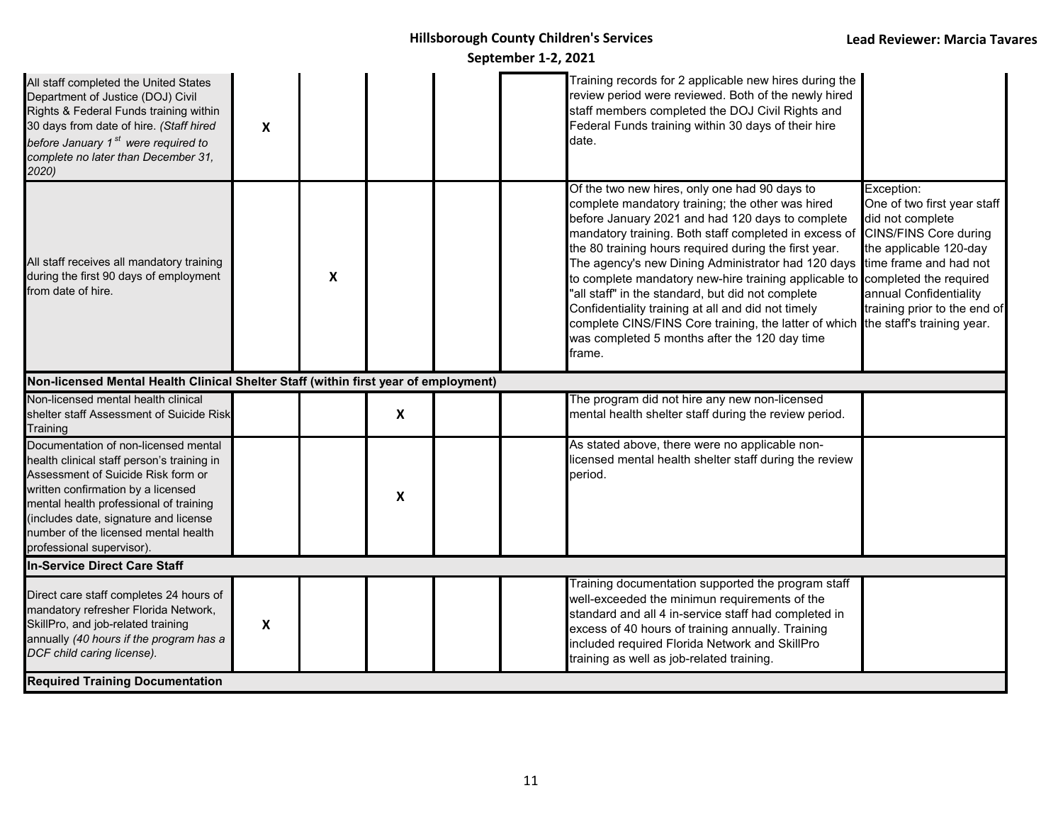| | | | | | | | |
|---|---|---|---|---|---|---|---|
| All staff completed the United States Department of Justice (DOJ) Civil Rights & Federal Funds training within 30 days from date of hire. *(Staff hired before January 1st were required to complete no later than December 31, 2020)* | X | | | | | Training records for 2 applicable new hires during the review period were reviewed. Both of the newly hired staff members completed the DOJ Civil Rights and Federal Funds training within 30 days of their hire date. | |
| All staff receives all mandatory training during the first 90 days of employment from date of hire. | | X | | | | Of the two new hires, only one had 90 days to complete mandatory training; the other was hired before January 2021 and had 120 days to complete mandatory training. Both staff completed in excess of the 80 training hours required during the first year. The agency's new Dining Administrator had 120 days to complete mandatory new-hire training applicable to "all staff" in the standard, but did not complete Confidentiality training at all and did not timely complete CINS/FINS Core training, the latter of which was completed 5 months after the 120 day time frame. | Exception: One of two first year staff did not complete CINS/FINS Core during the applicable 120-day time frame and had not completed the required annual Confidentiality training prior to the end of the staff's training year. |
| **Non-licensed Mental Health Clinical Shelter Staff (within first year of employment)** | | | | | | | |
| Non-licensed mental health clinical shelter staff Assessment of Suicide Risk Training | | | X | | | The program did not hire any new non-licensed mental health shelter staff during the review period. | |
| Documentation of non-licensed mental health clinical staff person's training in Assessment of Suicide Risk form or written confirmation by a licensed mental health professional of training (includes date, signature and license number of the licensed mental health professional supervisor). | | | X | | | As stated above, there were no applicable non-licensed mental health shelter staff during the review period. | |
| **In-Service Direct Care Staff** | | | | | | | |
| Direct care staff completes 24 hours of mandatory refresher Florida Network, SkillPro, and job-related training annually *(40 hours if the program has a DCF child caring license).* | X | | | | | Training documentation supported the program staff well-exceeded the minimun requirements of the standard and all 4 in-service staff had completed in excess of 40 hours of training annually. Training included required Florida Network and SkillPro training as well as job-related training. | |
| **Required Training Documentation** | | | | | | | |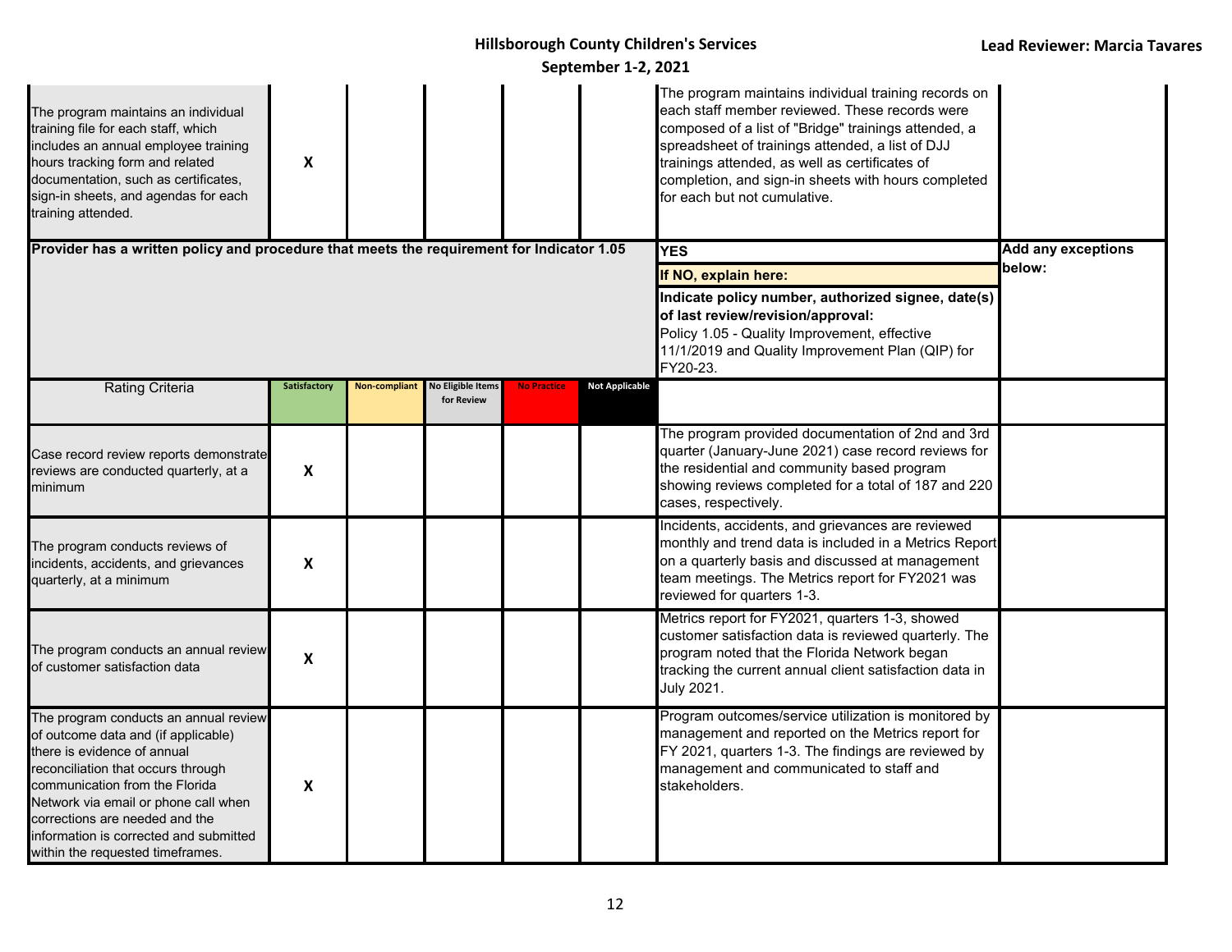| | | | | | | | |
|---|---|---|---|---|---|---|---|
| The program maintains an individual training file for each staff, which includes an annual employee training hours tracking form and related documentation, such as certificates, sign-in sheets, and agendas for each training attended. | X | | | | | The program maintains individual training records on each staff member reviewed. These records were composed of a list of "Bridge" trainings attended, a spreadsheet of trainings attended, a list of DJJ trainings attended, as well as certificates of completion, and sign-in sheets with hours completed for each but not cumulative. | |
| **Provider has a written policy and procedure that meets the requirement for Indicator 1.05** | | | | | | **YES**<br>**If NO, explain here:**<br>**Indicate policy number, authorized signee, date(s) of last review/revision/approval:**<br>Policy 1.05 - Quality Improvement, effective 11/1/2019 and Quality Improvement Plan (QIP) for FY20-23. | **Add any exceptions below:** |
| Rating Criteria | Satisfactory | Non-compliant | No Eligible Items for Review | No Practice | Not Applicable | | |
| Case record review reports demonstrate reviews are conducted quarterly, at a minimum | X | | | | | The program provided documentation of 2nd and 3rd quarter (January-June 2021) case record reviews for the residential and community based program showing reviews completed for a total of 187 and 220 cases, respectively. | |
| The program conducts reviews of incidents, accidents, and grievances quarterly, at a minimum | X | | | | | Incidents, accidents, and grievances are reviewed monthly and trend data is included in a Metrics Report on a quarterly basis and discussed at management team meetings. The Metrics report for FY2021 was reviewed for quarters 1-3. | |
| The program conducts an annual review of customer satisfaction data | X | | | | | Metrics report for FY2021, quarters 1-3, showed customer satisfaction data is reviewed quarterly. The program noted that the Florida Network began tracking the current annual client satisfaction data in July 2021. | |
| The program conducts an annual review of outcome data and (if applicable) there is evidence of annual reconciliation that occurs through communication from the Florida Network via email or phone call when corrections are needed and the information is corrected and submitted within the requested timeframes. | X | | | | | Program outcomes/service utilization is monitored by management and reported on the Metrics report for FY 2021, quarters 1-3. The findings are reviewed by management and communicated to staff and stakeholders. | |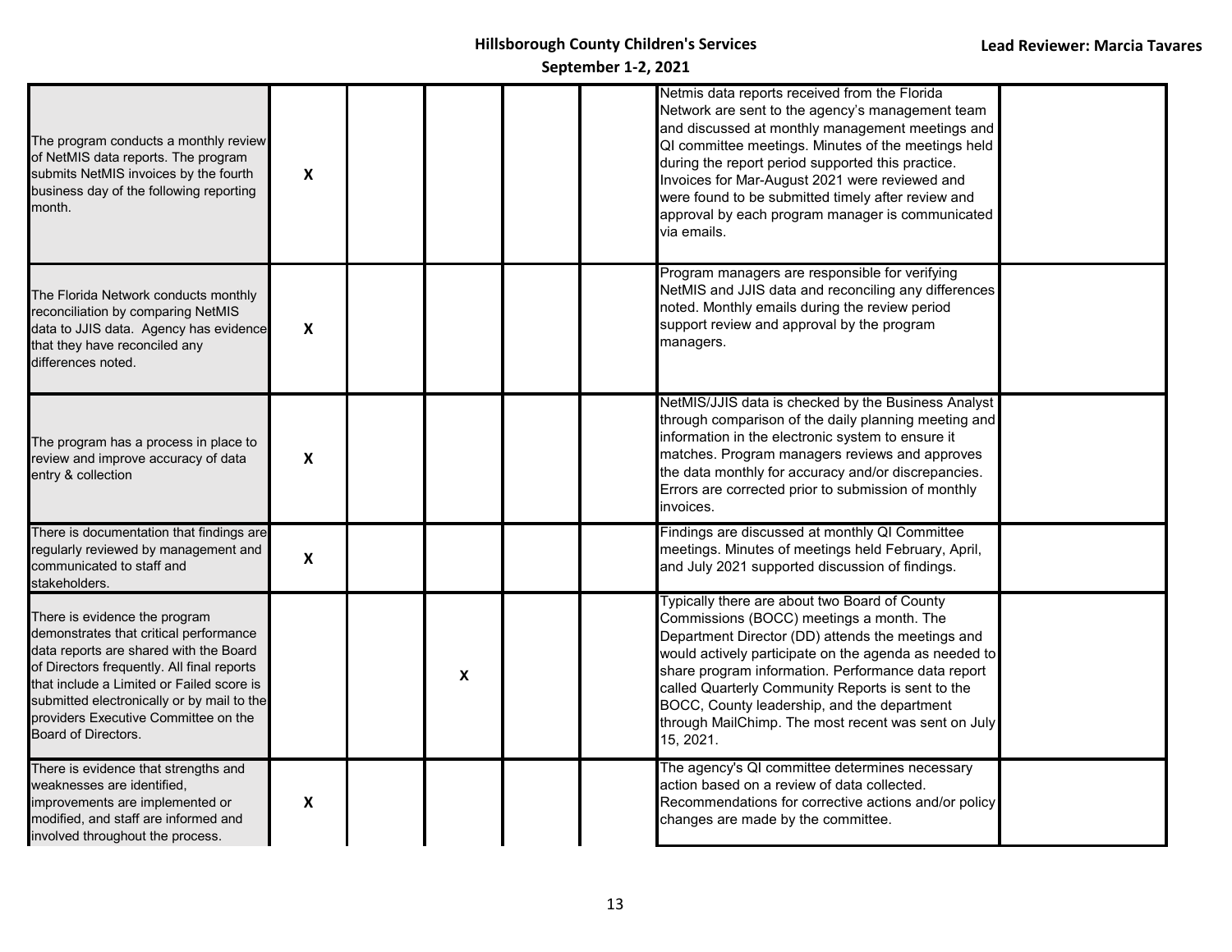| | | | | | | | |
|---|---|---|---|---|---|---|---|
| The program conducts a monthly review of NetMIS data reports. The program submits NetMIS invoices by the fourth business day of the following reporting month. | X | | | | | Netmis data reports received from the Florida Network are sent to the agency's management team and discussed at monthly management meetings and QI committee meetings. Minutes of the meetings held during the report period supported this practice. Invoices for Mar-August 2021 were reviewed and were found to be submitted timely after review and approval by each program manager is communicated via emails. | |
| The Florida Network conducts monthly reconciliation by comparing NetMIS data to JJIS data. Agency has evidence that they have reconciled any differences noted. | X | | | | | Program managers are responsible for verifying NetMIS and JJIS data and reconciling any differences noted. Monthly emails during the review period support review and approval by the program managers. | |
| The program has a process in place to review and improve accuracy of data entry & collection | X | | | | | NetMIS/JJIS data is checked by the Business Analyst through comparison of the daily planning meeting and information in the electronic system to ensure it matches. Program managers reviews and approves the data monthly for accuracy and/or discrepancies. Errors are corrected prior to submission of monthly invoices. | |
| There is documentation that findings are regularly reviewed by management and communicated to staff and stakeholders. | X | | | | | Findings are discussed at monthly QI Committee meetings. Minutes of meetings held February, April, and July 2021 supported discussion of findings. | |
| There is evidence the program demonstrates that critical performance data reports are shared with the Board of Directors frequently. All final reports that include a Limited or Failed score is submitted electronically or by mail to the providers Executive Committee on the Board of Directors. | | | X | | | Typically there are about two Board of County Commissions (BOCC) meetings a month. The Department Director (DD) attends the meetings and would actively participate on the agenda as needed to share program information. Performance data report called Quarterly Community Reports is sent to the BOCC, County leadership, and the department through MailChimp. The most recent was sent on July 15, 2021. | |
| There is evidence that strengths and weaknesses are identified, improvements are implemented or modified, and staff are informed and involved throughout the process. | X | | | | | The agency's QI committee determines necessary action based on a review of data collected. Recommendations for corrective actions and/or policy changes are made by the committee. | |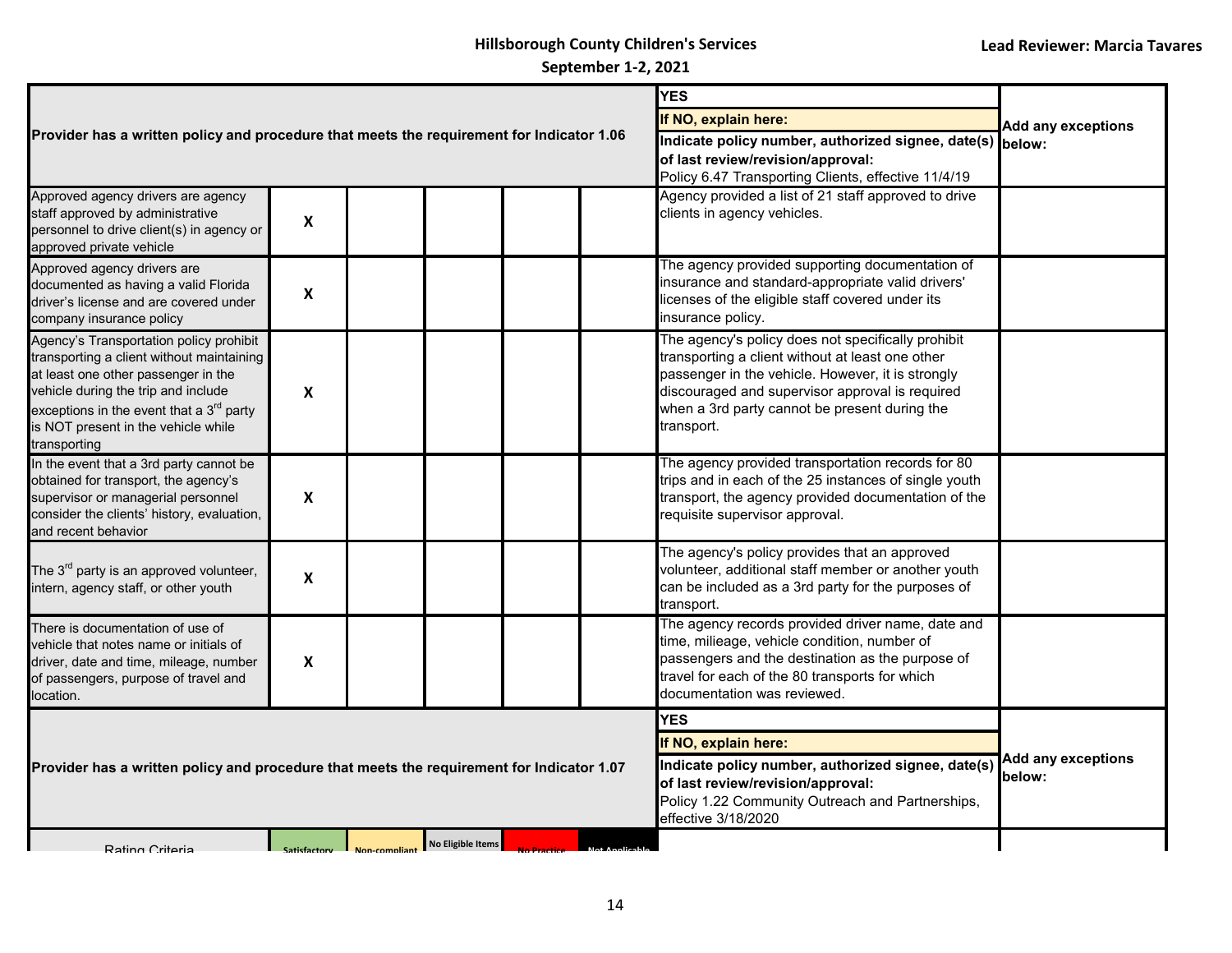**Hillsborough County Children's Services**
**September 1-2, 2021**

**Lead Reviewer: Marcia Tavares**

| **Provider has a written policy and procedure that meets the requirement for Indicator 1.06** | | | | | | **YES**<br>**If NO, explain here:**<br>**Indicate policy number, authorized signee, date(s) of last review/revision/approval:**<br>Policy 6.47 Transporting Clients, effective 11/4/19 | **Add any exceptions below:** |
|---|---|---|---|---|---|---|---|
| Approved agency drivers are agency staff approved by administrative personnel to drive client(s) in agency or approved private vehicle | X | | | | | Agency provided a list of 21 staff approved to drive clients in agency vehicles. | |
| Approved agency drivers are documented as having a valid Florida driver's license and are covered under company insurance policy | X | | | | | The agency provided supporting documentation of insurance and standard-appropriate valid drivers' licenses of the eligible staff covered under its insurance policy. | |
| Agency's Transportation policy prohibit transporting a client without maintaining at least one other passenger in the vehicle during the trip and include exceptions in the event that a 3rd party is NOT present in the vehicle while transporting | X | | | | | The agency's policy does not specifically prohibit transporting a client without at least one other passenger in the vehicle. However, it is strongly discouraged and supervisor approval is required when a 3rd party cannot be present during the transport. | |
| In the event that a 3rd party cannot be obtained for transport, the agency's supervisor or managerial personnel consider the clients' history, evaluation, and recent behavior | X | | | | | The agency provided transportation records for 80 trips and in each of the 25 instances of single youth transport, the agency provided documentation of the requisite supervisor approval. | |
| The 3rd party is an approved volunteer, intern, agency staff, or other youth | X | | | | | The agency's policy provides that an approved volunteer, additional staff member or another youth can be included as a 3rd party for the purposes of transport. | |
| There is documentation of use of vehicle that notes name or initials of driver, date and time, mileage, number of passengers, purpose of travel and location. | X | | | | | The agency records provided driver name, date and time, milieage, vehicle condition, number of passengers and the destination as the purpose of travel for each of the 80 transports for which documentation was reviewed. | |
| **Provider has a written policy and procedure that meets the requirement for Indicator 1.07** | | | | | | **YES**<br>**If NO, explain here:**<br>**Indicate policy number, authorized signee, date(s) of last review/revision/approval:**<br>Policy 1.22 Community Outreach and Partnerships, effective 3/18/2020 | **Add any exceptions below:** |
| Rating Criteria | Satisfactory | Non-compliant | No Eligible Items | No Practice | Not Applicable | | |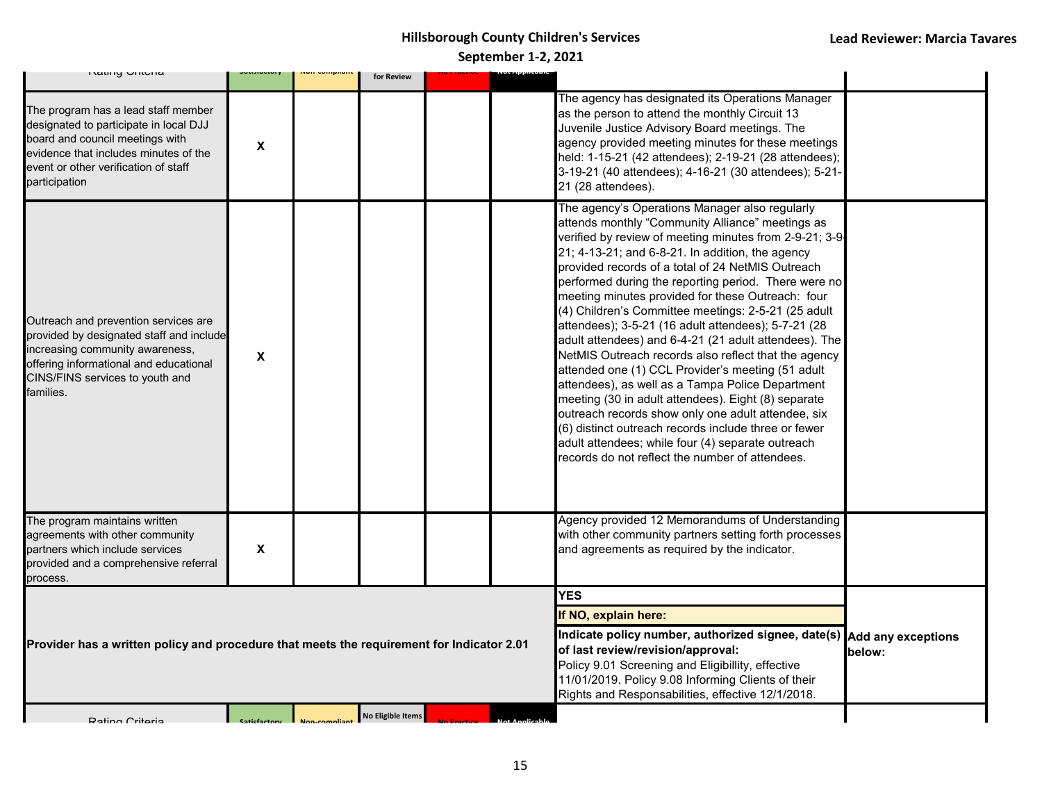| Rating Criteria | Satisfactory | Non-compliant | No Eligible Items for Review | No Practice | Not Applicable | | |
|---|---|---|---|---|---|---|---|
| The program has a lead staff member designated to participate in local DJJ board and council meetings with evidence that includes minutes of the event or other verification of staff participation | X | | | | | The agency has designated its Operations Manager as the person to attend the monthly Circuit 13 Juvenile Justice Advisory Board meetings. The agency provided meeting minutes for these meetings held: 1-15-21 (42 attendees); 2-19-21 (28 attendees); 3-19-21 (40 attendees); 4-16-21 (30 attendees); 5-21-21 (28 attendees). | |
| Outreach and prevention services are provided by designated staff and include increasing community awareness, offering informational and educational CINS/FINS services to youth and families. | X | | | | | The agency's Operations Manager also regularly attends monthly "Community Alliance" meetings as verified by review of meeting minutes from 2-9-21; 3-9-21; 4-13-21; and 6-8-21. In addition, the agency provided records of a total of 24 NetMIS Outreach performed during the reporting period. There were no meeting minutes provided for these Outreach: four (4) Children's Committee meetings: 2-5-21 (25 adult attendees); 3-5-21 (16 adult attendees); 5-7-21 (28 adult attendees) and 6-4-21 (21 adult attendees). The NetMIS Outreach records also reflect that the agency attended one (1) CCL Provider's meeting (51 adult attendees), as well as a Tampa Police Department meeting (30 in adult attendees). Eight (8) separate outreach records show only one adult attendee, six (6) distinct outreach records include three or fewer adult attendees; while four (4) separate outreach records do not reflect the number of attendees. | |
| The program maintains written agreements with other community partners which include services provided and a comprehensive referral process. | X | | | | | Agency provided 12 Memorandums of Understanding with other community partners setting forth processes and agreements as required by the indicator. | |
| **Provider has a written policy and procedure that meets the requirement for Indicator 2.01** | | | | | | **YES**<br>**If NO, explain here:**<br>**Indicate policy number, authorized signee, date(s) of last review/revision/approval:**<br>Policy 9.01 Screening and Eligibillity, effective 11/01/2019. Policy 9.08 Informing Clients of their Rights and Responsabilities, effective 12/1/2018. | **Add any exceptions below:** |
| Rating Criteria | Satisfactory | Non-compliant | No Eligible Items | No Practice | Not Applicable | | |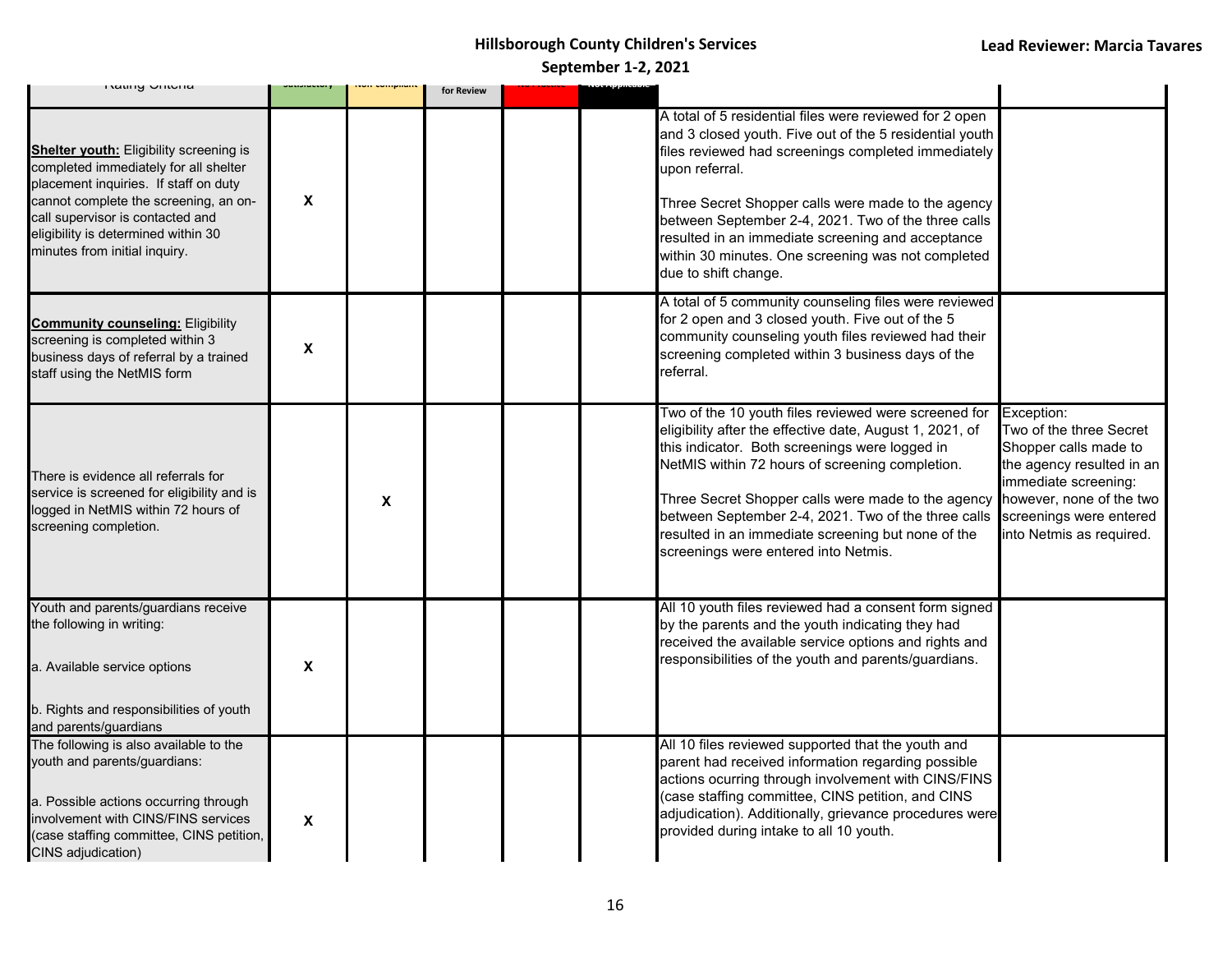| Rating Criteria | Satisfactory | Non-Compliant | for Review | Not Rated | Not Applicable | | |
|---|---|---|---|---|---|---|---|
| **Shelter youth:** Eligibility screening is completed immediately for all shelter placement inquiries. If staff on duty cannot complete the screening, an on-call supervisor is contacted and eligibility is determined within 30 minutes from initial inquiry. | X | | | | | A total of 5 residential files were reviewed for 2 open and 3 closed youth. Five out of the 5 residential youth files reviewed had screenings completed immediately upon referral.<br><br>Three Secret Shopper calls were made to the agency between September 2-4, 2021. Two of the three calls resulted in an immediate screening and acceptance within 30 minutes. One screening was not completed due to shift change. | |
| **Community counseling:** Eligibility screening is completed within 3 business days of referral by a trained staff using the NetMIS form | X | | | | | A total of 5 community counseling files were reviewed for 2 open and 3 closed youth. Five out of the 5 community counseling youth files reviewed had their screening completed within 3 business days of the referral. | |
| There is evidence all referrals for service is screened for eligibility and is logged in NetMIS within 72 hours of screening completion. | | X | | | | Two of the 10 youth files reviewed were screened for eligibility after the effective date, August 1, 2021, of this indicator. Both screenings were logged in NetMIS within 72 hours of screening completion.<br><br>Three Secret Shopper calls were made to the agency between September 2-4, 2021. Two of the three calls resulted in an immediate screening but none of the screenings were entered into Netmis. | Exception:<br>Two of the three Secret Shopper calls made to the agency resulted in an immediate screening: however, none of the two screenings were entered into Netmis as required. |
| Youth and parents/guardians receive the following in writing:<br><br>a. Available service options<br><br>b. Rights and responsibilities of youth and parents/guardians | X | | | | | All 10 youth files reviewed had a consent form signed by the parents and the youth indicating they had received the available service options and rights and responsibilities of the youth and parents/guardians. | |
| The following is also available to the youth and parents/guardians:<br><br>a. Possible actions occurring through involvement with CINS/FINS services (case staffing committee, CINS petition, CINS adjudication) | X | | | | | All 10 files reviewed supported that the youth and parent had received information regarding possible actions ocurring through involvement with CINS/FINS (case staffing committee, CINS petition, and CINS adjudication). Additionally, grievance procedures were provided during intake to all 10 youth. | |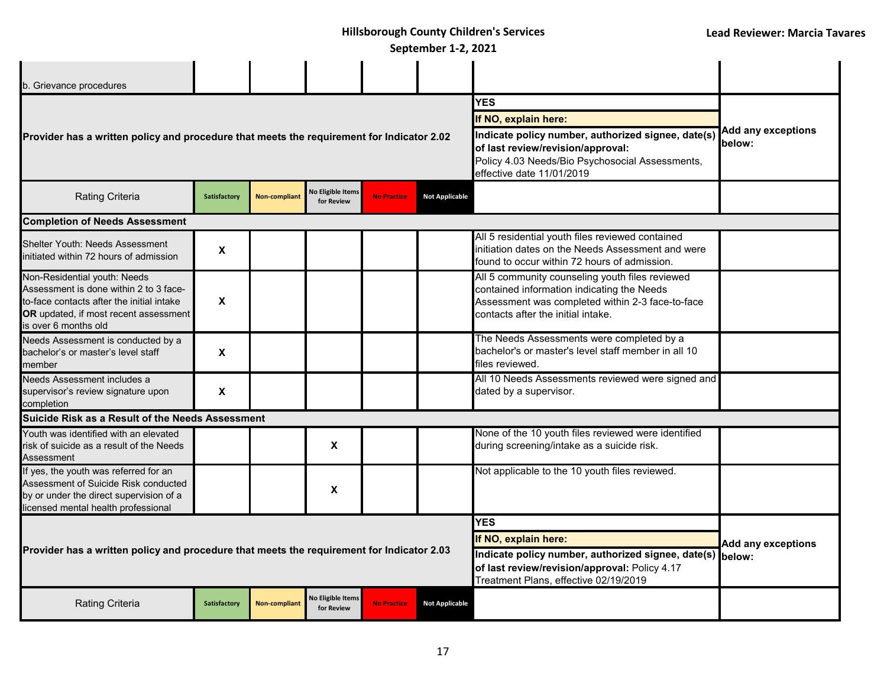| b. Grievance procedures | | | | | | | |
|---|---|---|---|---|---|---|---|
| **Provider has a written policy and procedure that meets the requirement for Indicator 2.02** | | | | | | **YES**<br>**If NO, explain here:**<br>**Indicate policy number, authorized signee, date(s) of last review/revision/approval:** Policy 4.03 Needs/Bio Psychosocial Assessments, effective date 11/01/2019 | **Add any exceptions below:** |
| Rating Criteria | Satisfactory | Non-compliant | No Eligible Items for Review | No Practice | Not Applicable | | |
| **Completion of Needs Assessment** | | | | | | | |
| Shelter Youth: Needs Assessment initiated within 72 hours of admission | X | | | | | All 5 residential youth files reviewed contained initiation dates on the Needs Assessment and were found to occur within 72 hours of admission. | |
| Non-Residential youth: Needs Assessment is done within 2 to 3 face-to-face contacts after the initial intake **OR** updated, if most recent assessment is over 6 months old | X | | | | | All 5 community counseling youth files reviewed contained information indicating the Needs Assessment was completed within 2-3 face-to-face contacts after the initial intake. | |
| Needs Assessment is conducted by a bachelor's or master's level staff member | X | | | | | The Needs Assessments were completed by a bachelor's or master's level staff member in all 10 files reviewed. | |
| Needs Assessment includes a supervisor's review signature upon completion | X | | | | | All 10 Needs Assessments reviewed were signed and dated by a supervisor. | |
| **Suicide Risk as a Result of the Needs Assessment** | | | | | | | |
| Youth was identified with an elevated risk of suicide as a result of the Needs Assessment | | | X | | | None of the 10 youth files reviewed were identified during screening/intake as a suicide risk. | |
| If yes, the youth was referred for an Assessment of Suicide Risk conducted by or under the direct supervision of a licensed mental health professional | | | X | | | Not applicable to the 10 youth files reviewed. | |
| **Provider has a written policy and procedure that meets the requirement for Indicator 2.03** | | | | | | **YES**<br>**If NO, explain here:**<br>**Indicate policy number, authorized signee, date(s) of last review/revision/approval:** Policy 4.17 Treatment Plans, effective 02/19/2019 | **Add any exceptions below:** |
| Rating Criteria | Satisfactory | Non-compliant | No Eligible Items for Review | No Practice | Not Applicable | | |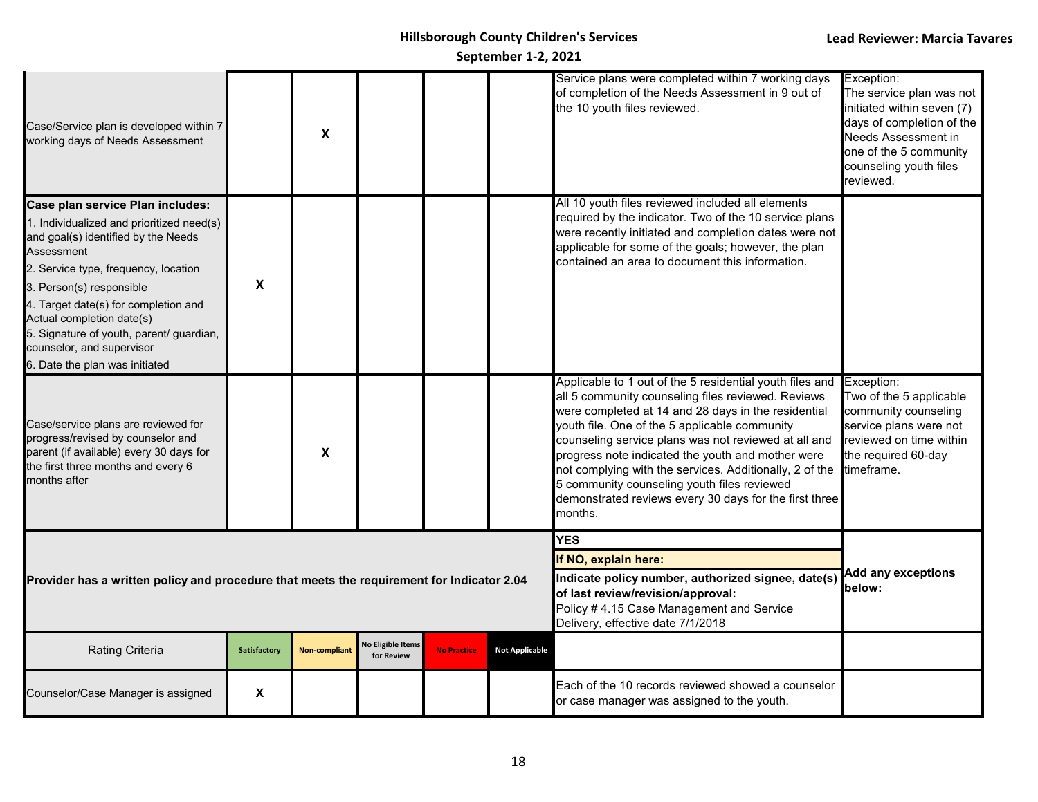| | | | | | | | |
|---|---|---|---|---|---|---|---|
| Case/Service plan is developed within 7 working days of Needs Assessment | | X | | | | Service plans were completed within 7 working days of completion of the Needs Assessment in 9 out of the 10 youth files reviewed. | Exception: The service plan was not initiated within seven (7) days of completion of the Needs Assessment in one of the 5 community counseling youth files reviewed. |
| **Case plan service Plan includes:** 1. Individualized and prioritized need(s) and goal(s) identified by the Needs Assessment 2. Service type, frequency, location 3. Person(s) responsible 4. Target date(s) for completion and Actual completion date(s) 5. Signature of youth, parent/ guardian, counselor, and supervisor 6. Date the plan was initiated | X | | | | | All 10 youth files reviewed included all elements required by the indicator. Two of the 10 service plans were recently initiated and completion dates were not applicable for some of the goals; however, the plan contained an area to document this information. | |
| Case/service plans are reviewed for progress/revised by counselor and parent (if available) every 30 days for the first three months and every 6 months after | | X | | | | Applicable to 1 out of the 5 residential youth files and all 5 community counseling files reviewed. Reviews were completed at 14 and 28 days in the residential youth file. One of the 5 applicable community counseling service plans was not reviewed at all and progress note indicated the youth and mother were not complying with the services. Additionally, 2 of the 5 community counseling youth files reviewed demonstrated reviews every 30 days for the first three months. | Exception: Two of the 5 applicable community counseling service plans were not reviewed on time within the required 60-day timeframe. |
| **Provider has a written policy and procedure that meets the requirement for Indicator 2.04** | | | | | | **YES** **If NO, explain here:** **Indicate policy number, authorized signee, date(s) of last review/revision/approval:** Policy # 4.15 Case Management and Service Delivery, effective date 7/1/2018 | **Add any exceptions below:** |
| Rating Criteria | Satisfactory | Non-compliant | No Eligible Items for Review | No Practice | Not Applicable | | |
| Counselor/Case Manager is assigned | X | | | | | Each of the 10 records reviewed showed a counselor or case manager was assigned to the youth. | |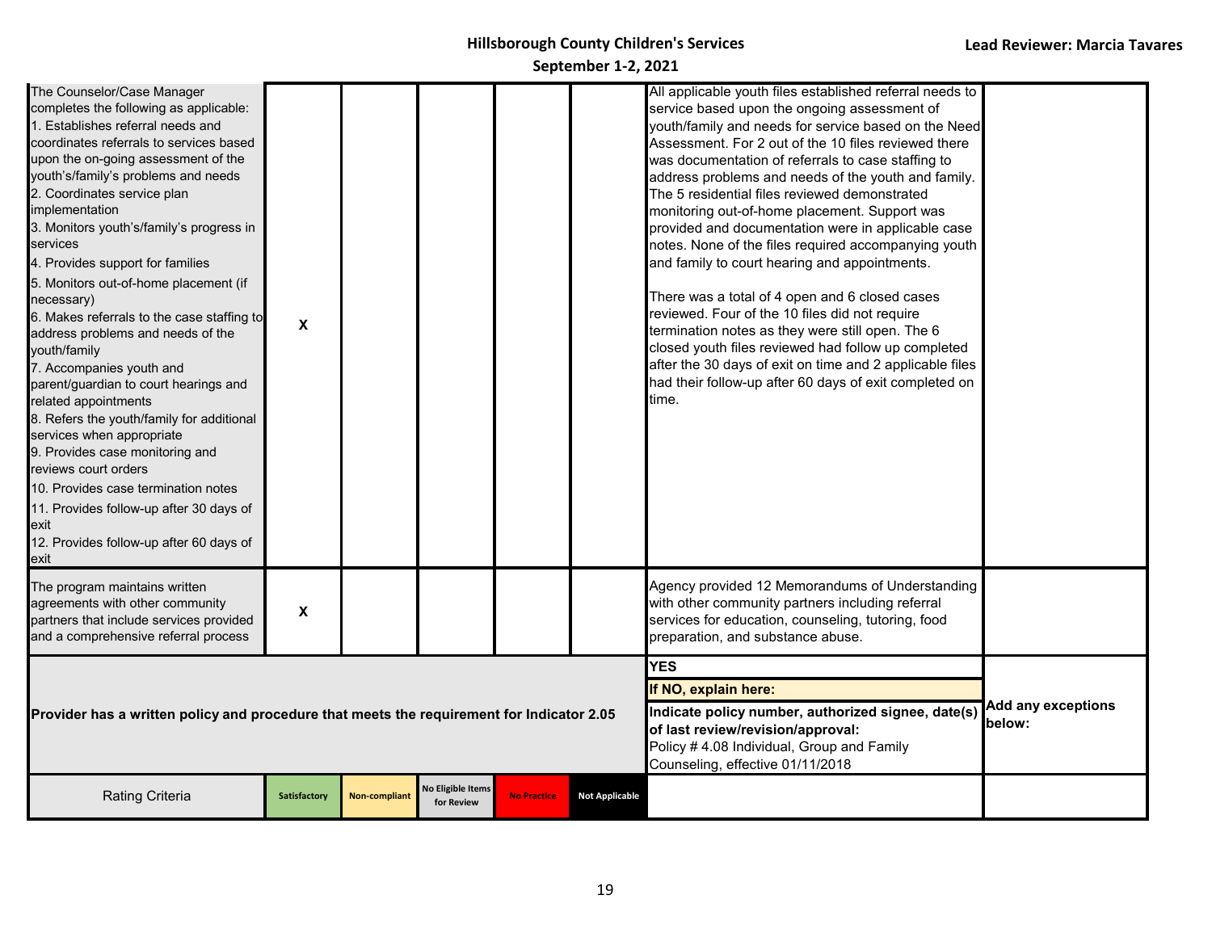| | Satisfactory | Non-compliant | No Eligible Items for Review | No Practice | Not Applicable | | |
|---|---|---|---|---|---|---|---|
| The Counselor/Case Manager completes the following as applicable:<br>1. Establishes referral needs and coordinates referrals to services based upon the on-going assessment of the youth's/family's problems and needs<br>2. Coordinates service plan implementation<br>3. Monitors youth's/family's progress in services<br>4. Provides support for families<br>5. Monitors out-of-home placement (if necessary)<br>6. Makes referrals to the case staffing to address problems and needs of the youth/family<br>7. Accompanies youth and parent/guardian to court hearings and related appointments<br>8. Refers the youth/family for additional services when appropriate<br>9. Provides case monitoring and reviews court orders<br>10. Provides case termination notes<br>11. Provides follow-up after 30 days of exit<br>12. Provides follow-up after 60 days of exit | X | | | | | All applicable youth files established referral needs to service based upon the ongoing assessment of youth/family and needs for service based on the Need Assessment. For 2 out of the 10 files reviewed there was documentation of referrals to case staffing to address problems and needs of the youth and family. The 5 residential files reviewed demonstrated monitoring out-of-home placement. Support was provided and documentation were in applicable case notes. None of the files required accompanying youth and family to court hearing and appointments.<br><br>There was a total of 4 open and 6 closed cases reviewed. Four of the 10 files did not require termination notes as they were still open. The 6 closed youth files reviewed had follow up completed after the 30 days of exit on time and 2 applicable files had their follow-up after 60 days of exit completed on time. | |
| The program maintains written agreements with other community partners that include services provided and a comprehensive referral process | X | | | | | Agency provided 12 Memorandums of Understanding with other community partners including referral services for education, counseling, tutoring, food preparation, and substance abuse. | |
| **Provider has a written policy and procedure that meets the requirement for Indicator 2.05** | | | | | | **YES**<br>**If NO, explain here:**<br>**Indicate policy number, authorized signee, date(s) of last review/revision/approval:**<br>Policy # 4.08 Individual, Group and Family Counseling, effective 01/11/2018 | **Add any exceptions below:** |
| Rating Criteria | Satisfactory | Non-compliant | No Eligible Items for Review | No Practice | Not Applicable | | |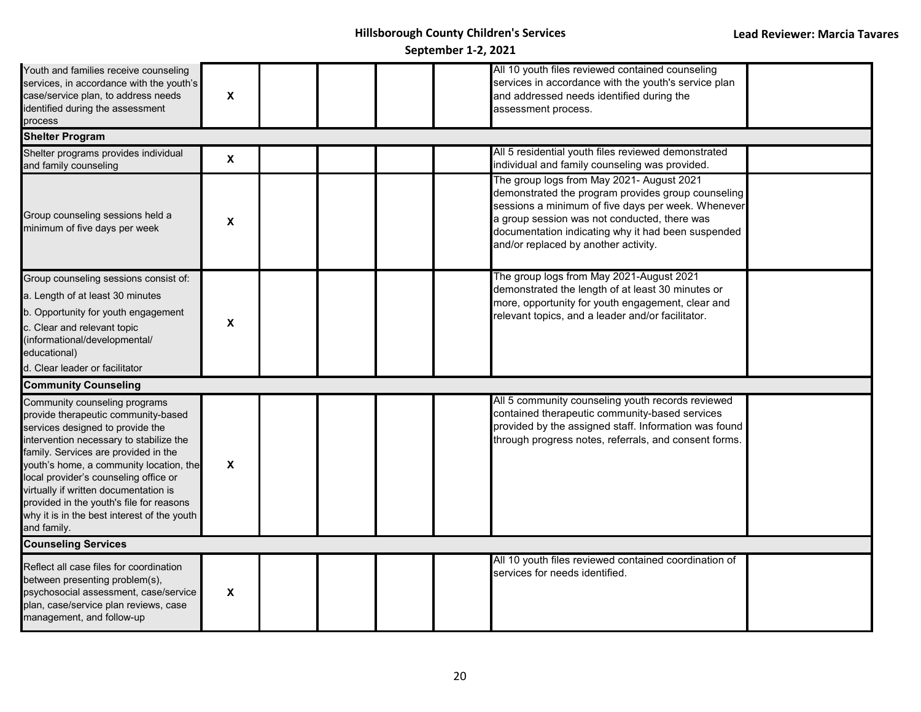| | | | | | | | |
|---|---|---|---|---|---|---|---|
| Youth and families receive counseling services, in accordance with the youth's case/service plan, to address needs identified during the assessment process | X | | | | | All 10 youth files reviewed contained counseling services in accordance with the youth's service plan and addressed needs identified during the assessment process. | |
| **Shelter Program** | | | | | | | |
| Shelter programs provides individual and family counseling | X | | | | | All 5 residential youth files reviewed demonstrated individual and family counseling was provided. | |
| Group counseling sessions held a minimum of five days per week | X | | | | | The group logs from May 2021- August 2021 demonstrated the program provides group counseling sessions a minimum of five days per week. Whenever a group session was not conducted, there was documentation indicating why it had been suspended and/or replaced by another activity. | |
| Group counseling sessions consist of:<br>a. Length of at least 30 minutes<br>b. Opportunity for youth engagement<br>c. Clear and relevant topic (informational/developmental/ educational)<br>d. Clear leader or facilitator | X | | | | | The group logs from May 2021-August 2021 demonstrated the length of at least 30 minutes or more, opportunity for youth engagement, clear and relevant topics, and a leader and/or facilitator. | |
| **Community Counseling** | | | | | | | |
| Community counseling programs provide therapeutic community-based services designed to provide the intervention necessary to stabilize the family. Services are provided in the youth's home, a community location, the local provider's counseling office or virtually if written documentation is provided in the youth's file for reasons why it is in the best interest of the youth and family. | X | | | | | All 5 community counseling youth records reviewed contained therapeutic community-based services provided by the assigned staff. Information was found through progress notes, referrals, and consent forms. | |
| **Counseling Services** | | | | | | | |
| Reflect all case files for coordination between presenting problem(s), psychosocial assessment, case/service plan, case/service plan reviews, case management, and follow-up | X | | | | | All 10 youth files reviewed contained coordination of services for needs identified. | |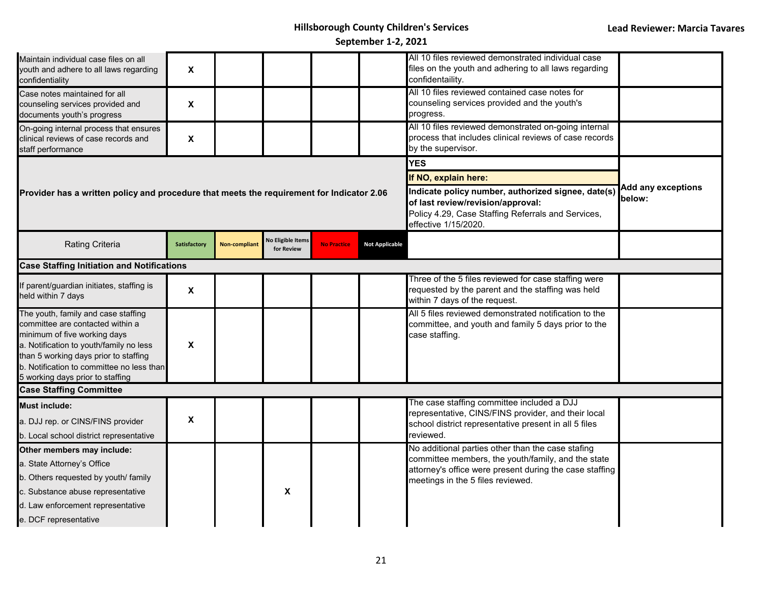| | Satisfactory | Non-compliant | No Eligible Items for Review | No Practice | Not Applicable | | |
|---|---|---|---|---|---|---|---|
| Maintain individual case files on all youth and adhere to all laws regarding confidentiality | X | | | | | All 10 files reviewed demonstrated individual case files on the youth and adhering to all laws regarding confidentaility. | |
| Case notes maintained for all counseling services provided and documents youth's progress | X | | | | | All 10 files reviewed contained case notes for counseling services provided and the youth's progress. | |
| On-going internal process that ensures clinical reviews of case records and staff performance | X | | | | | All 10 files reviewed demonstrated on-going internal process that includes clinical reviews of case records by the supervisor. | |
| **Provider has a written policy and procedure that meets the requirement for Indicator 2.06** | | | | | | **YES**<br>**If NO, explain here:**<br>**Indicate policy number, authorized signee, date(s) of last review/revision/approval:**<br>Policy 4.29, Case Staffing Referrals and Services, effective 1/15/2020. | **Add any exceptions below:** |
| Rating Criteria | Satisfactory | Non-compliant | No Eligible Items for Review | No Practice | Not Applicable | | |
| **Case Staffing Initiation and Notifications** | | | | | | | |
| If parent/guardian initiates, staffing is held within 7 days | X | | | | | Three of the 5 files reviewed for case staffing were requested by the parent and the staffing was held within 7 days of the request. | |
| The youth, family and case staffing committee are contacted within a minimum of five working days<br>a. Notification to youth/family no less than 5 working days prior to staffing<br>b. Notification to committee no less than 5 working days prior to staffing | X | | | | | All 5 files reviewed demonstrated notification to the committee, and youth and family 5 days prior to the case staffing. | |
| **Case Staffing Committee** | | | | | | | |
| **Must include:**<br>a. DJJ rep. or CINS/FINS provider<br>b. Local school district representative | X | | | | | The case staffing committee included a DJJ representative, CINS/FINS provider, and their local school district representative present in all 5 files reviewed. | |
| **Other members may include:**<br>a. State Attorney's Office<br>b. Others requested by youth/ family<br>c. Substance abuse representative<br>d. Law enforcement representative<br>e. DCF representative | | | X | | | No additional parties other than the case stafing committee members, the youth/family, and the state attorney's office were present during the case staffing meetings in the 5 files reviewed. | |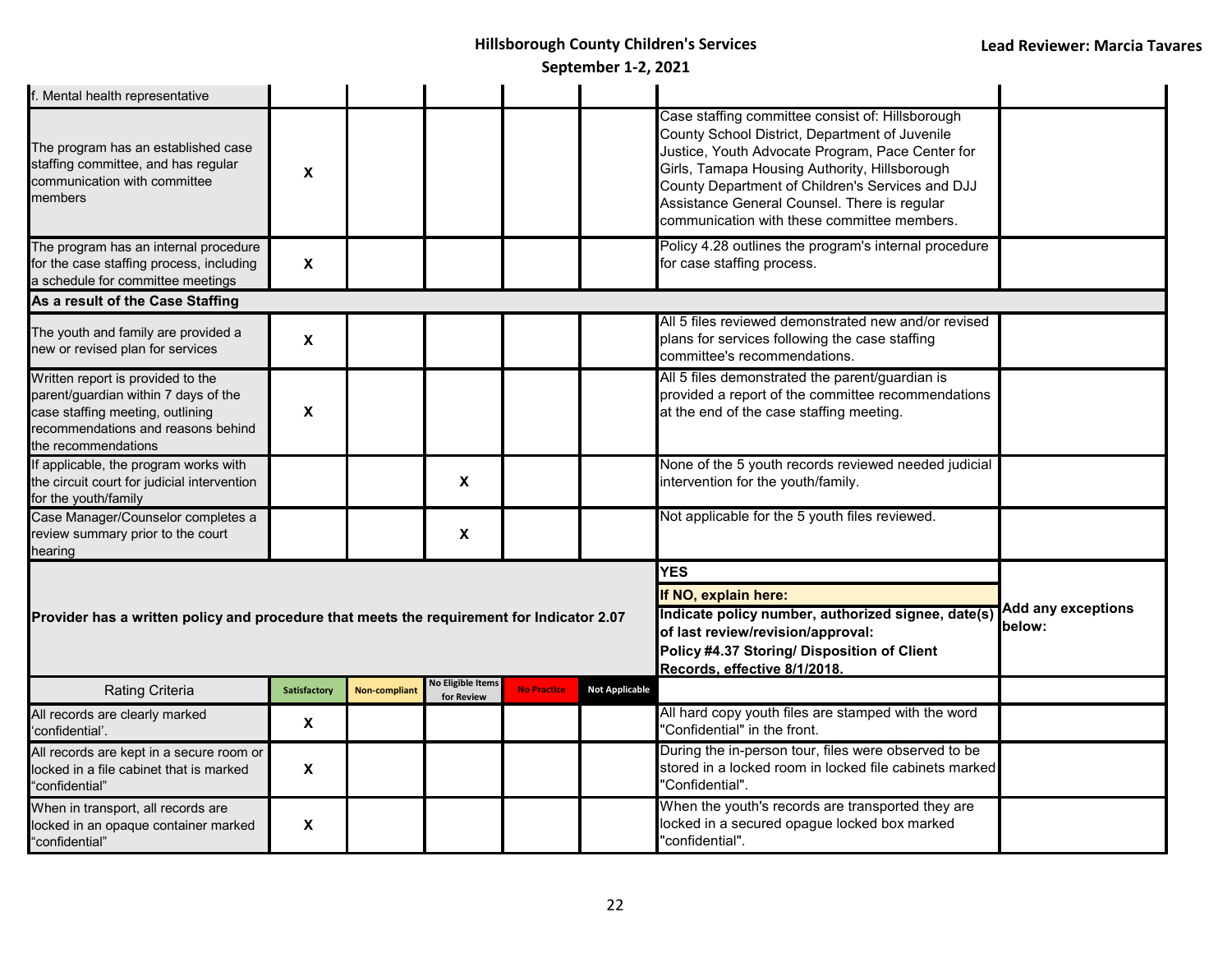| | | | | | | | |
|---|---|---|---|---|---|---|---|
| f. Mental health representative | | | | | | | |
| The program has an established case staffing committee, and has regular communication with committee members | X | | | | | Case staffing committee consist of: Hillsborough County School District, Department of Juvenile Justice, Youth Advocate Program, Pace Center for Girls, Tamapa Housing Authority, Hillsborough County Department of Children's Services and DJJ Assistance General Counsel. There is regular communication with these committee members. | |
| The program has an internal procedure for the case staffing process, including a schedule for committee meetings | X | | | | | Policy 4.28 outlines the program's internal procedure for case staffing process. | |
| **As a result of the Case Staffing** | | | | | | | |
| The youth and family are provided a new or revised plan for services | X | | | | | All 5 files reviewed demonstrated new and/or revised plans for services following the case staffing committee's recommendations. | |
| Written report is provided to the parent/guardian within 7 days of the case staffing meeting, outlining recommendations and reasons behind the recommendations | X | | | | | All 5 files demonstrated the parent/guardian is provided a report of the committee recommendations at the end of the case staffing meeting. | |
| If applicable, the program works with the circuit court for judicial intervention for the youth/family | | | X | | | None of the 5 youth records reviewed needed judicial intervention for the youth/family. | |
| Case Manager/Counselor completes a review summary prior to the court hearing | | | X | | | Not applicable for the 5 youth files reviewed. | |

| | | | | | | | |
|---|---|---|---|---|---|---|---|
| **Provider has a written policy and procedure that meets the requirement for Indicator 2.07** | | | | | | **YES**<br>**If NO, explain here:**<br>**Indicate policy number, authorized signee, date(s) of last review/revision/approval:**<br>**Policy #4.37 Storing/ Disposition of Client Records, effective 8/1/2018.** | **Add any exceptions below:** |
| Rating Criteria | **Satisfactory** | **Non-compliant** | **No Eligible Items for Review** | **No Practice** | **Not Applicable** | | |
| All records are clearly marked 'confidential'. | X | | | | | All hard copy youth files are stamped with the word "Confidential" in the front. | |
| All records are kept in a secure room or locked in a file cabinet that is marked "confidential" | X | | | | | During the in-person tour, files were observed to be stored in a locked room in locked file cabinets marked "Confidential". | |
| When in transport, all records are locked in an opaque container marked "confidential" | X | | | | | When the youth's records are transported they are locked in a secured opague locked box marked "confidential". | |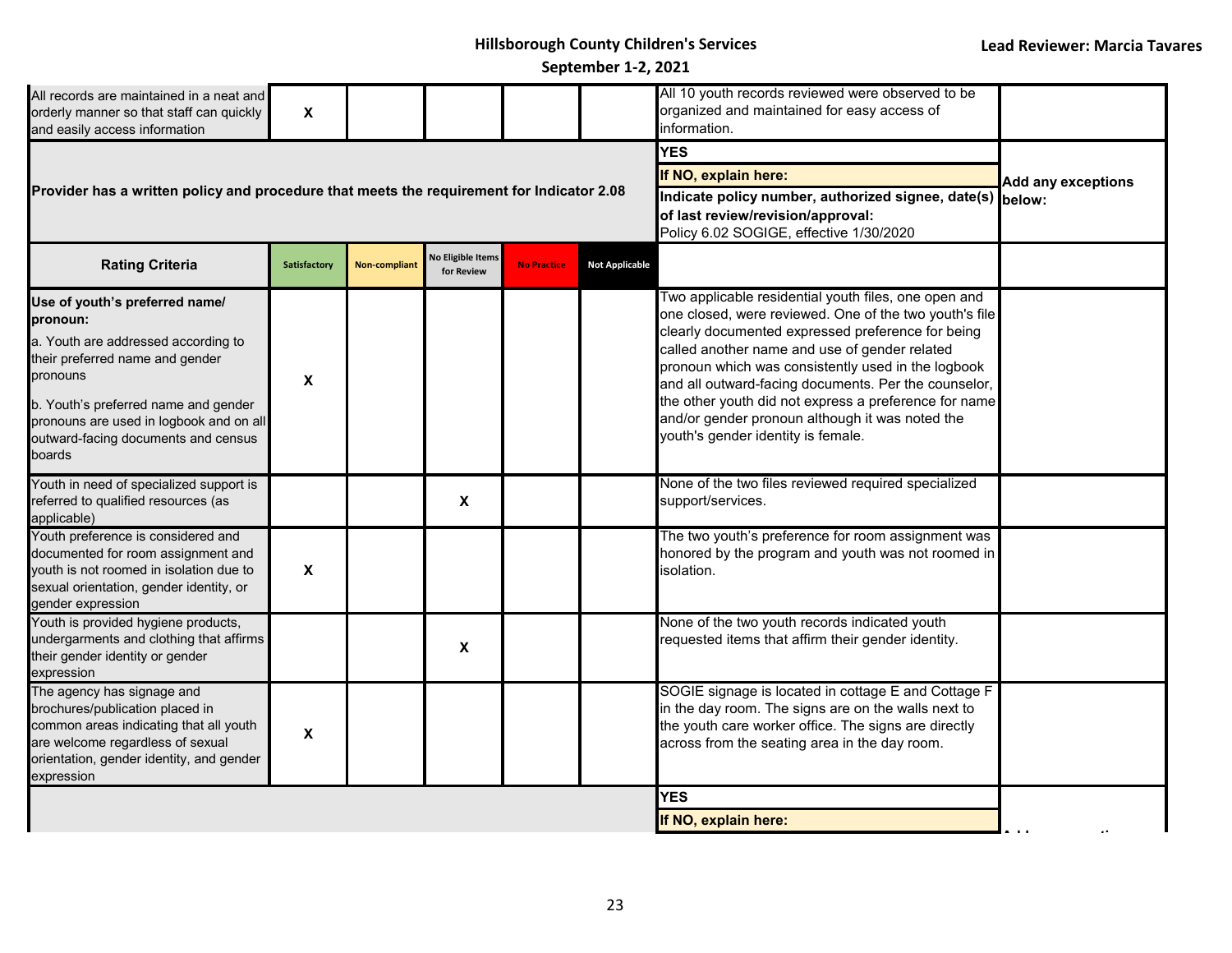| | | | | | | | |
|---|---|---|---|---|---|---|---|
| All records are maintained in a neat and orderly manner so that staff can quickly and easily access information | X | | | | | All 10 youth records reviewed were observed to be organized and maintained for easy access of information. | |
| **Provider has a written policy and procedure that meets the requirement for Indicator 2.08** | | | | | | **YES**<br>**If NO, explain here:**<br>**Indicate policy number, authorized signee, date(s) of last review/revision/approval:**<br>Policy 6.02 SOGIGE, effective 1/30/2020 | **Add any exceptions below:** |
| **Rating Criteria** | **Satisfactory** | **Non-compliant** | **No Eligible Items for Review** | **No Practice** | **Not Applicable** | | |
| **Use of youth's preferred name/ pronoun:**<br>a. Youth are addressed according to their preferred name and gender pronouns<br>b. Youth's preferred name and gender pronouns are used in logbook and on all outward-facing documents and census boards | X | | | | | Two applicable residential youth files, one open and one closed, were reviewed. One of the two youth's file clearly documented expressed preference for being called another name and use of gender related pronoun which was consistently used in the logbook and all outward-facing documents. Per the counselor, the other youth did not express a preference for name and/or gender pronoun although it was noted the youth's gender identity is female. | |
| Youth in need of specialized support is referred to qualified resources (as applicable) | | | X | | | None of the two files reviewed required specialized support/services. | |
| Youth preference is considered and documented for room assignment and youth is not roomed in isolation due to sexual orientation, gender identity, or gender expression | X | | | | | The two youth's preference for room assignment was honored by the program and youth was not roomed in isolation. | |
| Youth is provided hygiene products, undergarments and clothing that affirms their gender identity or gender expression | | | X | | | None of the two youth records indicated youth requested items that affirm their gender identity. | |
| The agency has signage and brochures/publication placed in common areas indicating that all youth are welcome regardless of sexual orientation, gender identity, and gender expression | X | | | | | SOGIE signage is located in cottage E and Cottage F in the day room. The signs are on the walls next to the youth care worker office. The signs are directly across from the seating area in the day room. | |
| | | | | | | **YES**<br>**If NO, explain here:** | |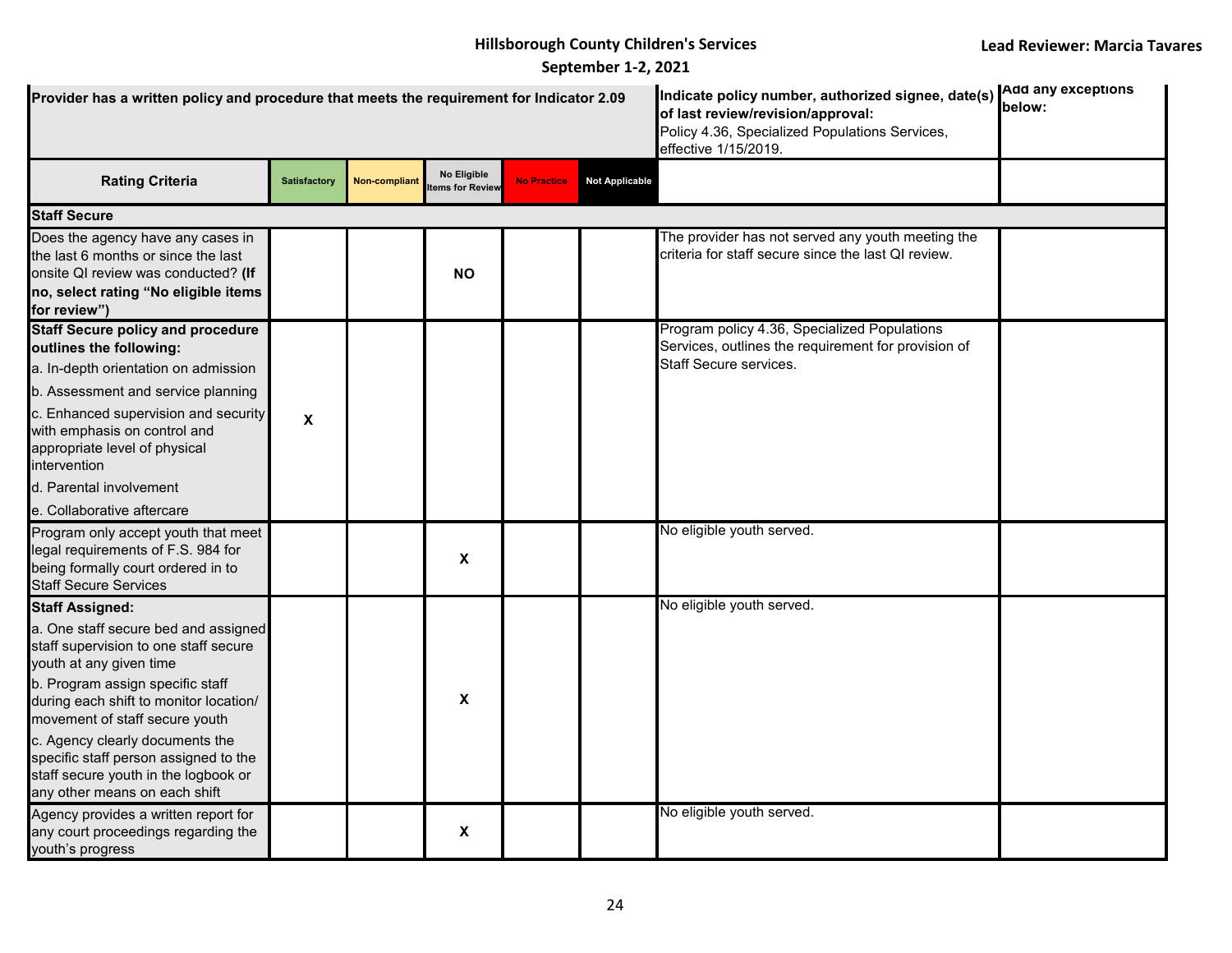| Provider has a written policy and procedure that meets the requirement for Indicator 2.09 | | | | | | Indicate policy number, authorized signee, date(s) of last review/revision/approval: Policy 4.36, Specialized Populations Services, effective 1/15/2019. | Add any exceptions below: |
|---|---|---|---|---|---|---|---|
| **Rating Criteria** | Satisfactory | Non-compliant | No Eligible Items for Review | No Practice | Not Applicable | | |
| **Staff Secure** | | | | | | | |
| Does the agency have any cases in the last 6 months or since the last onsite QI review was conducted? **(If no, select rating "No eligible items for review")** | | | NO | | | The provider has not served any youth meeting the criteria for staff secure since the last QI review. | |
| **Staff Secure policy and procedure outlines the following:** a. In-depth orientation on admission b. Assessment and service planning c. Enhanced supervision and security with emphasis on control and appropriate level of physical intervention d. Parental involvement e. Collaborative aftercare | X | | | | | Program policy 4.36, Specialized Populations Services, outlines the requirement for provision of Staff Secure services. | |
| Program only accept youth that meet legal requirements of F.S. 984 for being formally court ordered in to Staff Secure Services | | | X | | | No eligible youth served. | |
| **Staff Assigned:** a. One staff secure bed and assigned staff supervision to one staff secure youth at any given time b. Program assign specific staff during each shift to monitor location/ movement of staff secure youth c. Agency clearly documents the specific staff person assigned to the staff secure youth in the logbook or any other means on each shift | | | X | | | No eligible youth served. | |
| Agency provides a written report for any court proceedings regarding the youth's progress | | | X | | | No eligible youth served. | |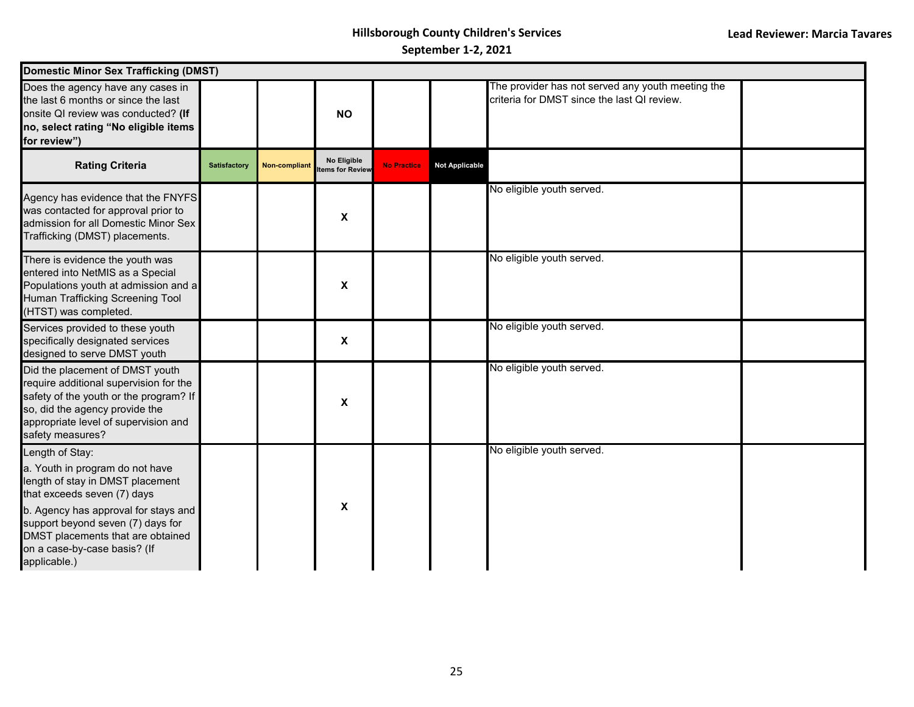| Domestic Minor Sex Trafficking (DMST) | | | | | | | |
|---|---|---|---|---|---|---|---|
| Does the agency have any cases in the last 6 months or since the last onsite QI review was conducted? **(If no, select rating "No eligible items for review")** | | | **NO** | | | The provider has not served any youth meeting the criteria for DMST since the last QI review. | |
| **Rating Criteria** | **Satisfactory** | **Non-compliant** | **No Eligible Items for Review** | **No Practice** | **Not Applicable** | | |
| Agency has evidence that the FNYFS was contacted for approval prior to admission for all Domestic Minor Sex Trafficking (DMST) placements. | | | **X** | | | No eligible youth served. | |
| There is evidence the youth was entered into NetMIS as a Special Populations youth at admission and a Human Trafficking Screening Tool (HTST) was completed. | | | **X** | | | No eligible youth served. | |
| Services provided to these youth specifically designated services designed to serve DMST youth | | | **X** | | | No eligible youth served. | |
| Did the placement of DMST youth require additional supervision for the safety of the youth or the program? If so, did the agency provide the appropriate level of supervision and safety measures? | | | **X** | | | No eligible youth served. | |
| Length of Stay:<br>a. Youth in program do not have length of stay in DMST placement that exceeds seven (7) days<br>b. Agency has approval for stays and support beyond seven (7) days for DMST placements that are obtained on a case-by-case basis? (If applicable.) | | | **X** | | | No eligible youth served. | |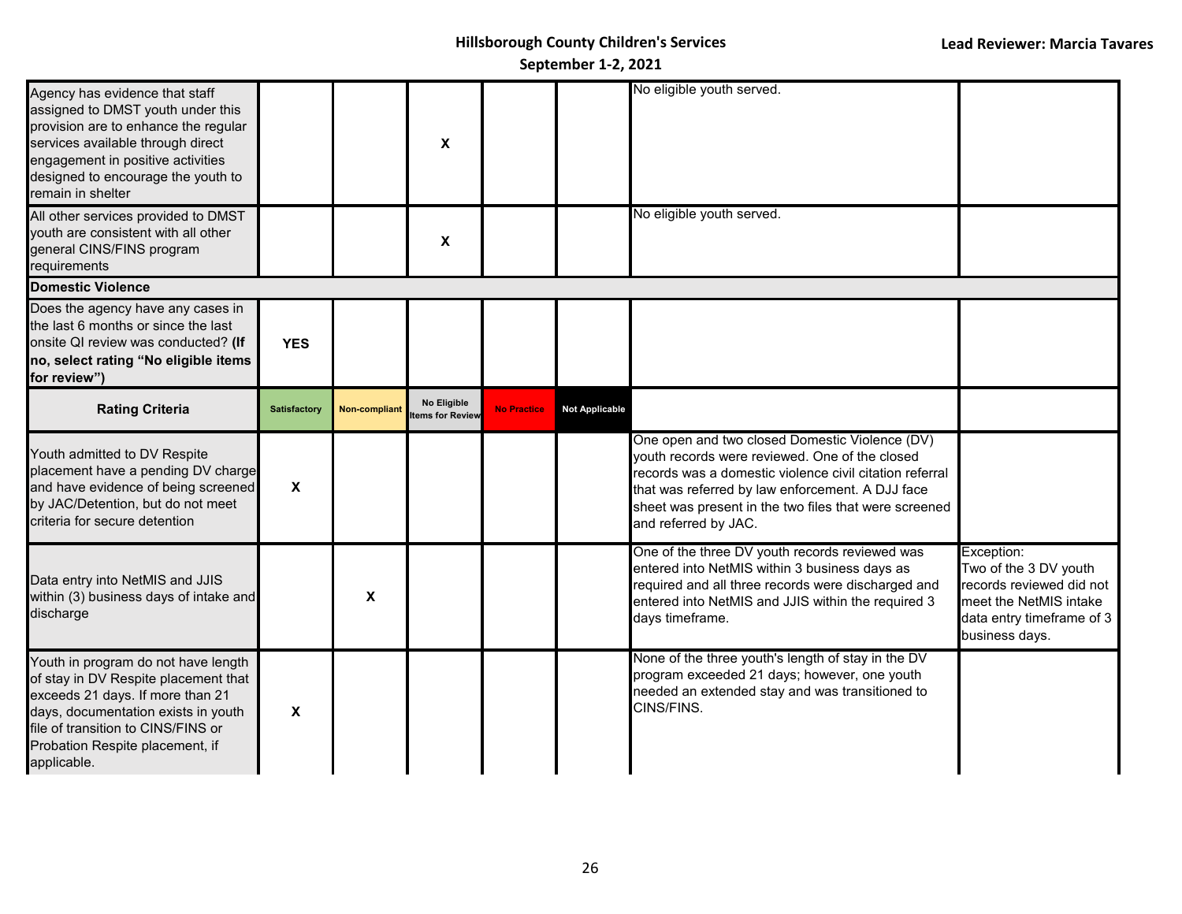| | | | | | | | |
|---|---|---|---|---|---|---|---|
| Agency has evidence that staff assigned to DMST youth under this provision are to enhance the regular services available through direct engagement in positive activities designed to encourage the youth to remain in shelter | | | X | | | No eligible youth served. | |
| All other services provided to DMST youth are consistent with all other general CINS/FINS program requirements | | | X | | | No eligible youth served. | |
| **Domestic Violence** | | | | | | | |
| Does the agency have any cases in the last 6 months or since the last onsite QI review was conducted? **(If no, select rating "No eligible items for review")** | **YES** | | | | | | |
| **Rating Criteria** | **Satisfactory** | **Non-compliant** | **No Eligible Items for Review** | **No Practice** | **Not Applicable** | | |
| Youth admitted to DV Respite placement have a pending DV charge and have evidence of being screened by JAC/Detention, but do not meet criteria for secure detention | X | | | | | One open and two closed Domestic Violence (DV) youth records were reviewed. One of the closed records was a domestic violence civil citation referral that was referred by law enforcement. A DJJ face sheet was present in the two files that were screened and referred by JAC. | |
| Data entry into NetMIS and JJIS within (3) business days of intake and discharge | | X | | | | One of the three DV youth records reviewed was entered into NetMIS within 3 business days as required and all three records were discharged and entered into NetMIS and JJIS within the required 3 days timeframe. | Exception: Two of the 3 DV youth records reviewed did not meet the NetMIS intake data entry timeframe of 3 business days. |
| Youth in program do not have length of stay in DV Respite placement that exceeds 21 days. If more than 21 days, documentation exists in youth file of transition to CINS/FINS or Probation Respite placement, if applicable. | X | | | | | None of the three youth's length of stay in the DV program exceeded 21 days; however, one youth needed an extended stay and was transitioned to CINS/FINS. | |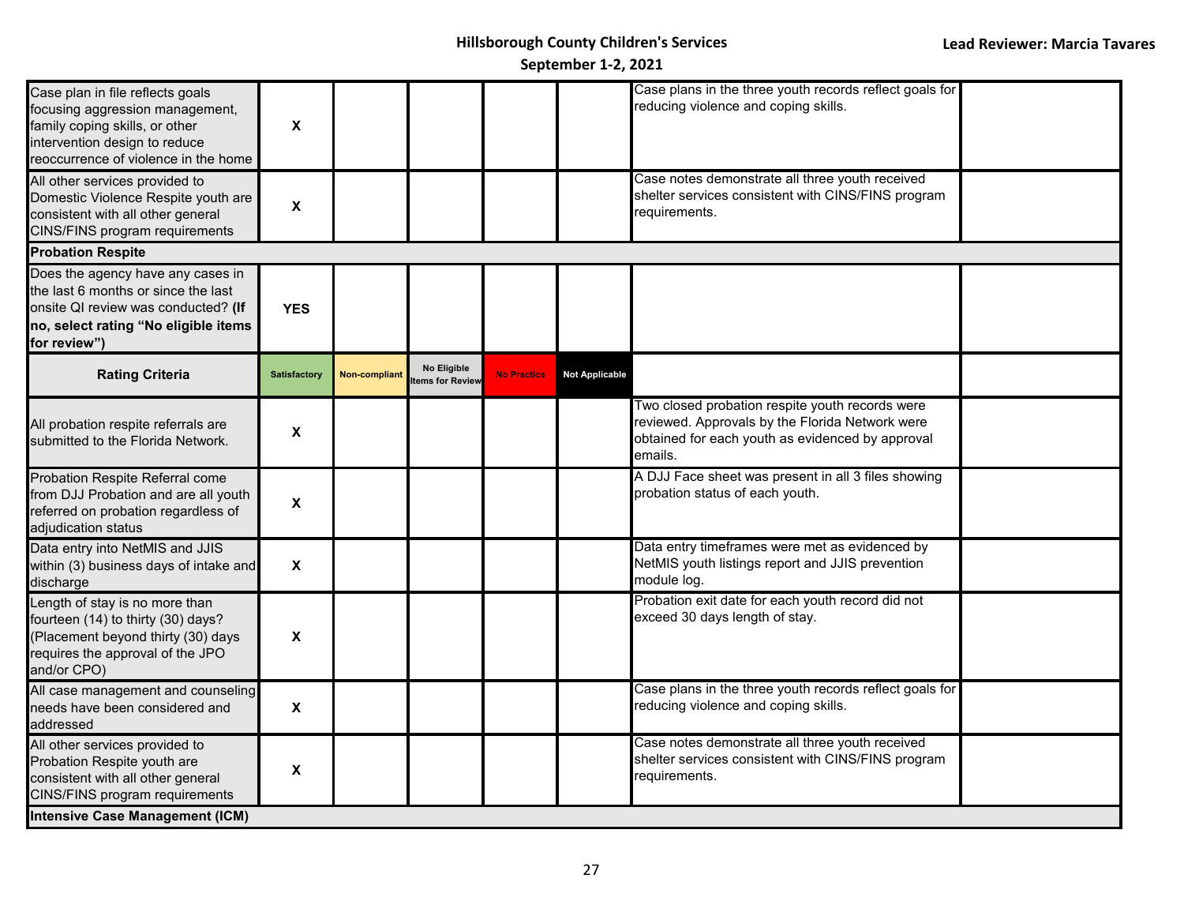| | | | | | | | |
|---|---|---|---|---|---|---|---|
| Case plan in file reflects goals focusing aggression management, family coping skills, or other intervention design to reduce reoccurrence of violence in the home | X | | | | | Case plans in the three youth records reflect goals for reducing violence and coping skills. | |
| All other services provided to Domestic Violence Respite youth are consistent with all other general CINS/FINS program requirements | X | | | | | Case notes demonstrate all three youth received shelter services consistent with CINS/FINS program requirements. | |
| **Probation Respite** | | | | | | | |
| Does the agency have any cases in the last 6 months or since the last onsite QI review was conducted? **(If no, select rating "No eligible items for review")** | **YES** | | | | | | |
| **Rating Criteria** | Satisfactory | Non-compliant | No Eligible Items for Review | No Practice | Not Applicable | | |
| All probation respite referrals are submitted to the Florida Network. | X | | | | | Two closed probation respite youth records were reviewed. Approvals by the Florida Network were obtained for each youth as evidenced by approval emails. | |
| Probation Respite Referral come from DJJ Probation and are all youth referred on probation regardless of adjudication status | X | | | | | A DJJ Face sheet was present in all 3 files showing probation status of each youth. | |
| Data entry into NetMIS and JJIS within (3) business days of intake and discharge | X | | | | | Data entry timeframes were met as evidenced by NetMIS youth listings report and JJIS prevention module log. | |
| Length of stay is no more than fourteen (14) to thirty (30) days? (Placement beyond thirty (30) days requires the approval of the JPO and/or CPO) | X | | | | | Probation exit date for each youth record did not exceed 30 days length of stay. | |
| All case management and counseling needs have been considered and addressed | X | | | | | Case plans in the three youth records reflect goals for reducing violence and coping skills. | |
| All other services provided to Probation Respite youth are consistent with all other general CINS/FINS program requirements | X | | | | | Case notes demonstrate all three youth received shelter services consistent with CINS/FINS program requirements. | |
| **Intensive Case Management (ICM)** | | | | | | | |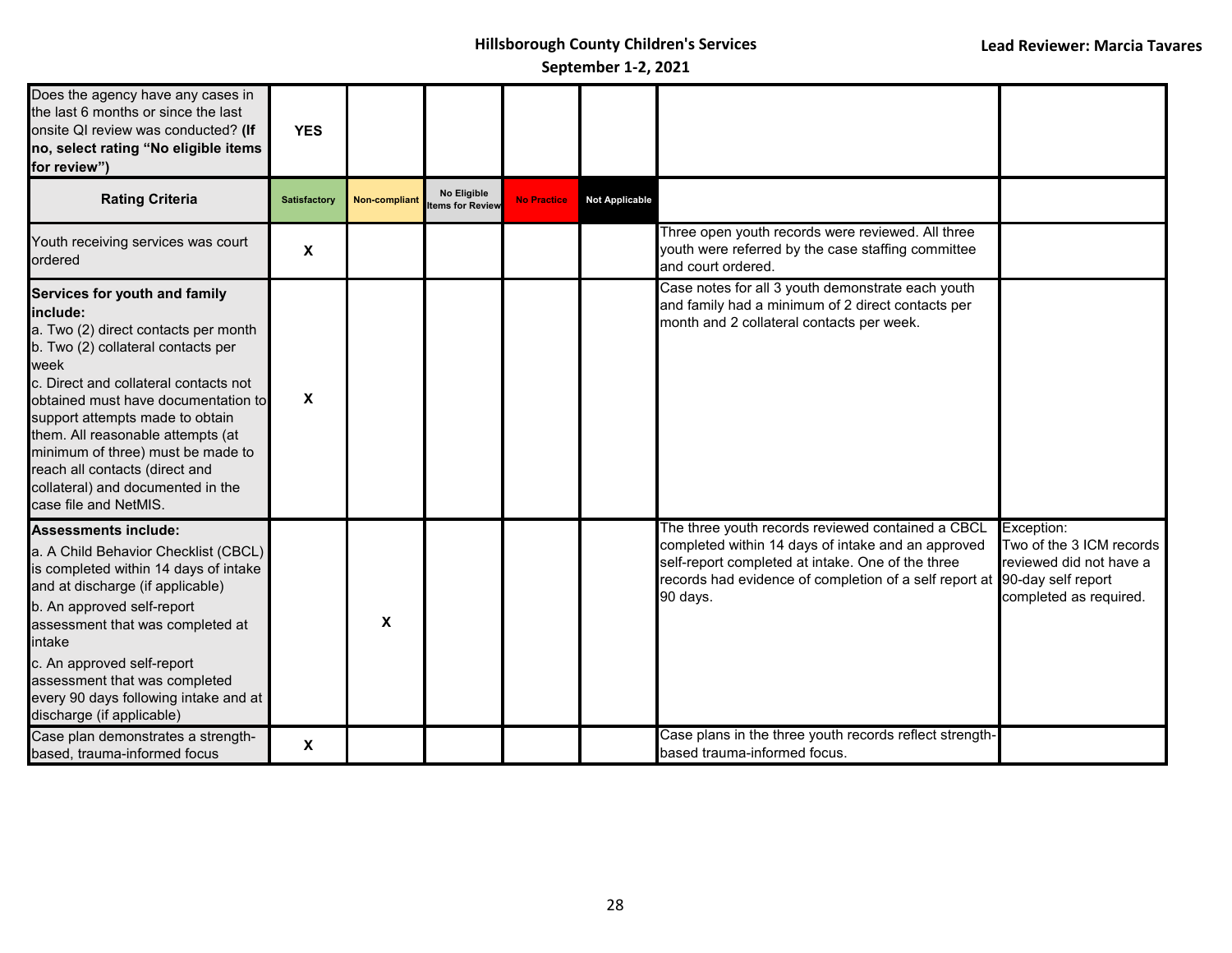| Does the agency have any cases in the last 6 months or since the last onsite QI review was conducted? **(If no, select rating "No eligible items for review")** | **YES** | | | | | | |
|---|---|---|---|---|---|---|---|
| **Rating Criteria** | Satisfactory | Non-compliant | No Eligible Items for Review | No Practice | Not Applicable | | |
| Youth receiving services was court ordered | **X** | | | | | Three open youth records were reviewed. All three youth were referred by the case staffing committee and court ordered. | |
| **Services for youth and family include:** a. Two (2) direct contacts per month b. Two (2) collateral contacts per week c. Direct and collateral contacts not obtained must have documentation to support attempts made to obtain them. All reasonable attempts (at minimum of three) must be made to reach all contacts (direct and collateral) and documented in the case file and NetMIS. | **X** | | | | | Case notes for all 3 youth demonstrate each youth and family had a minimum of 2 direct contacts per month and 2 collateral contacts per week. | |
| **Assessments include:** a. A Child Behavior Checklist (CBCL) is completed within 14 days of intake and at discharge (if applicable) b. An approved self-report assessment that was completed at intake c. An approved self-report assessment that was completed every 90 days following intake and at discharge (if applicable) | | **X** | | | | The three youth records reviewed contained a CBCL completed within 14 days of intake and an approved self-report completed at intake. One of the three records had evidence of completion of a self report at 90 days. | Exception: Two of the 3 ICM records reviewed did not have a 90-day self report completed as required. |
| Case plan demonstrates a strength-based, trauma-informed focus | **X** | | | | | Case plans in the three youth records reflect strength-based trauma-informed focus. | |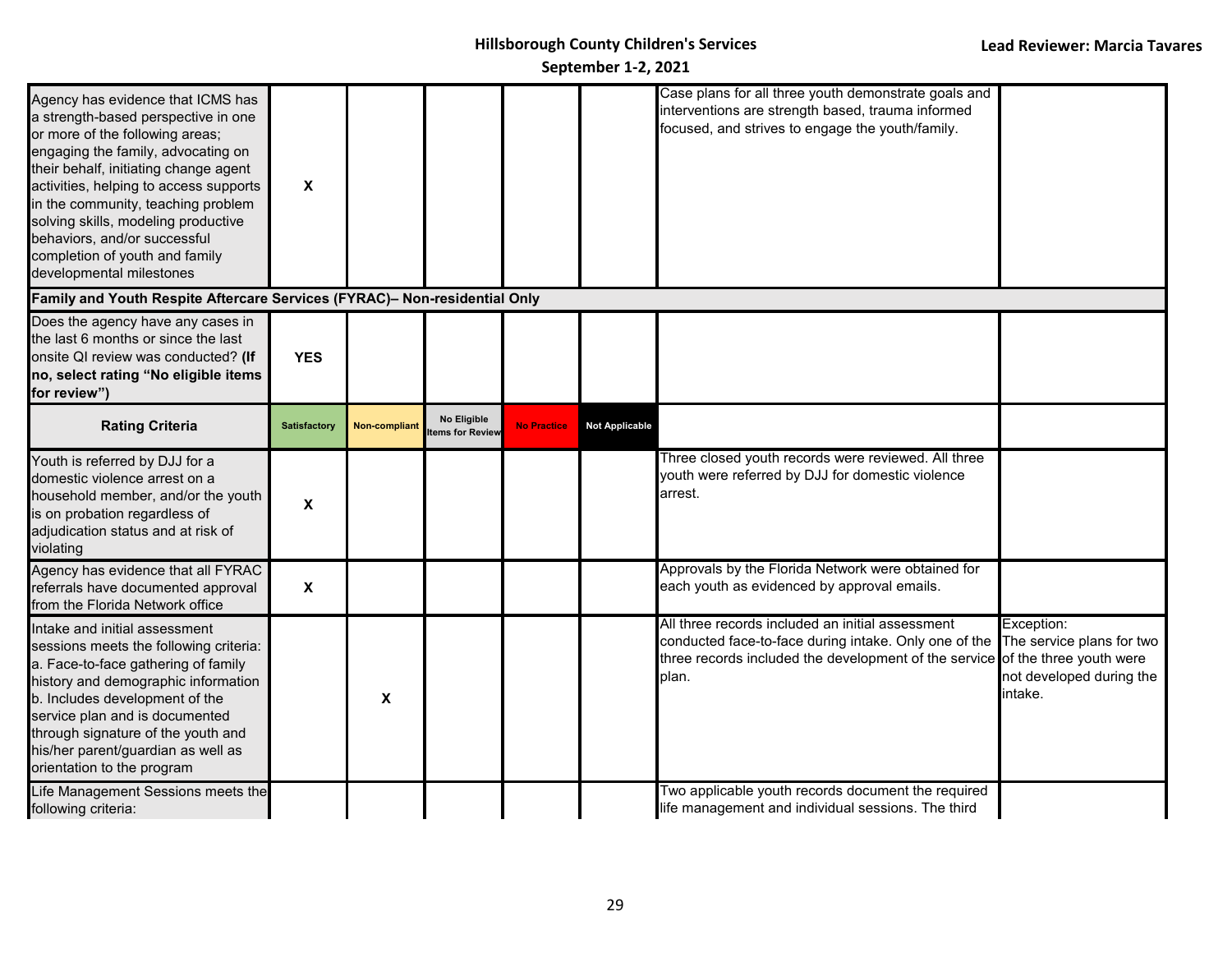| Agency has evidence that ICMS has a strength-based perspective in one or more of the following areas; engaging the family, advocating on their behalf, initiating change agent activities, helping to access supports in the community, teaching problem solving skills, modeling productive behaviors, and/or successful completion of youth and family developmental milestones | X | | | | | Case plans for all three youth demonstrate goals and interventions are strength based, trauma informed focused, and strives to engage the youth/family. | |
|---|---|---|---|---|---|---|---|
| **Family and Youth Respite Aftercare Services (FYRAC)– Non-residential Only** | | | | | | | |
| Does the agency have any cases in the last 6 months or since the last onsite QI review was conducted? **(If no, select rating "No eligible items for review")** | **YES** | | | | | | |
| **Rating Criteria** | **Satisfactory** | **Non-compliant** | **No Eligible Items for Review** | **No Practice** | **Not Applicable** | | |
| Youth is referred by DJJ for a domestic violence arrest on a household member, and/or the youth is on probation regardless of adjudication status and at risk of violating | X | | | | | Three closed youth records were reviewed. All three youth were referred by DJJ for domestic violence arrest. | |
| Agency has evidence that all FYRAC referrals have documented approval from the Florida Network office | X | | | | | Approvals by the Florida Network were obtained for each youth as evidenced by approval emails. | |
| Intake and initial assessment sessions meets the following criteria:<br>a. Face-to-face gathering of family history and demographic information<br>b. Includes development of the service plan and is documented through signature of the youth and his/her parent/guardian as well as orientation to the program | | X | | | | All three records included an initial assessment conducted face-to-face during intake. Only one of the three records included the development of the service plan. | Exception:<br>The service plans for two of the three youth were not developed during the intake. |
| Life Management Sessions meets the following criteria: | | | | | | Two applicable youth records document the required life management and individual sessions. The third | |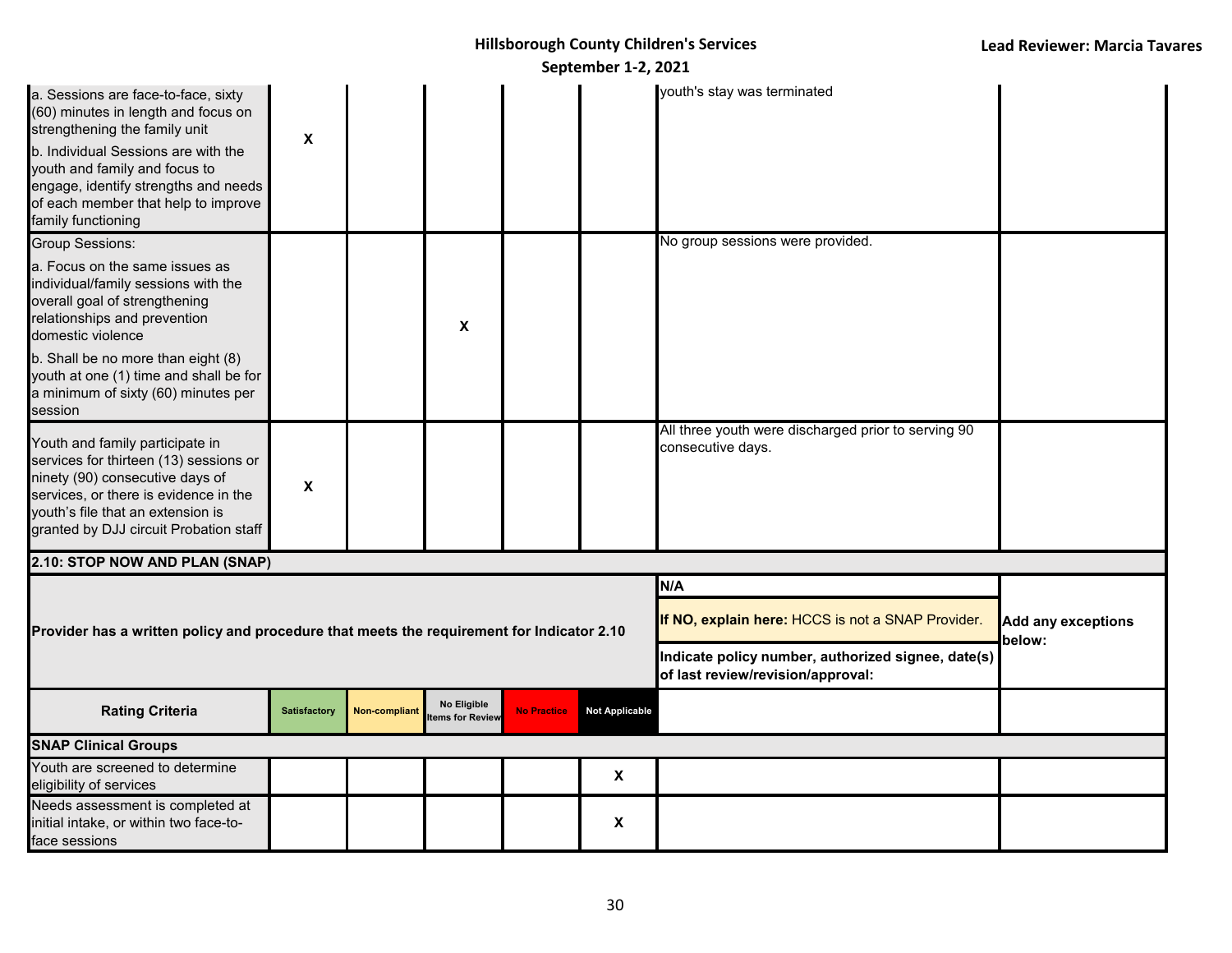| | | | | | | | |
|---|---|---|---|---|---|---|---|
| a. Sessions are face-to-face, sixty (60) minutes in length and focus on strengthening the family unit<br>b. Individual Sessions are with the youth and family and focus to engage, identify strengths and needs of each member that help to improve family functioning | X | | | | | youth's stay was terminated | |
| Group Sessions:<br>a. Focus on the same issues as individual/family sessions with the overall goal of strengthening relationships and prevention domestic violence<br>b. Shall be no more than eight (8) youth at one (1) time and shall be for a minimum of sixty (60) minutes per session | | | X | | | No group sessions were provided. | |
| Youth and family participate in services for thirteen (13) sessions or ninety (90) consecutive days of services, or there is evidence in the youth's file that an extension is granted by DJJ circuit Probation staff | X | | | | | All three youth were discharged prior to serving 90 consecutive days. | |
| **2.10: STOP NOW AND PLAN (SNAP)** | | | | | | | |
| **Provider has a written policy and procedure that meets the requirement for Indicator 2.10** | | | | | | **N/A**<br>**If NO, explain here:** HCCS is not a SNAP Provider.<br>**Indicate policy number, authorized signee, date(s) of last review/revision/approval:** | **Add any exceptions below:** |
| **Rating Criteria** | Satisfactory | Non-compliant | No Eligible Items for Review | No Practice | Not Applicable | | |
| **SNAP Clinical Groups** | | | | | | | |
| Youth are screened to determine eligibility of services | | | | | X | | |
| Needs assessment is completed at initial intake, or within two face-to-face sessions | | | | | X | | |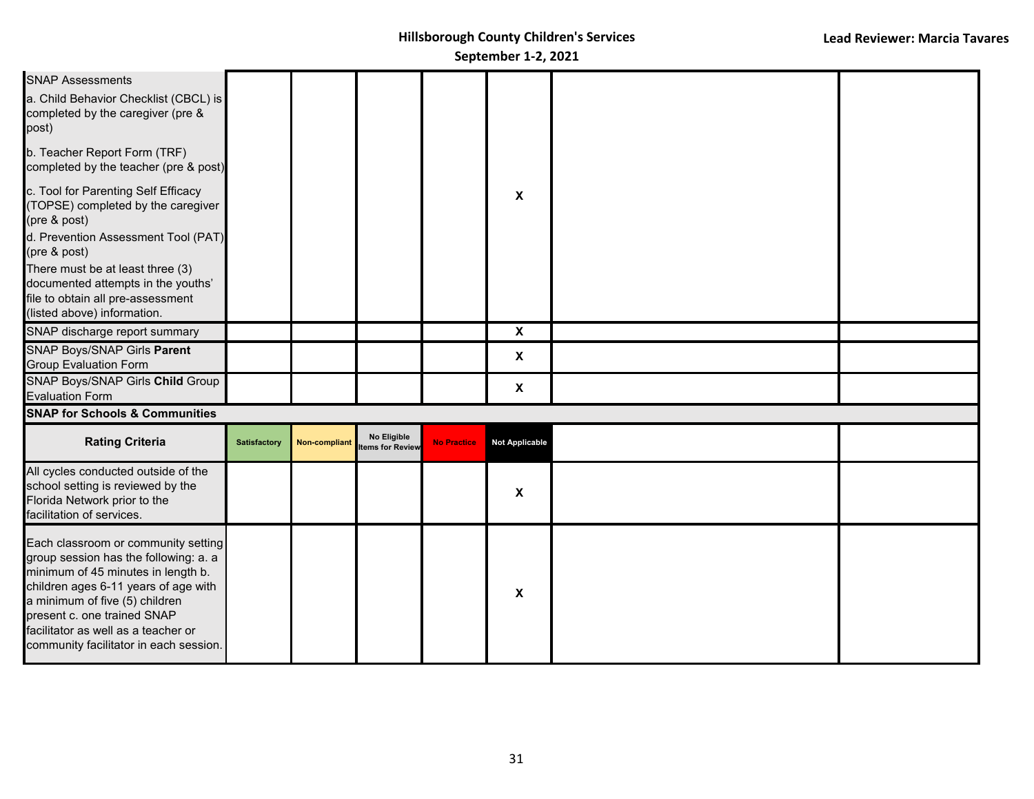| | | | | | | | |
|---|---|---|---|---|---|---|---|
| SNAP Assessments<br>a. Child Behavior Checklist (CBCL) is completed by the caregiver (pre & post)<br>b. Teacher Report Form (TRF) completed by the teacher (pre & post)<br>c. Tool for Parenting Self Efficacy (TOPSE) completed by the caregiver (pre & post)<br>d. Prevention Assessment Tool (PAT) (pre & post)<br>There must be at least three (3) documented attempts in the youths' file to obtain all pre-assessment (listed above) information. | | | | | X | | |
| SNAP discharge report summary | | | | | X | | |
| SNAP Boys/SNAP Girls **Parent** Group Evaluation Form | | | | | X | | |
| SNAP Boys/SNAP Girls **Child** Group Evaluation Form | | | | | X | | |
| **SNAP for Schools & Communities** | | | | | | | |
| **Rating Criteria** | Satisfactory | Non-compliant | No Eligible Items for Review | No Practice | Not Applicable | | |
| All cycles conducted outside of the school setting is reviewed by the Florida Network prior to the facilitation of services. | | | | | X | | |
| Each classroom or community setting group session has the following: a. a minimum of 45 minutes in length b. children ages 6-11 years of age with a minimum of five (5) children present c. one trained SNAP facilitator as well as a teacher or community facilitator in each session. | | | | | X | | |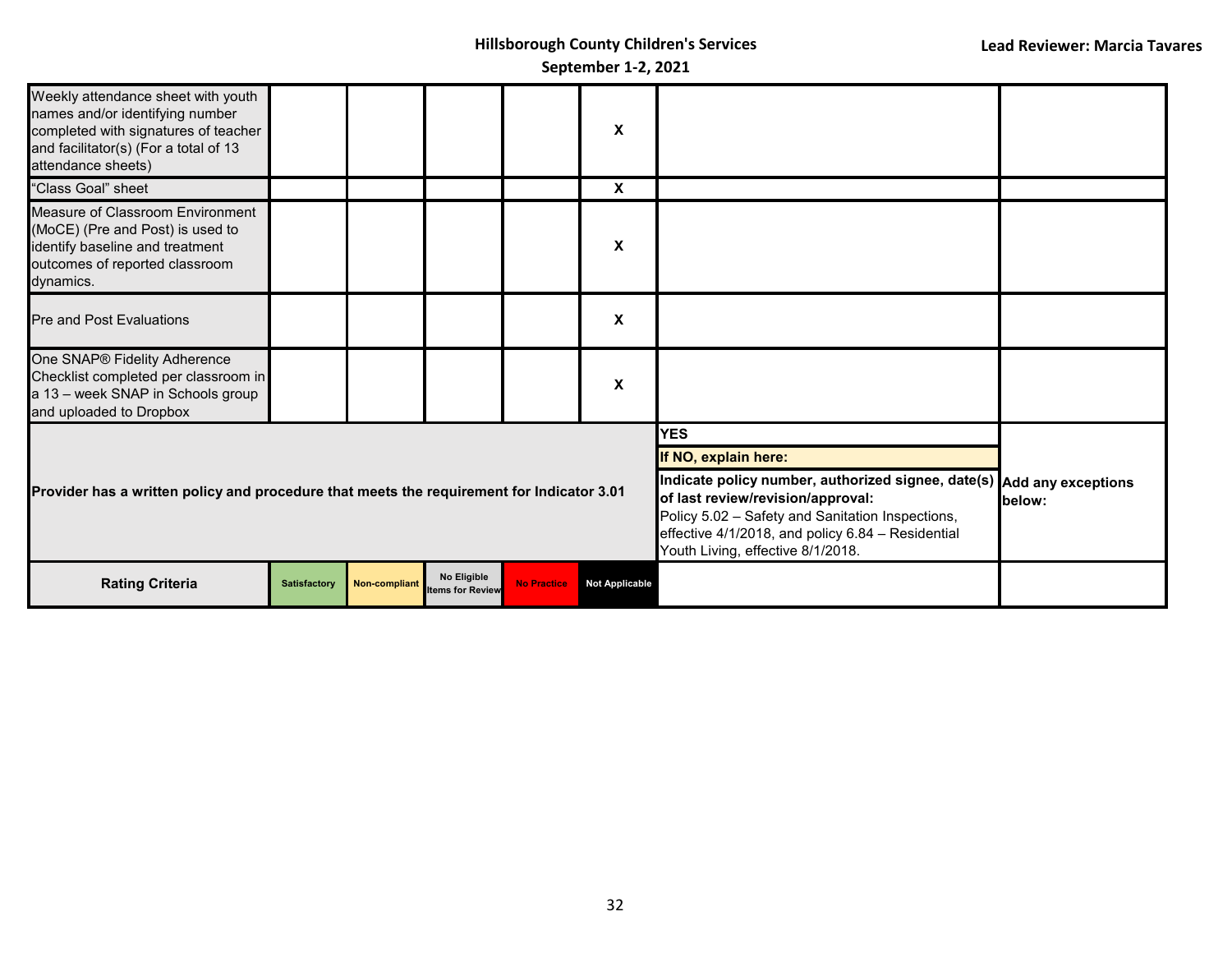| | | | | | | | |
|---|---|---|---|---|---|---|---|
| Weekly attendance sheet with youth names and/or identifying number completed with signatures of teacher and facilitator(s) (For a total of 13 attendance sheets) | | | | | X | | |
| "Class Goal" sheet | | | | | X | | |
| Measure of Classroom Environment (MoCE) (Pre and Post) is used to identify baseline and treatment outcomes of reported classroom dynamics. | | | | | X | | |
| Pre and Post Evaluations | | | | | X | | |
| One SNAP® Fidelity Adherence Checklist completed per classroom in a 13 – week SNAP in Schools group and uploaded to Dropbox | | | | | X | | |
| **Provider has a written policy and procedure that meets the requirement for Indicator 3.01** | | | | | | **YES**<br>**If NO, explain here:**<br>**Indicate policy number, authorized signee, date(s) of last review/revision/approval:**<br>Policy 5.02 – Safety and Sanitation Inspections, effective 4/1/2018, and policy 6.84 – Residential Youth Living, effective 8/1/2018. | **Add any exceptions below:** |
| **Rating Criteria** | Satisfactory | Non-compliant | No Eligible Items for Review | No Practice | Not Applicable | | |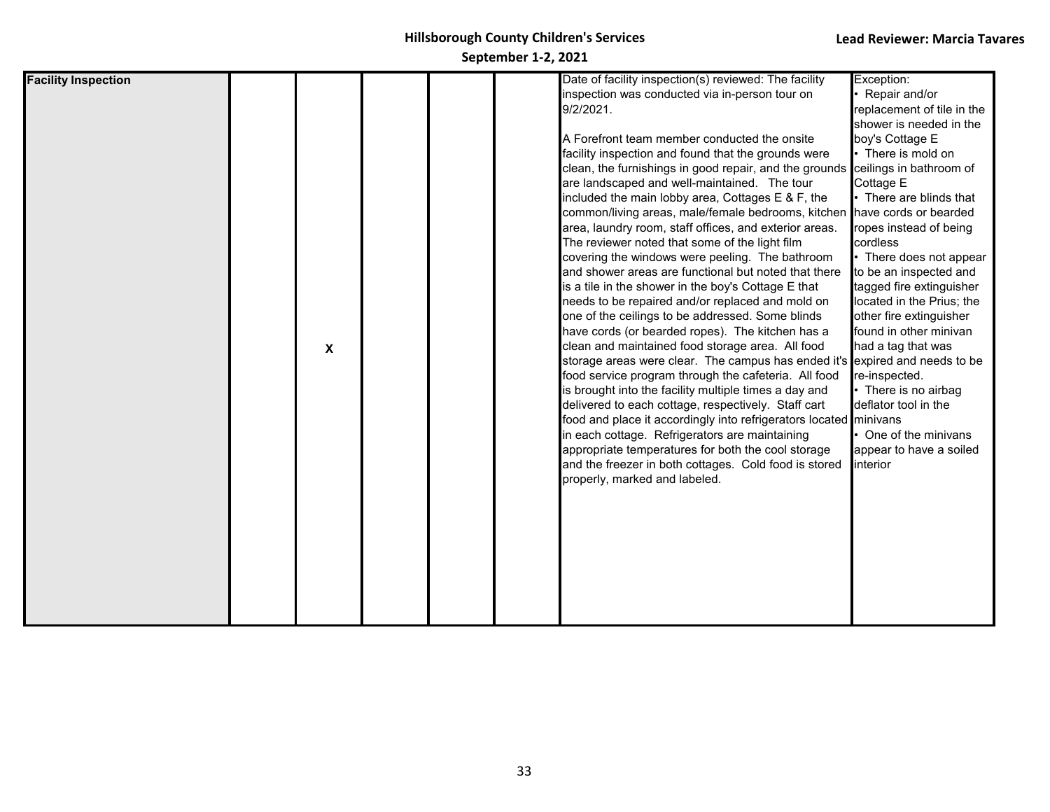| Facility Inspection | | X | | | | Date of facility inspection(s) reviewed: The facility inspection was conducted via in-person tour on 9/2/2021.<br><br>A Forefront team member conducted the onsite facility inspection and found that the grounds were clean, the furnishings in good repair, and the grounds are landscaped and well-maintained. The tour included the main lobby area, Cottages E & F, the common/living areas, male/female bedrooms, kitchen area, laundry room, staff offices, and exterior areas. The reviewer noted that some of the light film covering the windows were peeling. The bathroom and shower areas are functional but noted that there is a tile in the shower in the boy's Cottage E that needs to be repaired and/or replaced and mold on one of the ceilings to be addressed. Some blinds have cords (or bearded ropes). The kitchen has a clean and maintained food storage area. All food storage areas were clear. The campus has ended it's food service program through the cafeteria. All food is brought into the facility multiple times a day and delivered to each cottage, respectively. Staff cart food and place it accordingly into refrigerators located in each cottage. Refrigerators are maintaining appropriate temperatures for both the cool storage and the freezer in both cottages. Cold food is stored properly, marked and labeled. | Exception:<br>• Repair and/or replacement of tile in the shower is needed in the boy's Cottage E<br>• There is mold on ceilings in bathroom of Cottage E<br>• There are blinds that have cords or bearded ropes instead of being cordless<br>• There does not appear to be an inspected and tagged fire extinguisher located in the Prius; the other fire extinguisher found in other minivan had a tag that was expired and needs to be re-inspected.<br>• There is no airbag deflator tool in the minivans<br>• One of the minivans appear to have a soiled interior |
|---|---|---|---|---|---|---|---|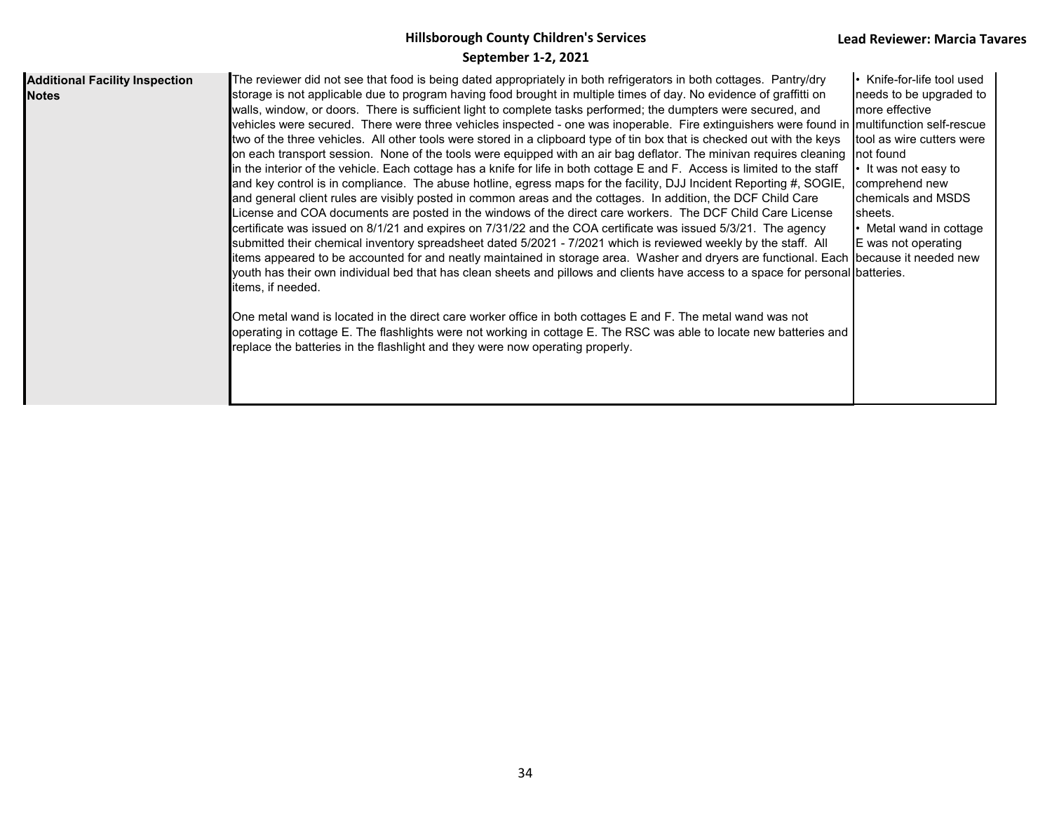| Additional Facility Inspection Notes | The reviewer did not see that food is being dated appropriately in both refrigerators in both cottages. Pantry/dry storage is not applicable due to program having food brought in multiple times of day. No evidence of graffitti on walls, window, or doors. There is sufficient light to complete tasks performed; the dumpters were secured, and vehicles were secured. There were three vehicles inspected - one was inoperable. Fire extinguishers were found in two of the three vehicles. All other tools were stored in a clipboard type of tin box that is checked out with the keys on each transport session. None of the tools were equipped with an air bag deflator. The minivan requires cleaning in the interior of the vehicle. Each cottage has a knife for life in both cottage E and F. Access is limited to the staff and key control is in compliance. The abuse hotline, egress maps for the facility, DJJ Incident Reporting #, SOGIE, and general client rules are visibly posted in common areas and the cottages. In addition, the DCF Child Care License and COA documents are posted in the windows of the direct care workers. The DCF Child Care License certificate was issued on 8/1/21 and expires on 7/31/22 and the COA certificate was issued 5/3/21. The agency submitted their chemical inventory spreadsheet dated 5/2021 - 7/2021 which is reviewed weekly by the staff. All items appeared to be accounted for and neatly maintained in storage area. Washer and dryers are functional. Each youth has their own individual bed that has clean sheets and pillows and clients have access to a space for personal items, if needed.<br><br>One metal wand is located in the direct care worker office in both cottages E and F. The metal wand was not operating in cottage E. The flashlights were not working in cottage E. The RSC was able to locate new batteries and replace the batteries in the flashlight and they were now operating properly. | • Knife-for-life tool used needs to be upgraded to more effective multifunction self-rescue tool as wire cutters were not found<br>• It was not easy to comprehend new chemicals and MSDS sheets.<br>• Metal wand in cottage E was not operating because it needed new batteries. |
|---|---|---|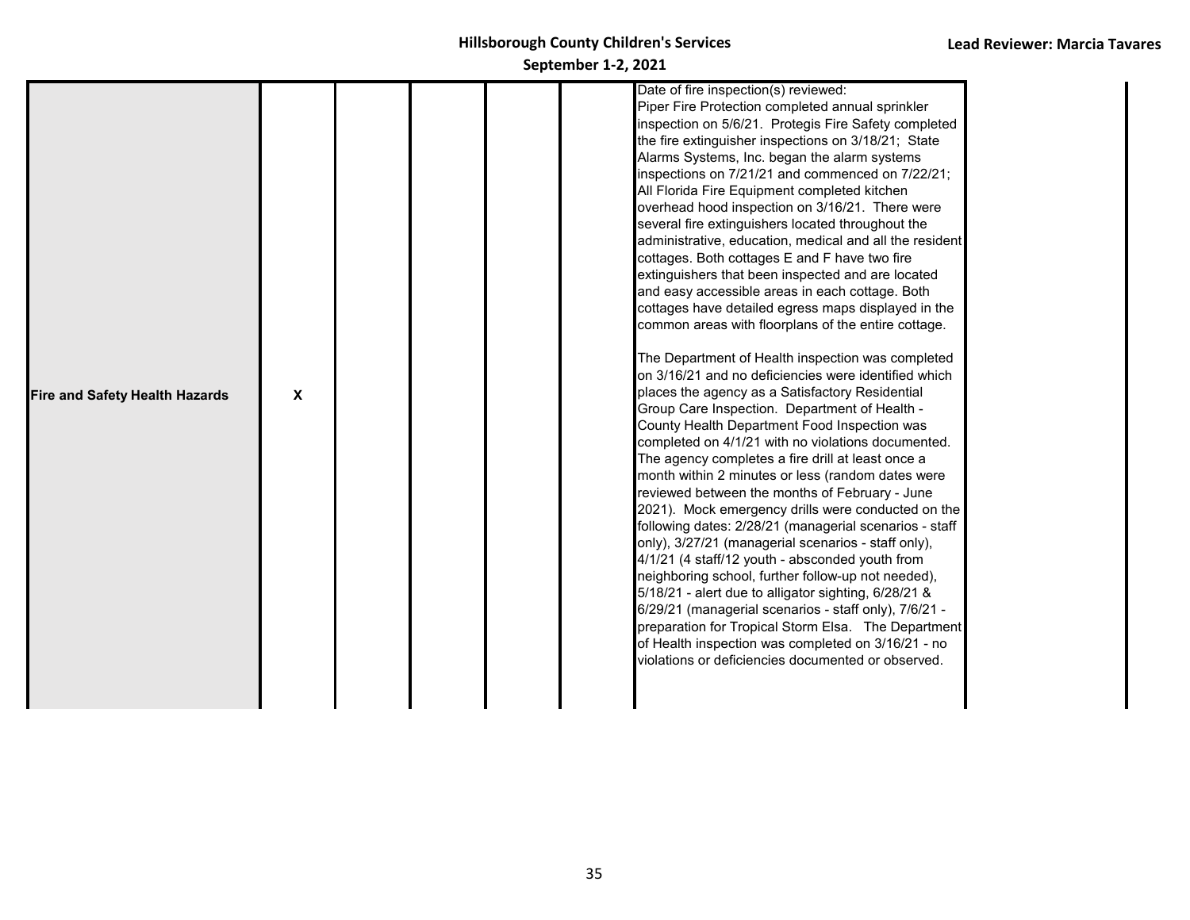| | | | | | | | |
|---|---|---|---|---|---|---|---|
| **Fire and Safety Health Hazards** | X | | | | | Date of fire inspection(s) reviewed:<br>Piper Fire Protection completed annual sprinkler inspection on 5/6/21. Protegis Fire Safety completed the fire extinguisher inspections on 3/18/21; State Alarms Systems, Inc. began the alarm systems inspections on 7/21/21 and commenced on 7/22/21; All Florida Fire Equipment completed kitchen overhead hood inspection on 3/16/21. There were several fire extinguishers located throughout the administrative, education, medical and all the resident cottages. Both cottages E and F have two fire extinguishers that been inspected and are located and easy accessible areas in each cottage. Both cottages have detailed egress maps displayed in the common areas with floorplans of the entire cottage.<br><br>The Department of Health inspection was completed on 3/16/21 and no deficiencies were identified which places the agency as a Satisfactory Residential Group Care Inspection. Department of Health - County Health Department Food Inspection was completed on 4/1/21 with no violations documented. The agency completes a fire drill at least once a month within 2 minutes or less (random dates were reviewed between the months of February - June 2021). Mock emergency drills were conducted on the following dates: 2/28/21 (managerial scenarios - staff only), 3/27/21 (managerial scenarios - staff only), 4/1/21 (4 staff/12 youth - absconded youth from neighboring school, further follow-up not needed), 5/18/21 - alert due to alligator sighting, 6/28/21 & 6/29/21 (managerial scenarios - staff only), 7/6/21 - preparation for Tropical Storm Elsa. The Department of Health inspection was completed on 3/16/21 - no violations or deficiencies documented or observed. | |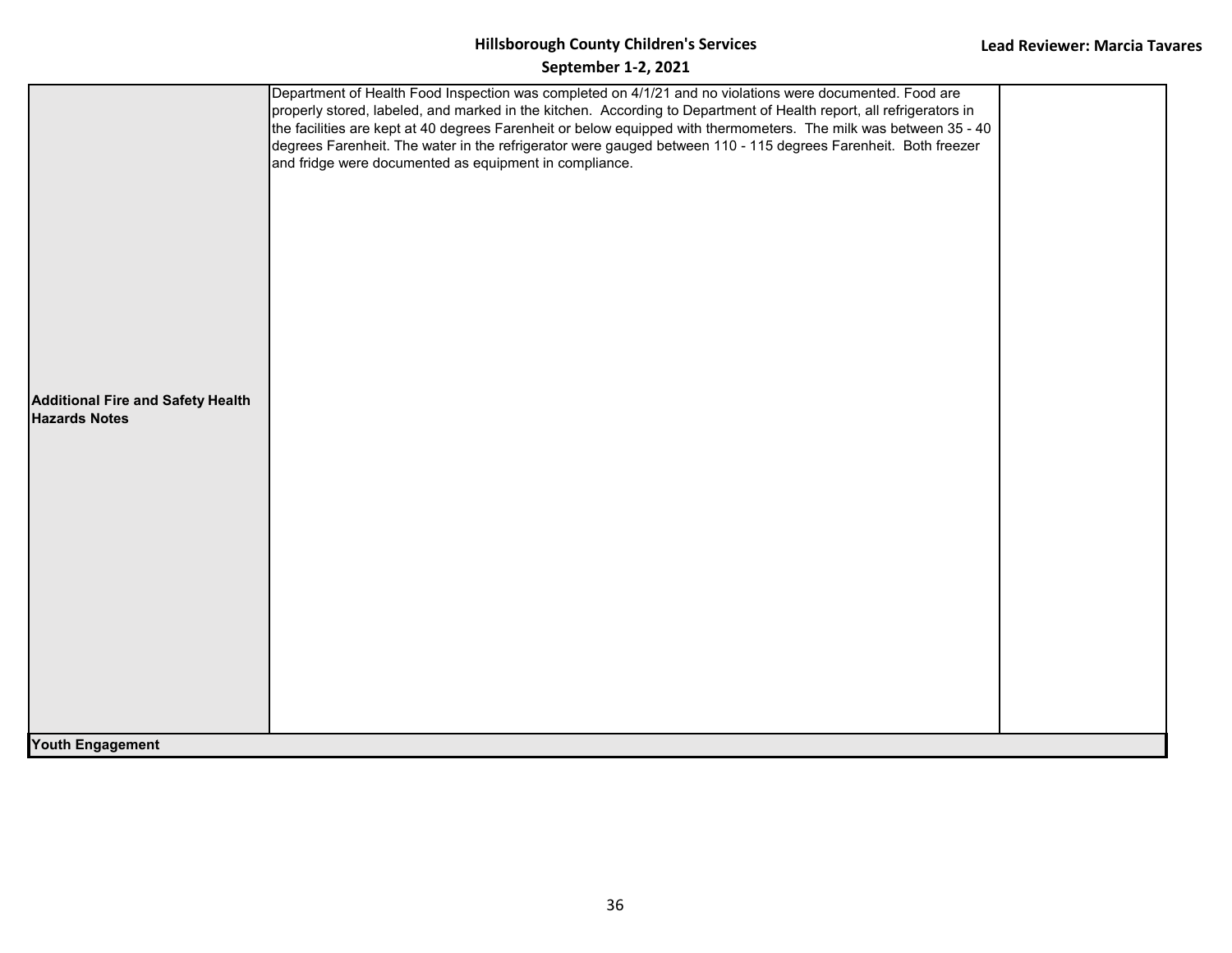| | | |
|---|---|---|
| **Additional Fire and Safety Health Hazards Notes** | Department of Health Food Inspection was completed on 4/1/21 and no violations were documented. Food are properly stored, labeled, and marked in the kitchen. According to Department of Health report, all refrigerators in the facilities are kept at 40 degrees Farenheit or below equipped with thermometers. The milk was between 35 - 40 degrees Farenheit. The water in the refrigerator were gauged between 110 - 115 degrees Farenheit. Both freezer and fridge were documented as equipment in compliance. | |
| **Youth Engagement** | | |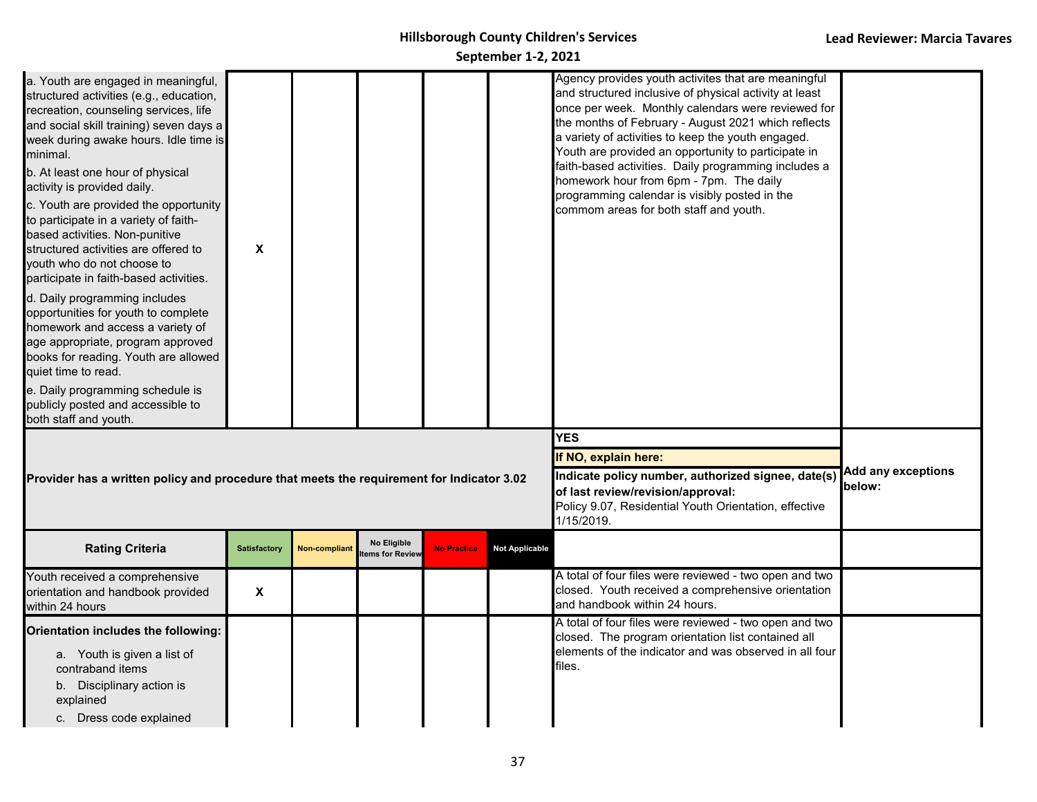| | | | | | | | |
|---|---|---|---|---|---|---|---|
| a. Youth are engaged in meaningful, structured activities (e.g., education, recreation, counseling services, life and social skill training) seven days a week during awake hours. Idle time is minimal.<br>b. At least one hour of physical activity is provided daily.<br>c. Youth are provided the opportunity to participate in a variety of faith-based activities. Non-punitive structured activities are offered to youth who do not choose to participate in faith-based activities.<br>d. Daily programming includes opportunities for youth to complete homework and access a variety of age appropriate, program approved books for reading. Youth are allowed quiet time to read.<br>e. Daily programming schedule is publicly posted and accessible to both staff and youth. | X | | | | | Agency provides youth activites that are meaningful and structured inclusive of physical activity at least once per week. Monthly calendars were reviewed for the months of February - August 2021 which reflects a variety of activities to keep the youth engaged. Youth are provided an opportunity to participate in faith-based activities. Daily programming includes a homework hour from 6pm - 7pm. The daily programming calendar is visibly posted in the commom areas for both staff and youth. | |
| **Provider has a written policy and procedure that meets the requirement for Indicator 3.02** | | | | | | **YES**<br>**If NO, explain here:**<br>**Indicate policy number, authorized signee, date(s) of last review/revision/approval:**<br>Policy 9.07, Residential Youth Orientation, effective 1/15/2019. | **Add any exceptions below:** |
| **Rating Criteria** | **Satisfactory** | **Non-compliant** | **No Eligible Items for Review** | **No Practice** | **Not Applicable** | | |
| Youth received a comprehensive orientation and handbook provided within 24 hours | X | | | | | A total of four files were reviewed - two open and two closed. Youth received a comprehensive orientation and handbook within 24 hours. | |
| **Orientation includes the following:**<br>a. Youth is given a list of contraband items<br>b. Disciplinary action is explained<br>c. Dress code explained | | | | | | A total of four files were reviewed - two open and two closed. The program orientation list contained all elements of the indicator and was observed in all four files. | |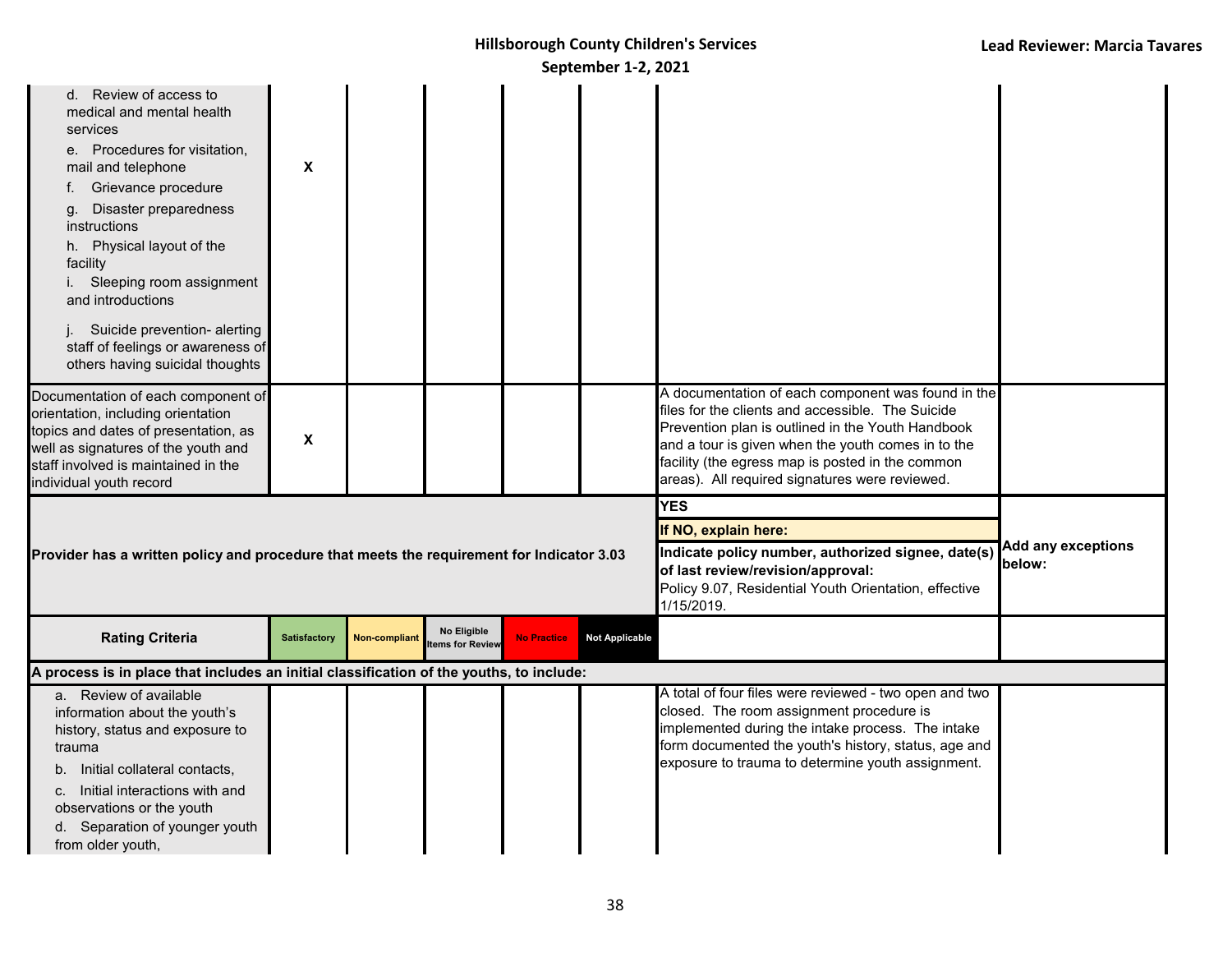| | Satisfactory | Non-compliant | No Eligible Items for Review | No Practice | Not Applicable | | |
|---|---|---|---|---|---|---|---|
| d. Review of access to medical and mental health services<br>e. Procedures for visitation, mail and telephone<br>f. Grievance procedure<br>g. Disaster preparedness instructions<br>h. Physical layout of the facility<br>i. Sleeping room assignment and introductions<br>j. Suicide prevention- alerting staff of feelings or awareness of others having suicidal thoughts | X | | | | | | |
| Documentation of each component of orientation, including orientation topics and dates of presentation, as well as signatures of the youth and staff involved is maintained in the individual youth record | X | | | | | A documentation of each component was found in the files for the clients and accessible. The Suicide Prevention plan is outlined in the Youth Handbook and a tour is given when the youth comes in to the facility (the egress map is posted in the common areas). All required signatures were reviewed. | |
| **Provider has a written policy and procedure that meets the requirement for Indicator 3.03** | | | | | | **YES**<br>**If NO, explain here:**<br>**Indicate policy number, authorized signee, date(s) of last review/revision/approval:**<br>Policy 9.07, Residential Youth Orientation, effective 1/15/2019. | **Add any exceptions below:** |
| **Rating Criteria** | **Satisfactory** | **Non-compliant** | **No Eligible Items for Review** | **No Practice** | **Not Applicable** | | |
| **A process is in place that includes an initial classification of the youths, to include:** | | | | | | | |
| a. Review of available information about the youth's history, status and exposure to trauma<br>b. Initial collateral contacts,<br>c. Initial interactions with and observations or the youth<br>d. Separation of younger youth from older youth, | | | | | | A total of four files were reviewed - two open and two closed. The room assignment procedure is implemented during the intake process. The intake form documented the youth's history, status, age and exposure to trauma to determine youth assignment. | |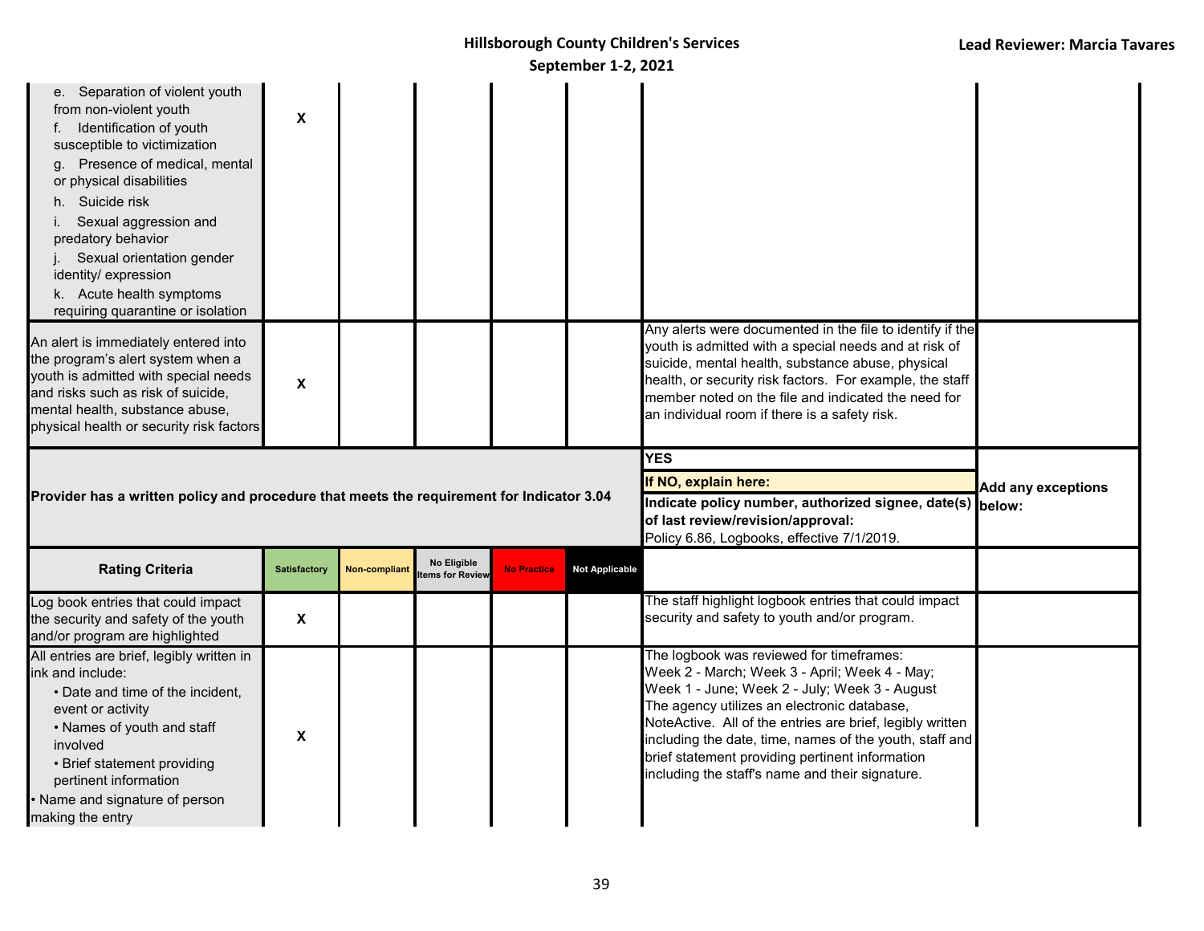| | | | | | | | |
|---|---|---|---|---|---|---|---|
| e. Separation of violent youth from non-violent youth<br>f. Identification of youth susceptible to victimization<br>g. Presence of medical, mental or physical disabilities<br>h. Suicide risk<br>i. Sexual aggression and predatory behavior<br>j. Sexual orientation gender identity/ expression<br>k. Acute health symptoms requiring quarantine or isolation | X | | | | | | |
| An alert is immediately entered into the program's alert system when a youth is admitted with special needs and risks such as risk of suicide, mental health, substance abuse, physical health or security risk factors | X | | | | | Any alerts were documented in the file to identify if the youth is admitted with a special needs and at risk of suicide, mental health, substance abuse, physical health, or security risk factors. For example, the staff member noted on the file and indicated the need for an individual room if there is a safety risk. | |
| **Provider has a written policy and procedure that meets the requirement for Indicator 3.04** | | | | | | **YES**<br>**If NO, explain here:**<br>**Indicate policy number, authorized signee, date(s) of last review/revision/approval:**<br>Policy 6.86, Logbooks, effective 7/1/2019. | **Add any exceptions below:** |
| **Rating Criteria** | **Satisfactory** | **Non-compliant** | **No Eligible Items for Review** | **No Practice** | **Not Applicable** | | |
| Log book entries that could impact the security and safety of the youth and/or program are highlighted | X | | | | | The staff highlight logbook entries that could impact security and safety to youth and/or program. | |
| All entries are brief, legibly written in ink and include:<br>• Date and time of the incident, event or activity<br>• Names of youth and staff involved<br>• Brief statement providing pertinent information<br>• Name and signature of person making the entry | X | | | | | The logbook was reviewed for timeframes:<br>Week 2 - March; Week 3 - April; Week 4 - May; Week 1 - June; Week 2 - July; Week 3 - August<br>The agency utilizes an electronic database, NoteActive. All of the entries are brief, legibly written including the date, time, names of the youth, staff and brief statement providing pertinent information including the staff's name and their signature. | |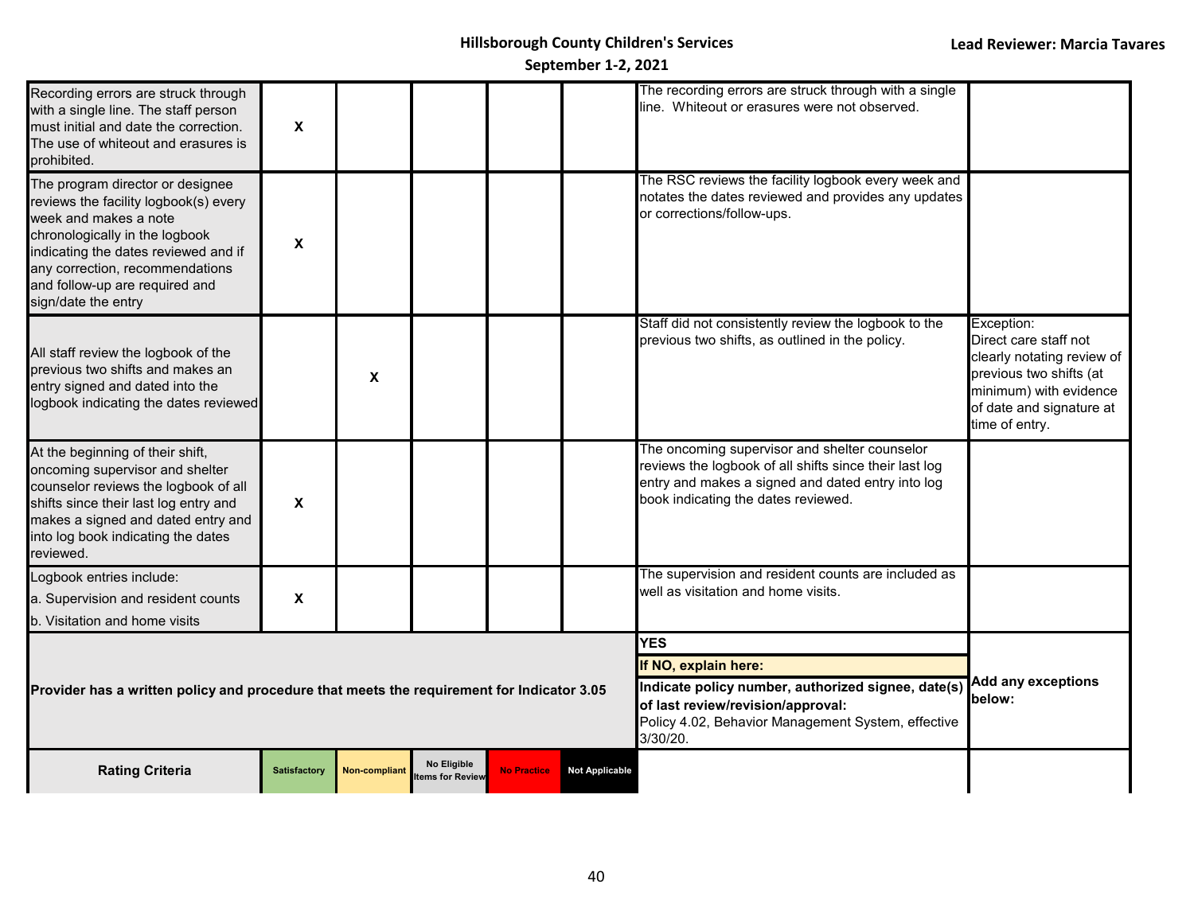Hillsborough County Children's Services
September 1-2, 2021

Lead Reviewer: Marcia Tavares

| | | | | | | | |
|---|---|---|---|---|---|---|---|
| Recording errors are struck through with a single line. The staff person must initial and date the correction. The use of whiteout and erasures is prohibited. | X | | | | | The recording errors are struck through with a single line. Whiteout or erasures were not observed. | |
| The program director or designee reviews the facility logbook(s) every week and makes a note chronologically in the logbook indicating the dates reviewed and if any correction, recommendations and follow-up are required and sign/date the entry | X | | | | | The RSC reviews the facility logbook every week and notates the dates reviewed and provides any updates or corrections/follow-ups. | |
| All staff review the logbook of the previous two shifts and makes an entry signed and dated into the logbook indicating the dates reviewed | | X | | | | Staff did not consistently review the logbook to the previous two shifts, as outlined in the policy. | Exception: Direct care staff not clearly notating review of previous two shifts (at minimum) with evidence of date and signature at time of entry. |
| At the beginning of their shift, oncoming supervisor and shelter counselor reviews the logbook of all shifts since their last log entry and makes a signed and dated entry and into log book indicating the dates reviewed. | X | | | | | The oncoming supervisor and shelter counselor reviews the logbook of all shifts since their last log entry and makes a signed and dated entry into log book indicating the dates reviewed. | |
| Logbook entries include: a. Supervision and resident counts b. Visitation and home visits | X | | | | | The supervision and resident counts are included as well as visitation and home visits. | |
| **Provider has a written policy and procedure that meets the requirement for Indicator 3.05** | | | | | | **YES** **If NO, explain here:** **Indicate policy number, authorized signee, date(s) of last review/revision/approval:** Policy 4.02, Behavior Management System, effective 3/30/20. | **Add any exceptions below:** |
| **Rating Criteria** | Satisfactory | Non-compliant | No Eligible Items for Review | No Practice | Not Applicable | | |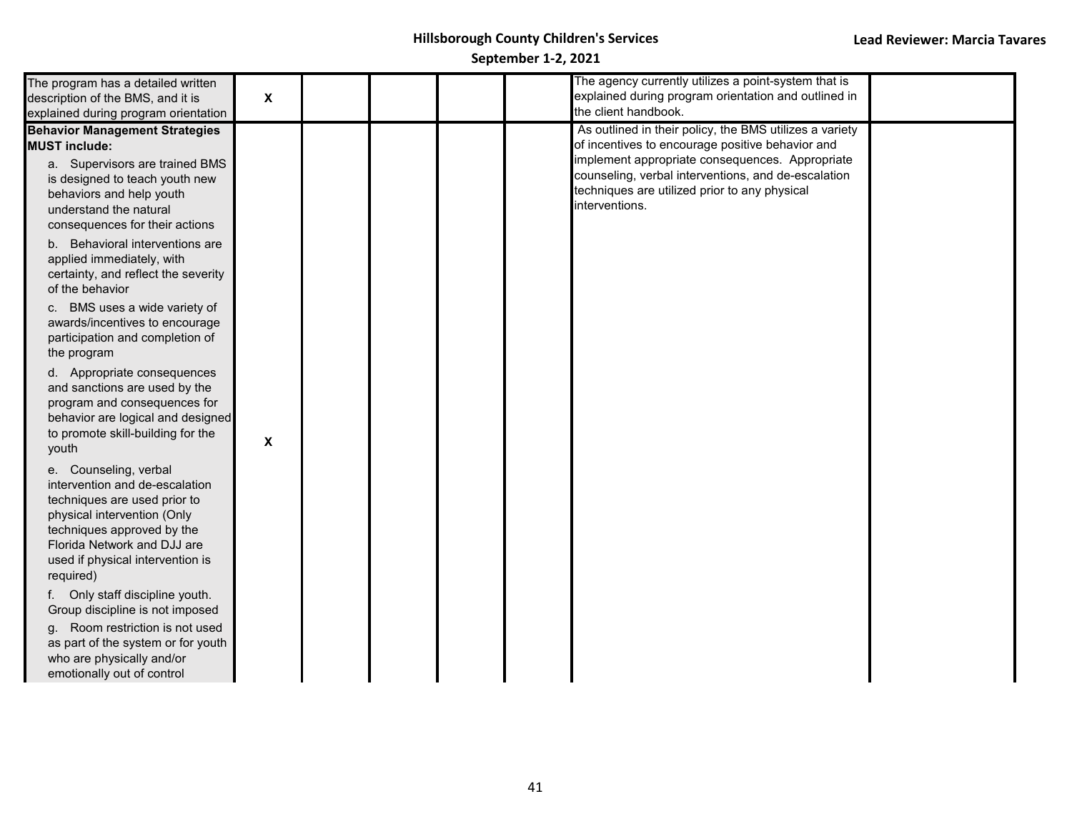| | | | | | | | |
|---|---|---|---|---|---|---|---|
| The program has a detailed written description of the BMS, and it is explained during program orientation | X | | | | | The agency currently utilizes a point-system that is explained during program orientation and outlined in the client handbook. | |
| **Behavior Management Strategies MUST include:**<br>a. Supervisors are trained BMS is designed to teach youth new behaviors and help youth understand the natural consequences for their actions<br>b. Behavioral interventions are applied immediately, with certainty, and reflect the severity of the behavior<br>c. BMS uses a wide variety of awards/incentives to encourage participation and completion of the program<br>d. Appropriate consequences and sanctions are used by the program and consequences for behavior are logical and designed to promote skill-building for the youth<br>e. Counseling, verbal intervention and de-escalation techniques are used prior to physical intervention (Only techniques approved by the Florida Network and DJJ are used if physical intervention is required)<br>f. Only staff discipline youth. Group discipline is not imposed<br>g. Room restriction is not used as part of the system or for youth who are physically and/or emotionally out of control | X | | | | | As outlined in their policy, the BMS utilizes a variety of incentives to encourage positive behavior and implement appropriate consequences. Appropriate counseling, verbal interventions, and de-escalation techniques are utilized prior to any physical interventions. | |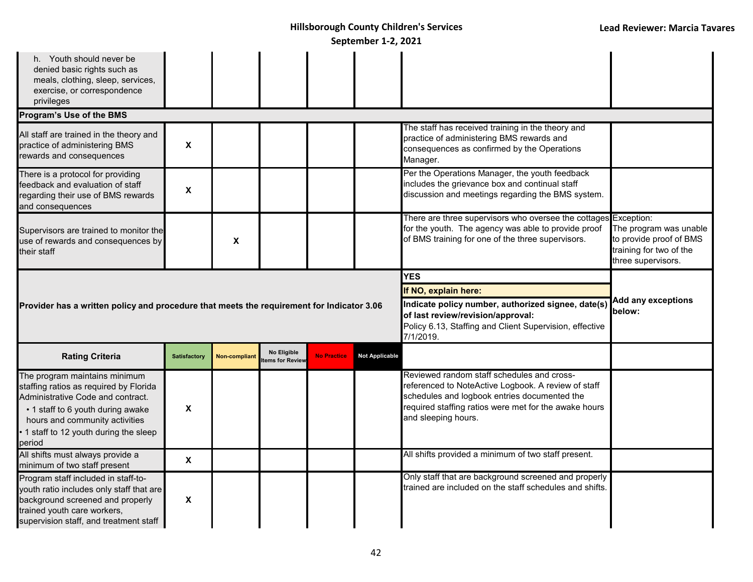| | | | | | | | |
|---|---|---|---|---|---|---|---|
| h. Youth should never be denied basic rights such as meals, clothing, sleep, services, exercise, or correspondence privileges | | | | | | | |
| **Program's Use of the BMS** | | | | | | | |
| All staff are trained in the theory and practice of administering BMS rewards and consequences | X | | | | | The staff has received training in the theory and practice of administering BMS rewards and consequences as confirmed by the Operations Manager. | |
| There is a protocol for providing feedback and evaluation of staff regarding their use of BMS rewards and consequences | X | | | | | Per the Operations Manager, the youth feedback includes the grievance box and continual staff discussion and meetings regarding the BMS system. | |
| Supervisors are trained to monitor the use of rewards and consequences by their staff | | X | | | | There are three supervisors who oversee the cottages for the youth. The agency was able to provide proof of BMS training for one of the three supervisors. | Exception: The program was unable to provide proof of BMS training for two of the three supervisors. |

| | |
|---|---|
| **Provider has a written policy and procedure that meets the requirement for Indicator 3.06** | **YES**<br>**If NO, explain here:**<br>**Indicate policy number, authorized signee, date(s) of last review/revision/approval:** Policy 6.13, Staffing and Client Supervision, effective 7/1/2019. |
| | **Add any exceptions below:** |

| Rating Criteria | Satisfactory | Non-compliant | No Eligible Items for Review | No Practice | Not Applicable | | |
|---|---|---|---|---|---|---|---|
| The program maintains minimum staffing ratios as required by Florida Administrative Code and contract.<br>• 1 staff to 6 youth during awake hours and community activities<br>• 1 staff to 12 youth during the sleep period | X | | | | | Reviewed random staff schedules and cross-referenced to NoteActive Logbook. A review of staff schedules and logbook entries documented the required staffing ratios were met for the awake hours and sleeping hours. | |
| All shifts must always provide a minimum of two staff present | X | | | | | All shifts provided a minimum of two staff present. | |
| Program staff included in staff-to-youth ratio includes only staff that are background screened and properly trained youth care workers, supervision staff, and treatment staff | X | | | | | Only staff that are background screened and properly trained are included on the staff schedules and shifts. | |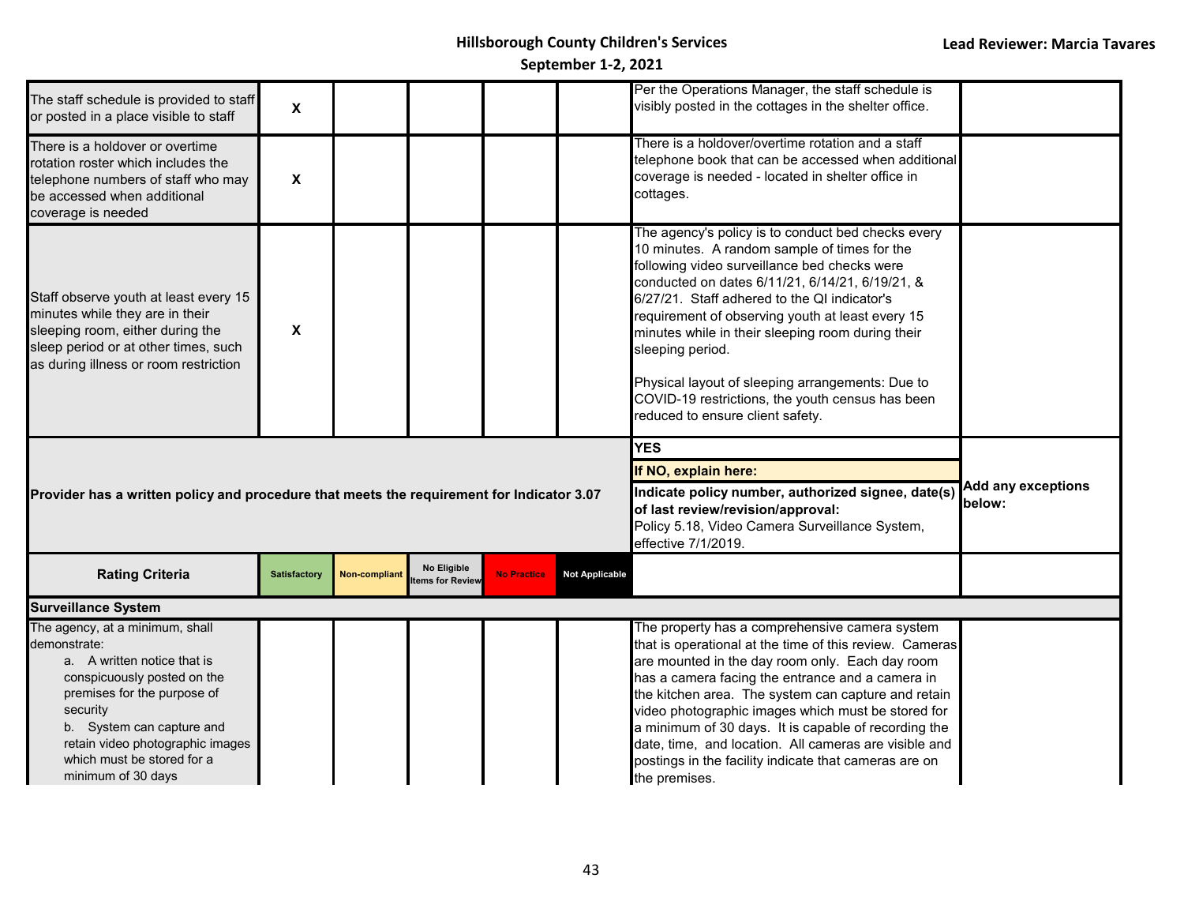| | | | | | | | |
|---|---|---|---|---|---|---|---|
| The staff schedule is provided to staff or posted in a place visible to staff | X | | | | | Per the Operations Manager, the staff schedule is visibly posted in the cottages in the shelter office. | |
| There is a holdover or overtime rotation roster which includes the telephone numbers of staff who may be accessed when additional coverage is needed | X | | | | | There is a holdover/overtime rotation and a staff telephone book that can be accessed when additional coverage is needed - located in shelter office in cottages. | |
| Staff observe youth at least every 15 minutes while they are in their sleeping room, either during the sleep period or at other times, such as during illness or room restriction | X | | | | | The agency's policy is to conduct bed checks every 10 minutes. A random sample of times for the following video surveillance bed checks were conducted on dates 6/11/21, 6/14/21, 6/19/21, & 6/27/21. Staff adhered to the QI indicator's requirement of observing youth at least every 15 minutes while in their sleeping room during their sleeping period.<br><br>Physical layout of sleeping arrangements: Due to COVID-19 restrictions, the youth census has been reduced to ensure client safety. | |
| **Provider has a written policy and procedure that meets the requirement for Indicator 3.07** | | | | | | **YES**<br>**If NO, explain here:**<br>**Indicate policy number, authorized signee, date(s) of last review/revision/approval:**<br>Policy 5.18, Video Camera Surveillance System, effective 7/1/2019. | **Add any exceptions below:** |
| **Rating Criteria** | **Satisfactory** | **Non-compliant** | **No Eligible Items for Review** | **No Practice** | **Not Applicable** | | |
| **Surveillance System** | | | | | | | |
| The agency, at a minimum, shall demonstrate:<br>a. A written notice that is conspicuously posted on the premises for the purpose of security<br>b. System can capture and retain video photographic images which must be stored for a minimum of 30 days | | | | | | The property has a comprehensive camera system that is operational at the time of this review. Cameras are mounted in the day room only. Each day room has a camera facing the entrance and a camera in the kitchen area. The system can capture and retain video photographic images which must be stored for a minimum of 30 days. It is capable of recording the date, time, and location. All cameras are visible and postings in the facility indicate that cameras are on the premises. | |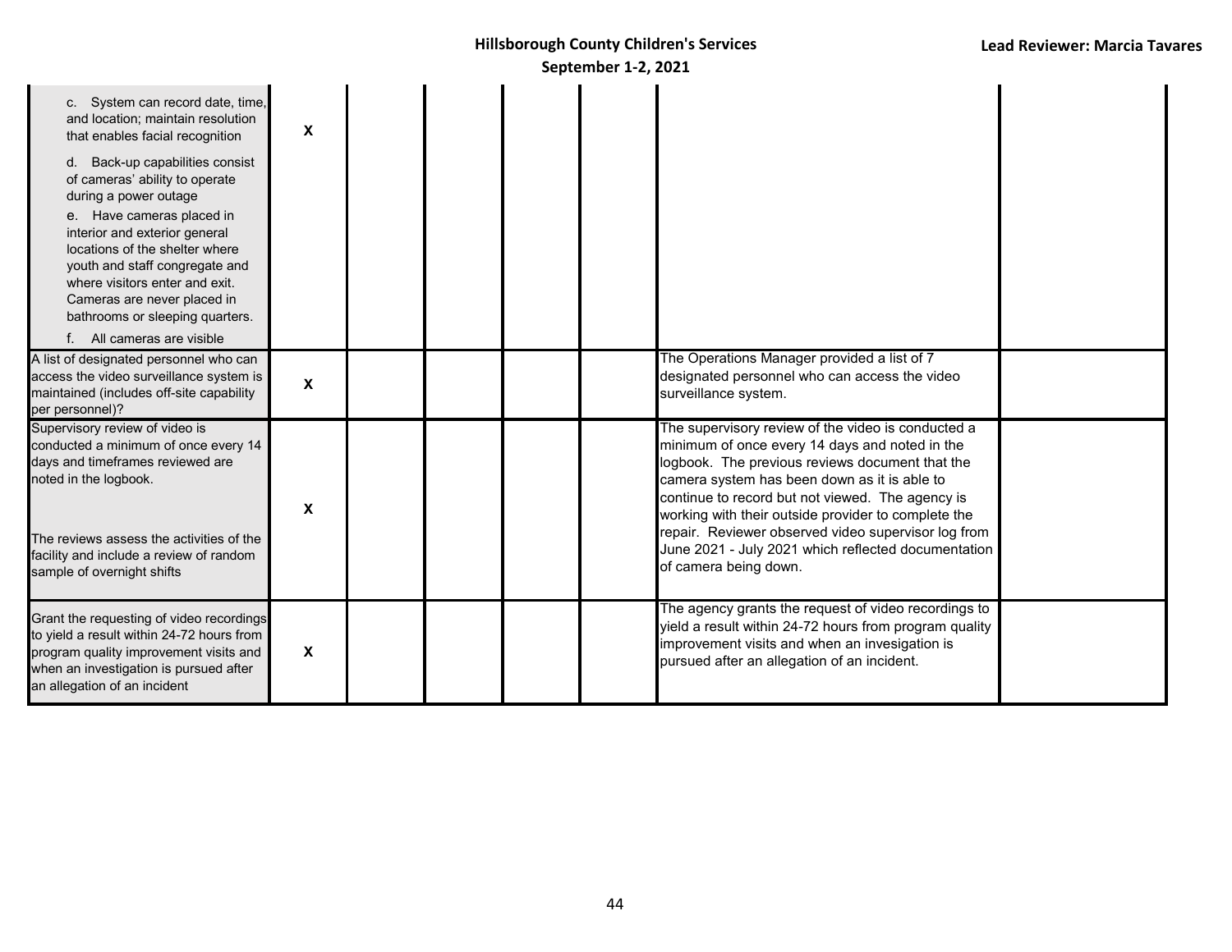| | | | | | | | |
|---|---|---|---|---|---|---|---|
| c. System can record date, time, and location; maintain resolution that enables facial recognition<br>d. Back-up capabilities consist of cameras' ability to operate during a power outage<br>e. Have cameras placed in interior and exterior general locations of the shelter where youth and staff congregate and where visitors enter and exit. Cameras are never placed in bathrooms or sleeping quarters.<br>f. All cameras are visible | X | | | | | | |
| A list of designated personnel who can access the video surveillance system is maintained (includes off-site capability per personnel)? | X | | | | | The Operations Manager provided a list of 7 designated personnel who can access the video surveillance system. | |
| Supervisory review of video is conducted a minimum of once every 14 days and timeframes reviewed are noted in the logbook.<br><br>The reviews assess the activities of the facility and include a review of random sample of overnight shifts | X | | | | | The supervisory review of the video is conducted a minimum of once every 14 days and noted in the logbook. The previous reviews document that the camera system has been down as it is able to continue to record but not viewed. The agency is working with their outside provider to complete the repair. Reviewer observed video supervisor log from June 2021 - July 2021 which reflected documentation of camera being down. | |
| Grant the requesting of video recordings to yield a result within 24-72 hours from program quality improvement visits and when an investigation is pursued after an allegation of an incident | X | | | | | The agency grants the request of video recordings to yield a result within 24-72 hours from program quality improvement visits and when an invesigation is pursued after an allegation of an incident. | |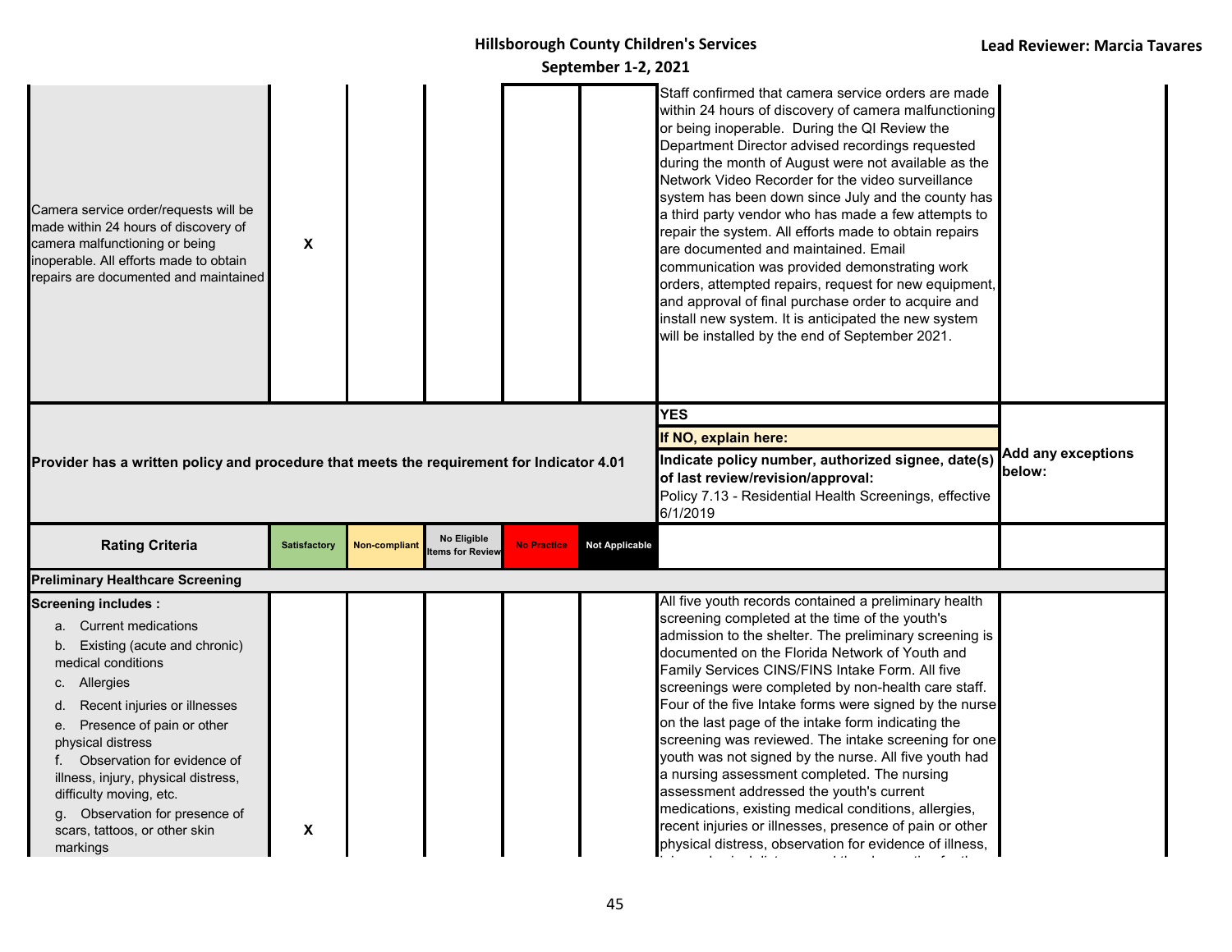| Camera service order/requests will be made within 24 hours of discovery of camera malfunctioning or being inoperable. All efforts made to obtain repairs are documented and maintained | X | | | | | Staff confirmed that camera service orders are made within 24 hours of discovery of camera malfunctioning or being inoperable. During the QI Review the Department Director advised recordings requested during the month of August were not available as the Network Video Recorder for the video surveillance system has been down since July and the county has a third party vendor who has made a few attempts to repair the system. All efforts made to obtain repairs are documented and maintained. Email communication was provided demonstrating work orders, attempted repairs, request for new equipment, and approval of final purchase order to acquire and install new system. It is anticipated the new system will be installed by the end of September 2021. | |
|---|---|---|---|---|---|---|---|
| **Provider has a written policy and procedure that meets the requirement for Indicator 4.01** | | | | | | **YES**<br>**If NO, explain here:**<br>**Indicate policy number, authorized signee, date(s) of last review/revision/approval:**<br>Policy 7.13 - Residential Health Screenings, effective 6/1/2019 | **Add any exceptions below:** |
| **Rating Criteria** | **Satisfactory** | **Non-compliant** | **No Eligible Items for Review** | **No Practice** | **Not Applicable** | | |
| **Preliminary Healthcare Screening** | | | | | | | |
| **Screening includes :**<br>a. Current medications<br>b. Existing (acute and chronic) medical conditions<br>c. Allergies<br>d. Recent injuries or illnesses<br>e. Presence of pain or other physical distress<br>f. Observation for evidence of illness, injury, physical distress, difficulty moving, etc.<br>g. Observation for presence of scars, tattoos, or other skin markings | X | | | | | All five youth records contained a preliminary health screening completed at the time of the youth's admission to the shelter. The preliminary screening is documented on the Florida Network of Youth and Family Services CINS/FINS Intake Form. All five screenings were completed by non-health care staff. Four of the five Intake forms were signed by the nurse on the last page of the intake form indicating the screening was reviewed. The intake screening for one youth was not signed by the nurse. All five youth had a nursing assessment completed. The nursing assessment addressed the youth's current medications, existing medical conditions, allergies, recent injuries or illnesses, presence of pain or other physical distress, observation for evidence of illness, | |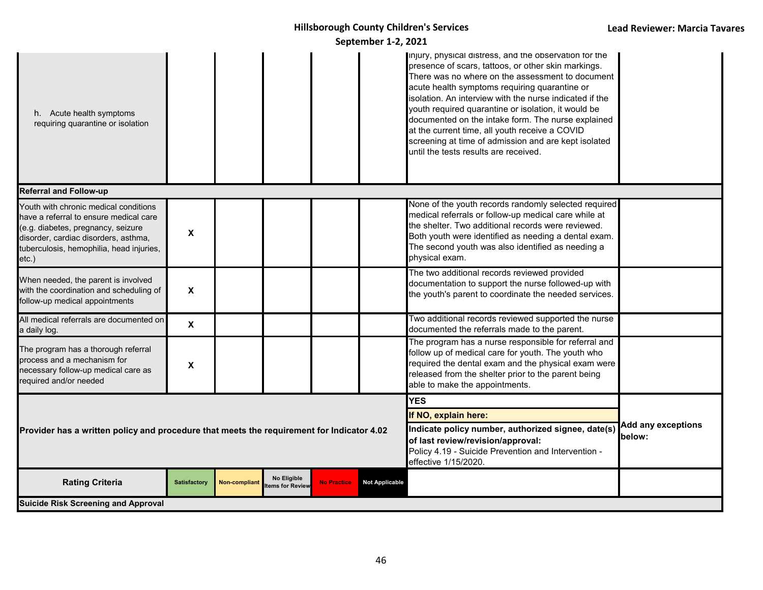| | | | | | | | |
|---|---|---|---|---|---|---|---|
| h. Acute health symptoms requiring quarantine or isolation | | | | | | injury, physical distress, and the observation for the presence of scars, tattoos, or other skin markings. There was no where on the assessment to document acute health symptoms requiring quarantine or isolation. An interview with the nurse indicated if the youth required quarantine or isolation, it would be documented on the intake form. The nurse explained at the current time, all youth receive a COVID screening at time of admission and are kept isolated until the tests results are received. | |
| **Referral and Follow-up** | | | | | | | |
| Youth with chronic medical conditions have a referral to ensure medical care (e.g. diabetes, pregnancy, seizure disorder, cardiac disorders, asthma, tuberculosis, hemophilia, head injuries, etc.) | X | | | | | None of the youth records randomly selected required medical referrals or follow-up medical care while at the shelter. Two additional records were reviewed. Both youth were identified as needing a dental exam. The second youth was also identified as needing a physical exam. | |
| When needed, the parent is involved with the coordination and scheduling of follow-up medical appointments | X | | | | | The two additional records reviewed provided documentation to support the nurse followed-up with the youth's parent to coordinate the needed services. | |
| All medical referrals are documented on a daily log. | X | | | | | Two additional records reviewed supported the nurse documented the referrals made to the parent. | |
| The program has a thorough referral process and a mechanism for necessary follow-up medical care as required and/or needed | X | | | | | The program has a nurse responsible for referral and follow up of medical care for youth. The youth who required the dental exam and the physical exam were released from the shelter prior to the parent being able to make the appointments. | |
| **Provider has a written policy and procedure that meets the requirement for Indicator 4.02** | | | | | | **YES**<br>**If NO, explain here:**<br>**Indicate policy number, authorized signee, date(s) of last review/revision/approval:**<br>Policy 4.19 - Suicide Prevention and Intervention - effective 1/15/2020. | **Add any exceptions below:** |
| **Rating Criteria** | **Satisfactory** | **Non-compliant** | **No Eligible Items for Review** | **No Practice** | **Not Applicable** | | |
| **Suicide Risk Screening and Approval** | | | | | | | |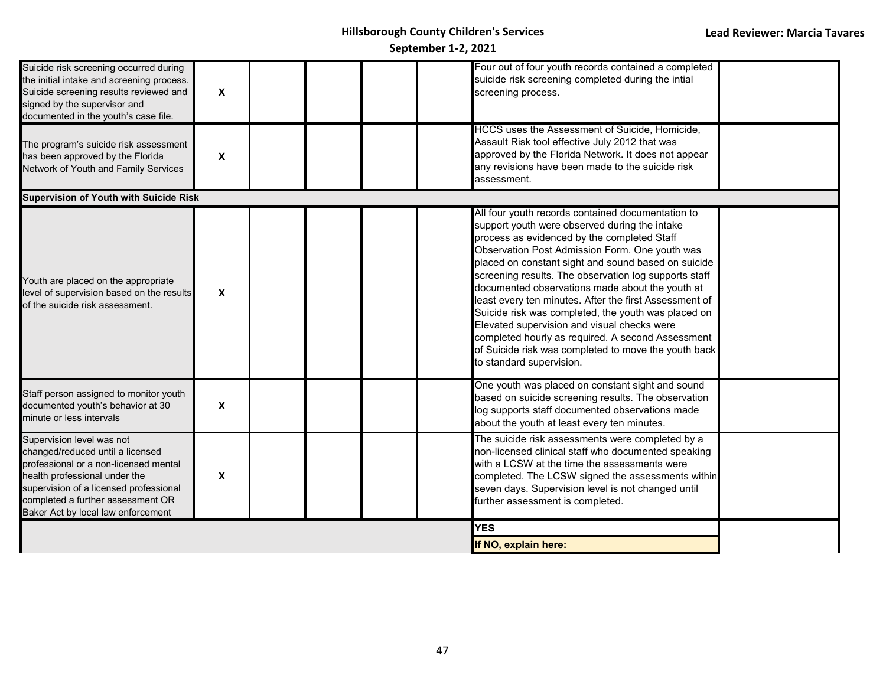| | | | | | | | |
|---|---|---|---|---|---|---|---|
| Suicide risk screening occurred during the initial intake and screening process. Suicide screening results reviewed and signed by the supervisor and documented in the youth's case file. | X | | | | | Four out of four youth records contained a completed suicide risk screening completed during the intial screening process. | |
| The program's suicide risk assessment has been approved by the Florida Network of Youth and Family Services | X | | | | | HCCS uses the Assessment of Suicide, Homicide, Assault Risk tool effective July 2012 that was approved by the Florida Network. It does not appear any revisions have been made to the suicide risk assessment. | |
| **Supervision of Youth with Suicide Risk** | | | | | | | |
| Youth are placed on the appropriate level of supervision based on the results of the suicide risk assessment. | X | | | | | All four youth records contained documentation to support youth were observed during the intake process as evidenced by the completed Staff Observation Post Admission Form. One youth was placed on constant sight and sound based on suicide screening results. The observation log supports staff documented observations made about the youth at least every ten minutes. After the first Assessment of Suicide risk was completed, the youth was placed on Elevated supervision and visual checks were completed hourly as required. A second Assessment of Suicide risk was completed to move the youth back to standard supervision. | |
| Staff person assigned to monitor youth documented youth's behavior at 30 minute or less intervals | X | | | | | One youth was placed on constant sight and sound based on suicide screening results. The observation log supports staff documented observations made about the youth at least every ten minutes. | |
| Supervision level was not changed/reduced until a licensed professional or a non-licensed mental health professional under the supervision of a licensed professional completed a further assessment OR Baker Act by local law enforcement | X | | | | | The suicide risk assessments were completed by a non-licensed clinical staff who documented speaking with a LCSW at the time the assessments were completed. The LCSW signed the assessments within seven days. Supervision level is not changed until further assessment is completed. | |
| | | | | | | **YES** | |
| | | | | | | **If NO, explain here:** | |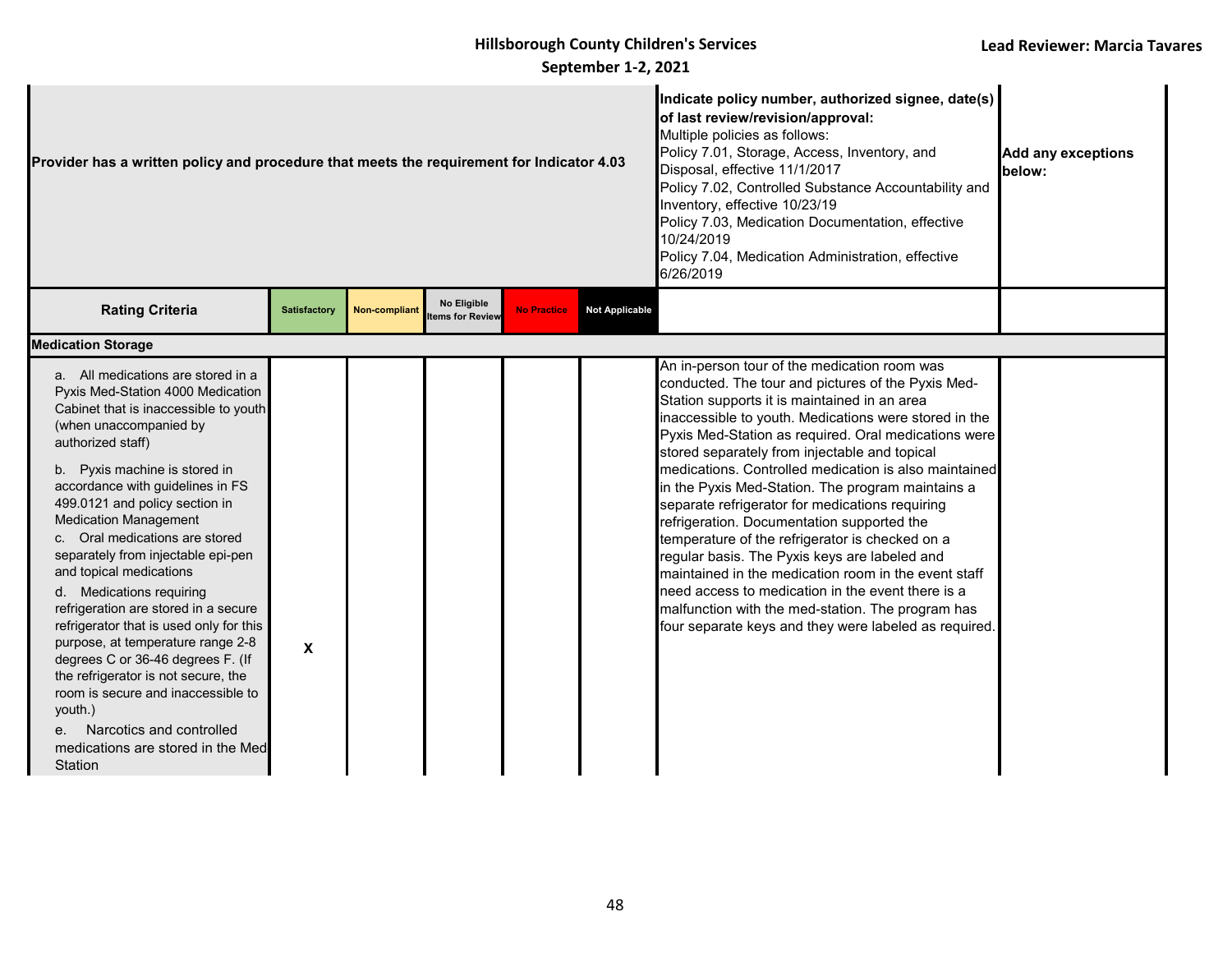Hillsborough County Children's Services
September 1-2, 2021

Lead Reviewer: Marcia Tavares

| Provider has a written policy and procedure that meets the requirement for Indicator 4.03 | | | | | | Indicate policy number, authorized signee, date(s) of last review/revision/approval: Multiple policies as follows: Policy 7.01, Storage, Access, Inventory, and Disposal, effective 11/1/2017 Policy 7.02, Controlled Substance Accountability and Inventory, effective 10/23/19 Policy 7.03, Medication Documentation, effective 10/24/2019 Policy 7.04, Medication Administration, effective 6/26/2019 | Add any exceptions below: |
|---|---|---|---|---|---|---|---|
| **Rating Criteria** | **Satisfactory** | **Non-compliant** | **No Eligible Items for Review** | **No Practice** | **Not Applicable** | | |
| **Medication Storage** | | | | | | | |
| a. All medications are stored in a Pyxis Med-Station 4000 Medication Cabinet that is inaccessible to youth (when unaccompanied by authorized staff) b. Pyxis machine is stored in accordance with guidelines in FS 499.0121 and policy section in Medication Management c. Oral medications are stored separately from injectable epi-pen and topical medications d. Medications requiring refrigeration are stored in a secure refrigerator that is used only for this purpose, at temperature range 2-8 degrees C or 36-46 degrees F. (If the refrigerator is not secure, the room is secure and inaccessible to youth.) e. Narcotics and controlled medications are stored in the Med Station | X | | | | | An in-person tour of the medication room was conducted. The tour and pictures of the Pyxis Med-Station supports it is maintained in an area inaccessible to youth. Medications were stored in the Pyxis Med-Station as required. Oral medications were stored separately from injectable and topical medications. Controlled medication is also maintained in the Pyxis Med-Station. The program maintains a separate refrigerator for medications requiring refrigeration. Documentation supported the temperature of the refrigerator is checked on a regular basis. The Pyxis keys are labeled and maintained in the medication room in the event staff need access to medication in the event there is a malfunction with the med-station. The program has four separate keys and they were labeled as required. | |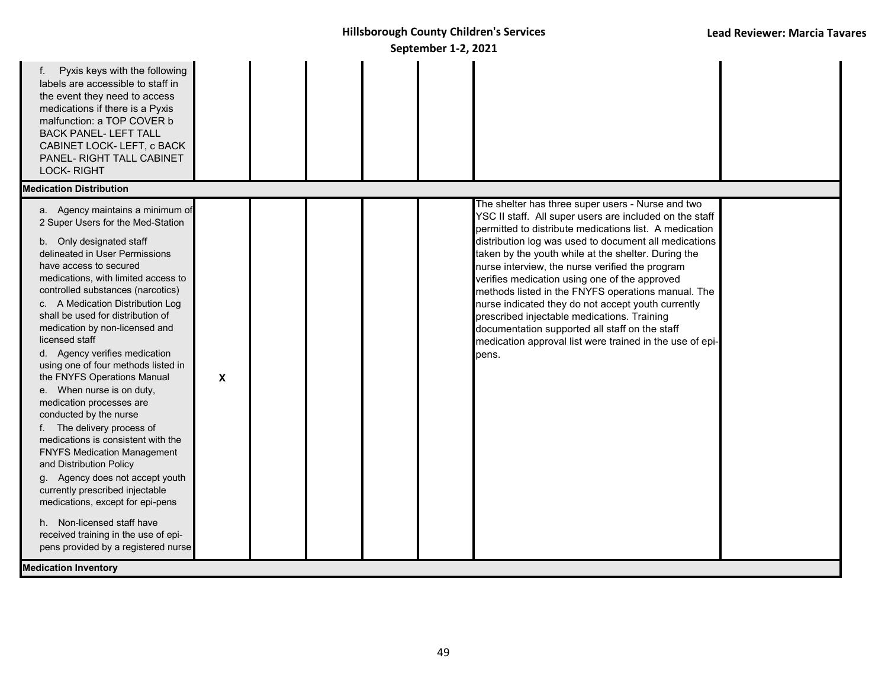| | | | | | | | |
|---|---|---|---|---|---|---|---|
| f. Pyxis keys with the following labels are accessible to staff in the event they need to access medications if there is a Pyxis malfunction: a TOP COVER b BACK PANEL- LEFT TALL CABINET LOCK- LEFT, c BACK PANEL- RIGHT TALL CABINET LOCK- RIGHT | | | | | | | |
| **Medication Distribution** | | | | | | | |
| a. Agency maintains a minimum of 2 Super Users for the Med-Station<br>b. Only designated staff delineated in User Permissions have access to secured medications, with limited access to controlled substances (narcotics)<br>c. A Medication Distribution Log shall be used for distribution of medication by non-licensed and licensed staff<br>d. Agency verifies medication using one of four methods listed in the FNYFS Operations Manual<br>e. When nurse is on duty, medication processes are conducted by the nurse<br>f. The delivery process of medications is consistent with the FNYFS Medication Management and Distribution Policy<br>g. Agency does not accept youth currently prescribed injectable medications, except for epi-pens<br>h. Non-licensed staff have received training in the use of epi-pens provided by a registered nurse | X | | | | | The shelter has three super users - Nurse and two YSC II staff. All super users are included on the staff permitted to distribute medications list. A medication distribution log was used to document all medications taken by the youth while at the shelter. During the nurse interview, the nurse verified the program verifies medication using one of the approved methods listed in the FNYFS operations manual. The nurse indicated they do not accept youth currently prescribed injectable medications. Training documentation supported all staff on the staff medication approval list were trained in the use of epi-pens. | |
| **Medication Inventory** | | | | | | | |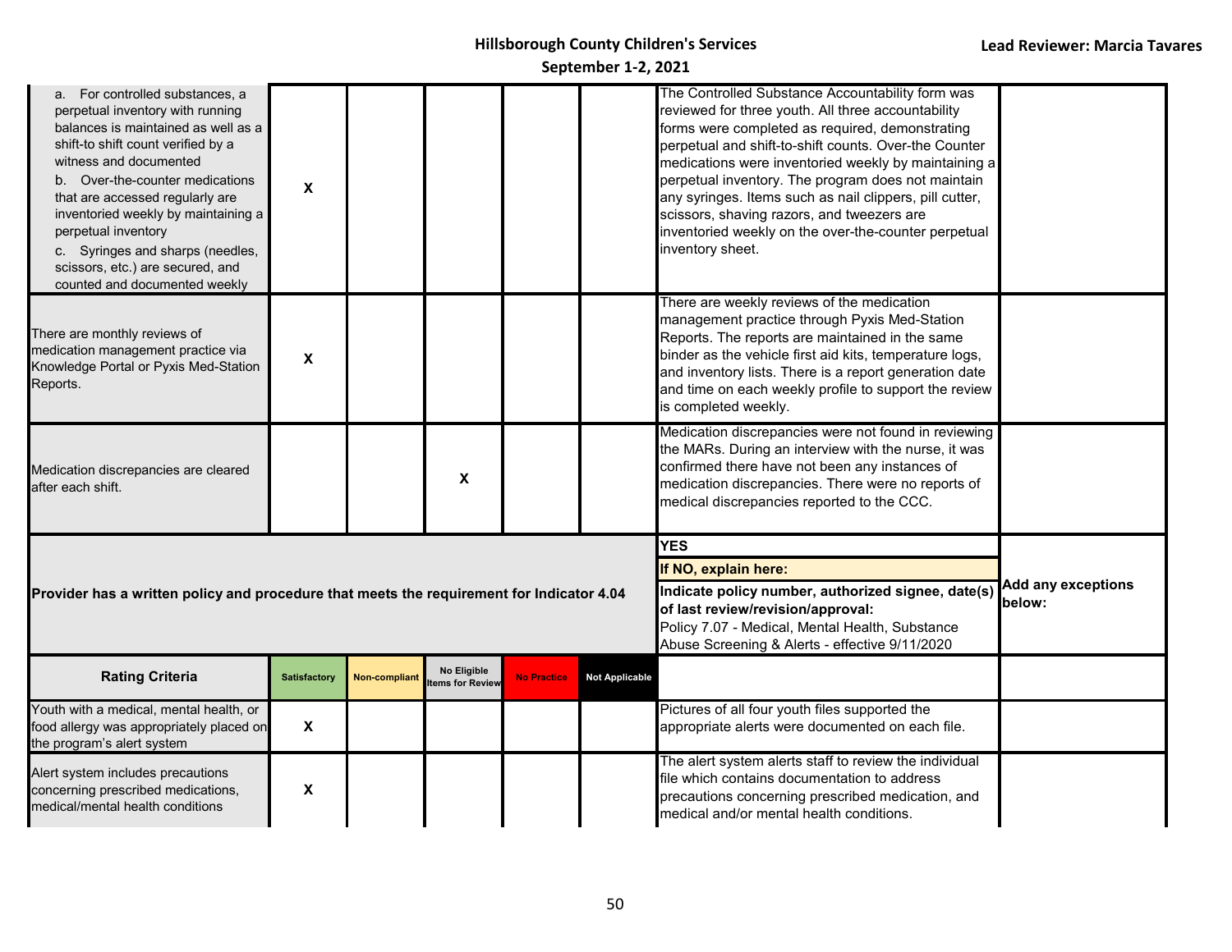| a. For controlled substances, a perpetual inventory with running balances is maintained as well as a shift-to shift count verified by a witness and documented<br>b. Over-the-counter medications that are accessed regularly are inventoried weekly by maintaining a perpetual inventory<br>c. Syringes and sharps (needles, scissors, etc.) are secured, and counted and documented weekly | X | | | | | The Controlled Substance Accountability form was reviewed for three youth. All three accountability forms were completed as required, demonstrating perpetual and shift-to-shift counts. Over-the Counter medications were inventoried weekly by maintaining a perpetual inventory. The program does not maintain any syringes. Items such as nail clippers, pill cutter, scissors, shaving razors, and tweezers are inventoried weekly on the over-the-counter perpetual inventory sheet. | |
|---|---|---|---|---|---|---|---|
| There are monthly reviews of medication management practice via Knowledge Portal or Pyxis Med-Station Reports. | X | | | | | There are weekly reviews of the medication management practice through Pyxis Med-Station Reports. The reports are maintained in the same binder as the vehicle first aid kits, temperature logs, and inventory lists. There is a report generation date and time on each weekly profile to support the review is completed weekly. | |
| Medication discrepancies are cleared after each shift. | | | X | | | Medication discrepancies were not found in reviewing the MARs. During an interview with the nurse, it was confirmed there have not been any instances of medication discrepancies. There were no reports of medical discrepancies reported to the CCC. | |

| **Provider has a written policy and procedure that meets the requirement for Indicator 4.04** | | | | | | **YES**<br>**If NO, explain here:**<br>**Indicate policy number, authorized signee, date(s) of last review/revision/approval:**<br>Policy 7.07 - Medical, Mental Health, Substance Abuse Screening & Alerts - effective 9/11/2020 | **Add any exceptions below:** |
|---|---|---|---|---|---|---|---|
| **Rating Criteria** | **Satisfactory** | **Non-compliant** | **No Eligible Items for Review** | **No Practice** | **Not Applicable** | | |
| Youth with a medical, mental health, or food allergy was appropriately placed on the program's alert system | X | | | | | Pictures of all four youth files supported the appropriate alerts were documented on each file. | |
| Alert system includes precautions concerning prescribed medications, medical/mental health conditions | X | | | | | The alert system alerts staff to review the individual file which contains documentation to address precautions concerning prescribed medication, and medical and/or mental health conditions. | |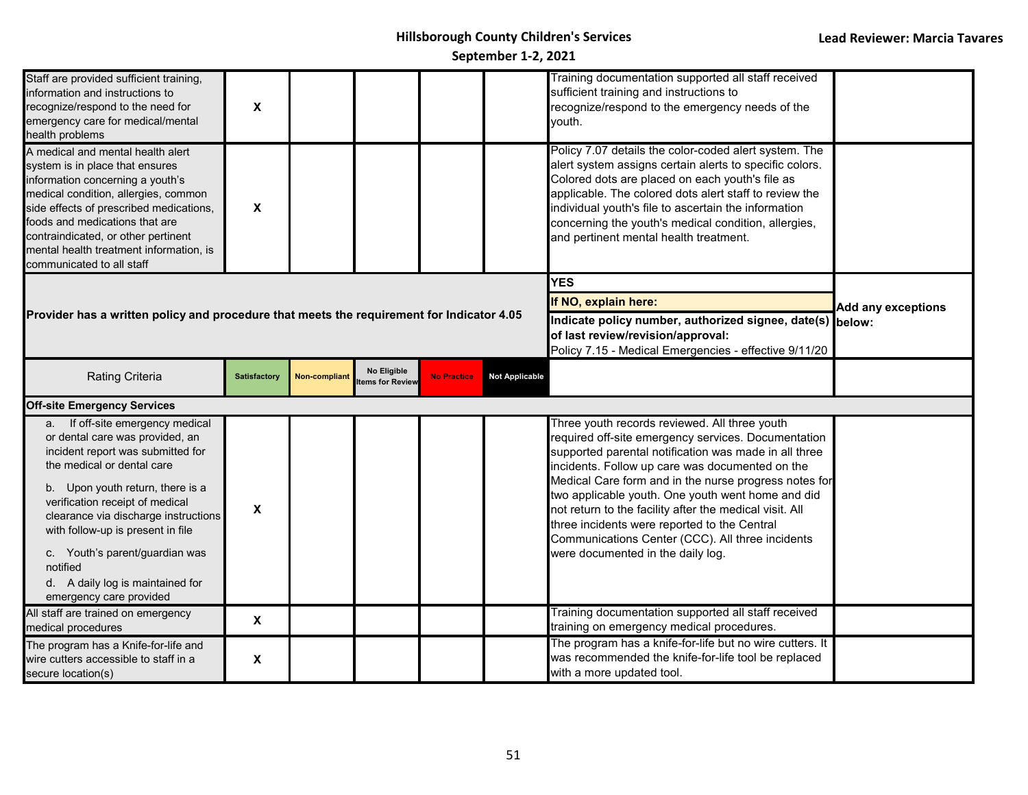**Hillsborough County Children's Services**

**September 1-2, 2021**

**Lead Reviewer: Marcia Tavares**

| | | | | | | | |
|---|---|---|---|---|---|---|---|
| Staff are provided sufficient training, information and instructions to recognize/respond to the need for emergency care for medical/mental health problems | X | | | | | Training documentation supported all staff received sufficient training and instructions to recognize/respond to the emergency needs of the youth. | |
| A medical and mental health alert system is in place that ensures information concerning a youth's medical condition, allergies, common side effects of prescribed medications, foods and medications that are contraindicated, or other pertinent mental health treatment information, is communicated to all staff | X | | | | | Policy 7.07 details the color-coded alert system. The alert system assigns certain alerts to specific colors. Colored dots are placed on each youth's file as applicable. The colored dots alert staff to review the individual youth's file to ascertain the information concerning the youth's medical condition, allergies, and pertinent mental health treatment. | |
| **Provider has a written policy and procedure that meets the requirement for Indicator 4.05** | | | | | | **YES**<br>**If NO, explain here:**<br>**Indicate policy number, authorized signee, date(s) of last review/revision/approval:**<br>Policy 7.15 - Medical Emergencies - effective 9/11/20 | **Add any exceptions below:** |
| Rating Criteria | Satisfactory | Non-compliant | No Eligible Items for Review | No Practice | Not Applicable | | |
| **Off-site Emergency Services** | | | | | | | |
| a. If off-site emergency medical or dental care was provided, an incident report was submitted for the medical or dental care<br>b. Upon youth return, there is a verification receipt of medical clearance via discharge instructions with follow-up is present in file<br>c. Youth's parent/guardian was notified<br>d. A daily log is maintained for emergency care provided | X | | | | | Three youth records reviewed. All three youth required off-site emergency services. Documentation supported parental notification was made in all three incidents. Follow up care was documented on the Medical Care form and in the nurse progress notes for two applicable youth. One youth went home and did not return to the facility after the medical visit. All three incidents were reported to the Central Communications Center (CCC). All three incidents were documented in the daily log. | |
| All staff are trained on emergency medical procedures | X | | | | | Training documentation supported all staff received training on emergency medical procedures. | |
| The program has a Knife-for-life and wire cutters accessible to staff in a secure location(s) | X | | | | | The program has a knife-for-life but no wire cutters. It was recommended the knife-for-life tool be replaced with a more updated tool. | |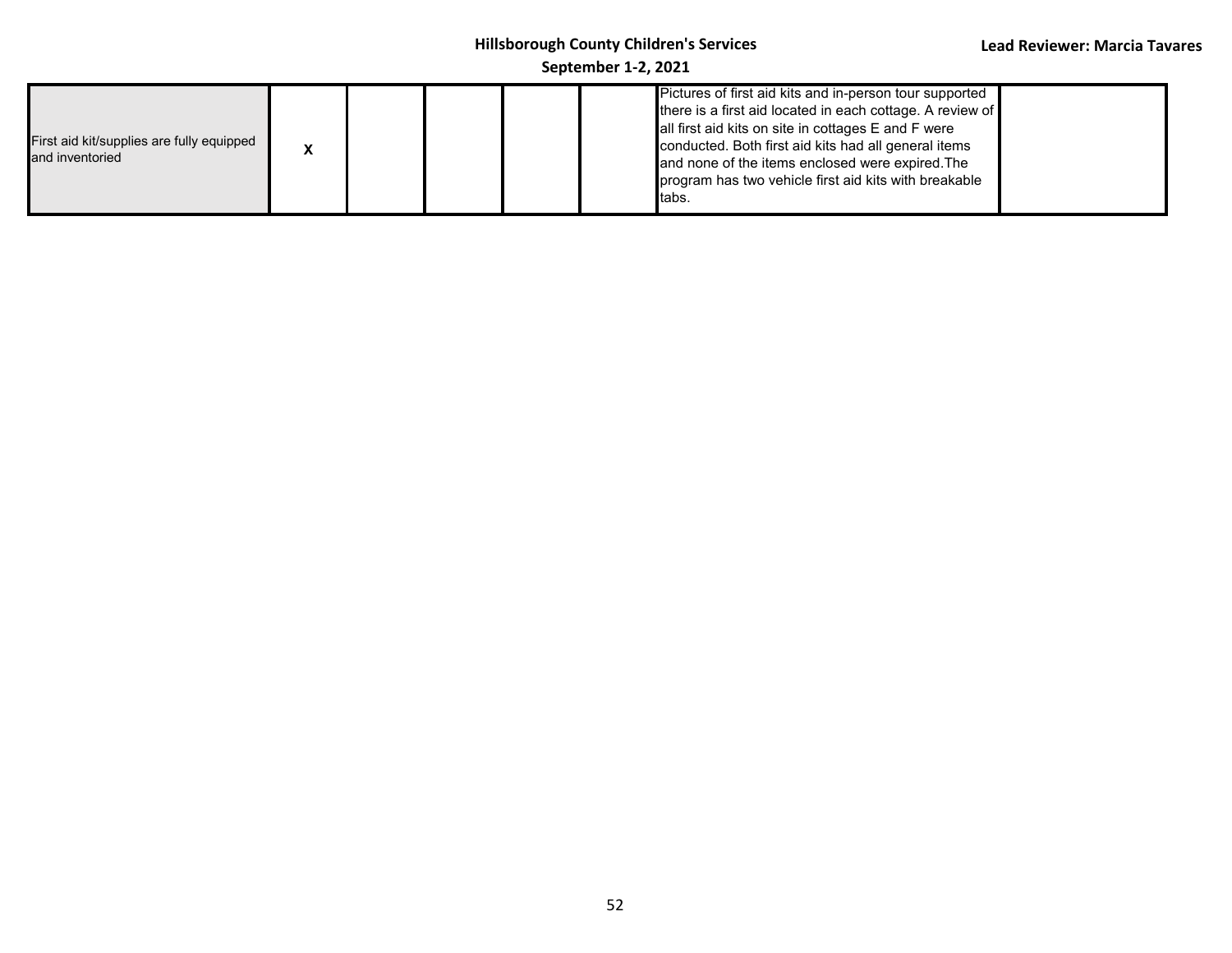| | | | | | | | |
|---|---|---|---|---|---|---|---|
| First aid kit/supplies are fully equipped and inventoried | X | | | | | Pictures of first aid kits and in-person tour supported there is a first aid located in each cottage. A review of all first aid kits on site in cottages E and F were conducted. Both first aid kits had all general items and none of the items enclosed were expired.The program has two vehicle first aid kits with breakable tabs. | |